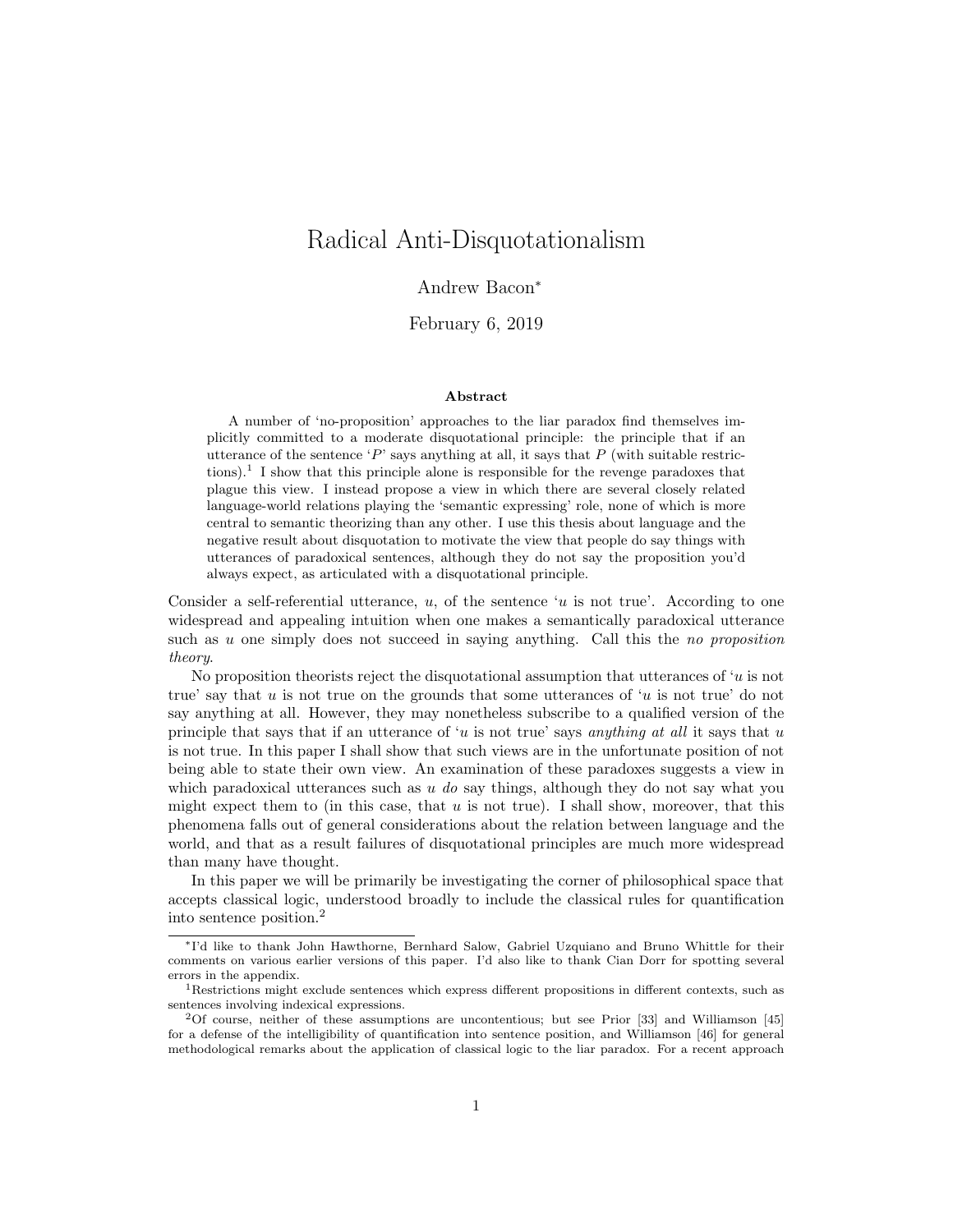# Radical Anti-Disquotationalism

Andrew Bacon*

February 6, 2019

### Abstract

A number of 'no-proposition' approaches to the liar paradox find themselves implicitly committed to a moderate disquotational principle: the principle that if an utterance of the sentence '$P$' says anything at all, it says that $P$ (with suitable restrictions).[1] I show that this principle alone is responsible for the revenge paradoxes that plague this view. I instead propose a view in which there are several closely related language-world relations playing the 'semantic expressing' role, none of which is more central to semantic theorizing than any other. I use this thesis about language and the negative result about disquotation to motivate the view that people do say things with utterances of paradoxical sentences, although they do not say the proposition you'd always expect, as articulated with a disquotational principle.

Consider a self-referential utterance, $u$, of the sentence '$u$ is not true'. According to one widespread and appealing intuition when one makes a semantically paradoxical utterance such as $u$ one simply does not succeed in saying anything. Call this the *no proposition theory*.

No proposition theorists reject the disquotational assumption that utterances of '$u$ is not true' say that $u$ is not true on the grounds that some utterances of '$u$ is not true' do not say anything at all. However, they may nonetheless subscribe to a qualified version of the principle that says that if an utterance of '$u$ is not true' says *anything at all* it says that $u$ is not true. In this paper I shall show that such views are in the unfortunate position of not being able to state their own view. An examination of these paradoxes suggests a view in which paradoxical utterances such as $u$ *do* say things, although they do not say what you might expect them to (in this case, that $u$ is not true). I shall show, moreover, that this phenomena falls out of general considerations about the relation between language and the world, and that as a result failures of disquotational principles are much more widespread than many have thought.

In this paper we will be primarily be investigating the corner of philosophical space that accepts classical logic, understood broadly to include the classical rules for quantification into sentence position.[2]

---

*I'd like to thank John Hawthorne, Bernhard Salow, Gabriel Uzquiano and Bruno Whittle for their comments on various earlier versions of this paper. I'd also like to thank Cian Dorr for spotting several errors in the appendix.

[1] Restrictions might exclude sentences which express different propositions in different contexts, such as sentences involving indexical expressions.

[2] Of course, neither of these assumptions are uncontentious; but see Prior [33] and Williamson [45] for a defense of the intelligibility of quantification into sentence position, and Williamson [46] for general methodological remarks about the application of classical logic to the liar paradox. For a recent approach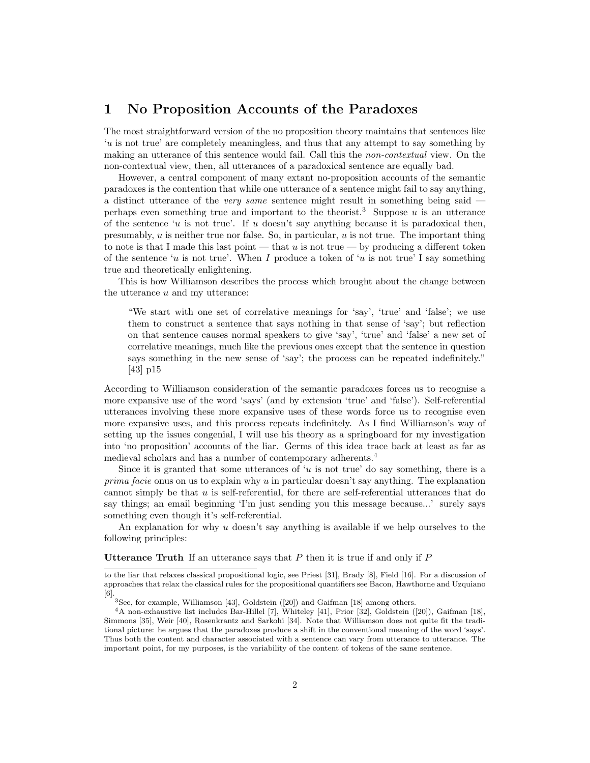# 1 No Proposition Accounts of the Paradoxes

The most straightforward version of the no proposition theory maintains that sentences like '$u$ is not true' are completely meaningless, and thus that any attempt to say something by making an utterance of this sentence would fail. Call this the *non-contextual* view. On the non-contextual view, then, all utterances of a paradoxical sentence are equally bad.

However, a central component of many extant no-proposition accounts of the semantic paradoxes is the contention that while one utterance of a sentence might fail to say anything, a distinct utterance of the *very same* sentence might result in something being said — perhaps even something true and important to the theorist.[3] Suppose $u$ is an utterance of the sentence '$u$ is not true'. If $u$ doesn't say anything because it is paradoxical then, presumably, $u$ is neither true nor false. So, in particular, $u$ is not true. The important thing to note is that I made this last point — that $u$ is not true — by producing a different token of the sentence '$u$ is not true'. When *I* produce a token of '$u$ is not true' I say something true and theoretically enlightening.

This is how Williamson describes the process which brought about the change between the utterance $u$ and my utterance:

> "We start with one set of correlative meanings for 'say', 'true' and 'false'; we use them to construct a sentence that says nothing in that sense of 'say'; but reflection on that sentence causes normal speakers to give 'say', 'true' and 'false' a new set of correlative meanings, much like the previous ones except that the sentence in question says something in the new sense of 'say'; the process can be repeated indefinitely." [43] p15

According to Williamson consideration of the semantic paradoxes forces us to recognise a more expansive use of the word 'says' (and by extension 'true' and 'false'). Self-referential utterances involving these more expansive uses of these words force us to recognise even more expansive uses, and this process repeats indefinitely. As I find Williamson's way of setting up the issues congenial, I will use his theory as a springboard for my investigation into 'no proposition' accounts of the liar. Germs of this idea trace back at least as far as medieval scholars and has a number of contemporary adherents.[4]

Since it is granted that some utterances of '$u$ is not true' do say something, there is a *prima facie* onus on us to explain why $u$ in particular doesn't say anything. The explanation cannot simply be that $u$ is self-referential, for there are self-referential utterances that do say things; an email beginning 'I'm just sending you this message because...' surely says something even though it's self-referential.

An explanation for why $u$ doesn't say anything is available if we help ourselves to the following principles:

**Utterance Truth** If an utterance says that $P$ then it is true if and only if $P$

---

to the liar that relaxes classical propositional logic, see Priest [31], Brady [8], Field [16]. For a discussion of approaches that relax the classical rules for the propositional quantifiers see Bacon, Hawthorne and Uzquiano [6].

[3] See, for example, Williamson [43], Goldstein ([20]) and Gaifman [18] among others.

[4] A non-exhaustive list includes Bar-Hillel [7], Whiteley [41], Prior [32], Goldstein ([20]), Gaifman [18], Simmons [35], Weir [40], Rosenkrantz and Sarkohi [34]. Note that Williamson does not quite fit the traditional picture: he argues that the paradoxes produce a shift in the conventional meaning of the word 'says'. Thus both the content and character associated with a sentence can vary from utterance to utterance. The important point, for my purposes, is the variability of the content of tokens of the same sentence.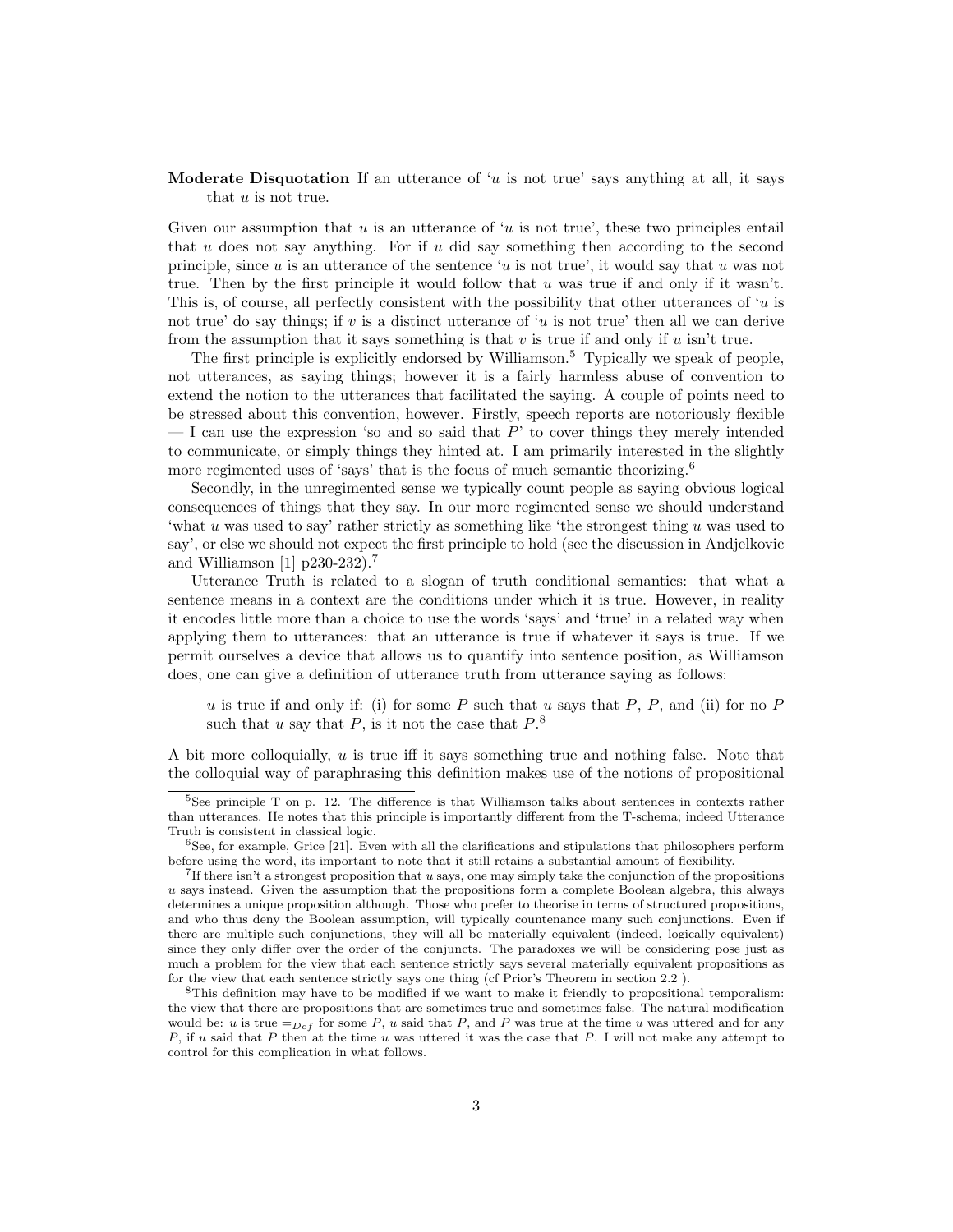**Moderate Disquotation** If an utterance of '$u$ is not true' says anything at all, it says that $u$ is not true.

Given our assumption that $u$ is an utterance of '$u$ is not true', these two principles entail that $u$ does not say anything. For if $u$ did say something then according to the second principle, since $u$ is an utterance of the sentence '$u$ is not true', it would say that $u$ was not true. Then by the first principle it would follow that $u$ was true if and only if it wasn't. This is, of course, all perfectly consistent with the possibility that other utterances of '$u$ is not true' do say things; if $v$ is a distinct utterance of '$u$ is not true' then all we can derive from the assumption that it says something is that $v$ is true if and only if $u$ isn't true.

The first principle is explicitly endorsed by Williamson.[5] Typically we speak of people, not utterances, as saying things; however it is a fairly harmless abuse of convention to extend the notion to the utterances that facilitated the saying. A couple of points need to be stressed about this convention, however. Firstly, speech reports are notoriously flexible — I can use the expression 'so and so said that $P$' to cover things they merely intended to communicate, or simply things they hinted at. I am primarily interested in the slightly more regimented uses of 'says' that is the focus of much semantic theorizing.[6]

Secondly, in the unregimented sense we typically count people as saying obvious logical consequences of things that they say. In our more regimented sense we should understand 'what $u$ was used to say' rather strictly as something like 'the strongest thing $u$ was used to say', or else we should not expect the first principle to hold (see the discussion in Andjelkovic and Williamson [1] p230-232).[7]

Utterance Truth is related to a slogan of truth conditional semantics: that what a sentence means in a context are the conditions under which it is true. However, in reality it encodes little more than a choice to use the words 'says' and 'true' in a related way when applying them to utterances: that an utterance is true if whatever it says is true. If we permit ourselves a device that allows us to quantify into sentence position, as Williamson does, one can give a definition of utterance truth from utterance saying as follows:

> $u$ is true if and only if: (i) for some $P$ such that $u$ says that $P$, $P$, and (ii) for no $P$ such that $u$ say that $P$, is it not the case that $P$.[8]

A bit more colloquially, $u$ is true iff it says something true and nothing false. Note that the colloquial way of paraphrasing this definition makes use of the notions of propositional

---

[5] See principle T on p. 12. The difference is that Williamson talks about sentences in contexts rather than utterances. He notes that this principle is importantly different from the T-schema; indeed Utterance Truth is consistent in classical logic.

[6] See, for example, Grice [21]. Even with all the clarifications and stipulations that philosophers perform before using the word, its important to note that it still retains a substantial amount of flexibility.

[7] If there isn't a strongest proposition that $u$ says, one may simply take the conjunction of the propositions $u$ says instead. Given the assumption that the propositions form a complete Boolean algebra, this always determines a unique proposition although. Those who prefer to theorise in terms of structured propositions, and who thus deny the Boolean assumption, will typically countenance many such conjunctions. Even if there are multiple such conjunctions, they will all be materially equivalent (indeed, logically equivalent) since they only differ over the order of the conjuncts. The paradoxes we will be considering pose just as much a problem for the view that each sentence strictly says several materially equivalent propositions as for the view that each sentence strictly says one thing (cf Prior's Theorem in section 2.2 ).

[8] This definition may have to be modified if we want to make it friendly to propositional temporalism: the view that there are propositions that are sometimes true and sometimes false. The natural modification would be: $u$ is true $=_{Def}$ for some $P$, $u$ said that $P$, and $P$ was true at the time $u$ was uttered and for any $P$, if $u$ said that $P$ then at the time $u$ was uttered it was the case that $P$. I will not make any attempt to control for this complication in what follows.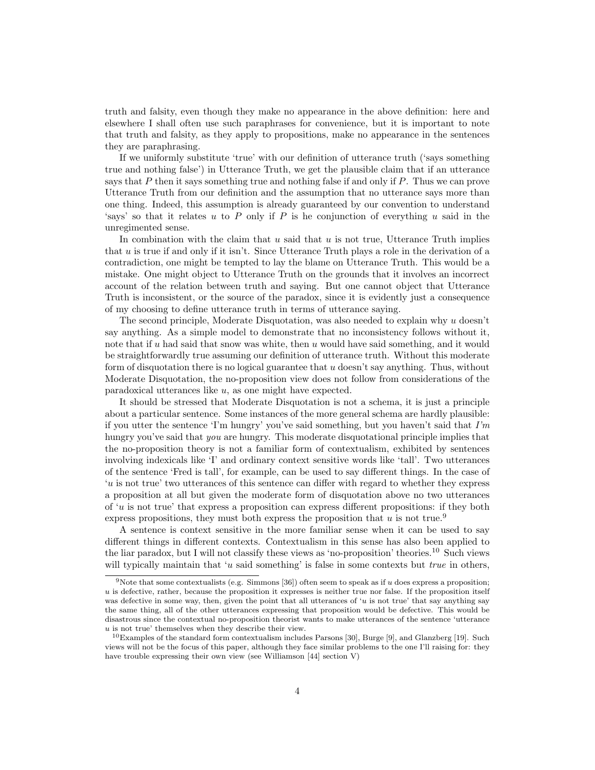truth and falsity, even though they make no appearance in the above definition: here and elsewhere I shall often use such paraphrases for convenience, but it is important to note that truth and falsity, as they apply to propositions, make no appearance in the sentences they are paraphrasing.

If we uniformly substitute 'true' with our definition of utterance truth ('says something true and nothing false') in Utterance Truth, we get the plausible claim that if an utterance says that $P$ then it says something true and nothing false if and only if $P$. Thus we can prove Utterance Truth from our definition and the assumption that no utterance says more than one thing. Indeed, this assumption is already guaranteed by our convention to understand 'says' so that it relates $u$ to $P$ only if $P$ is he conjunction of everything $u$ said in the unregimented sense.

In combination with the claim that $u$ said that $u$ is not true, Utterance Truth implies that $u$ is true if and only if it isn't. Since Utterance Truth plays a role in the derivation of a contradiction, one might be tempted to lay the blame on Utterance Truth. This would be a mistake. One might object to Utterance Truth on the grounds that it involves an incorrect account of the relation between truth and saying. But one cannot object that Utterance Truth is inconsistent, or the source of the paradox, since it is evidently just a consequence of my choosing to define utterance truth in terms of utterance saying.

The second principle, Moderate Disquotation, was also needed to explain why $u$ doesn't say anything. As a simple model to demonstrate that no inconsistency follows without it, note that if $u$ had said that snow was white, then $u$ would have said something, and it would be straightforwardly true assuming our definition of utterance truth. Without this moderate form of disquotation there is no logical guarantee that $u$ doesn't say anything. Thus, without Moderate Disquotation, the no-proposition view does not follow from considerations of the paradoxical utterances like $u$, as one might have expected.

It should be stressed that Moderate Disquotation is not a schema, it is just a principle about a particular sentence. Some instances of the more general schema are hardly plausible: if you utter the sentence 'I'm hungry' you've said something, but you haven't said that *I'm* hungry you've said that *you* are hungry. This moderate disquotational principle implies that the no-proposition theory is not a familiar form of contextualism, exhibited by sentences involving indexicals like 'I' and ordinary context sensitive words like 'tall'. Two utterances of the sentence 'Fred is tall', for example, can be used to say different things. In the case of '$u$ is not true' two utterances of this sentence can differ with regard to whether they express a proposition at all but given the moderate form of disquotation above no two utterances of '$u$ is not true' that express a proposition can express different propositions: if they both express propositions, they must both express the proposition that $u$ is not true.[9]

A sentence is context sensitive in the more familiar sense when it can be used to say different things in different contexts. Contextualism in this sense has also been applied to the liar paradox, but I will not classify these views as 'no-proposition' theories.[10] Such views will typically maintain that '$u$ said something' is false in some contexts but *true* in others,

---

[9]Note that some contextualists (e.g. Simmons [36]) often seem to speak as if $u$ does express a proposition; $u$ is defective, rather, because the proposition it expresses is neither true nor false. If the proposition itself was defective in some way, then, given the point that all utterances of '$u$ is not true' that say anything say the same thing, all of the other utterances expressing that proposition would be defective. This would be disastrous since the contextual no-proposition theorist wants to make utterances of the sentence 'utterance $u$ is not true' themselves when they describe their view.

[10]Examples of the standard form contextualism includes Parsons [30], Burge [9], and Glanzberg [19]. Such views will not be the focus of this paper, although they face similar problems to the one I'll raising for: they have trouble expressing their own view (see Williamson [44] section V)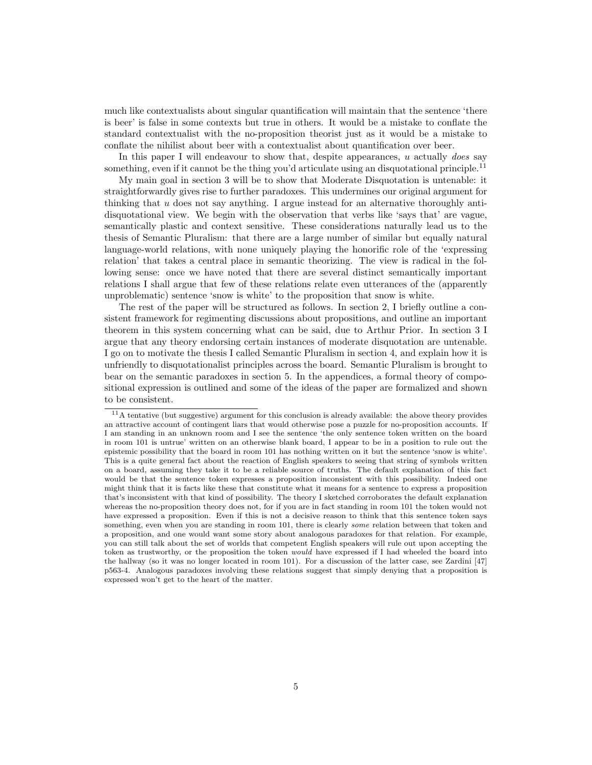much like contextualists about singular quantification will maintain that the sentence 'there is beer' is false in some contexts but true in others. It would be a mistake to conflate the standard contextualist with the no-proposition theorist just as it would be a mistake to conflate the nihilist about beer with a contextualist about quantification over beer.

In this paper I will endeavour to show that, despite appearances, $u$ actually *does* say something, even if it cannot be the thing you'd articulate using an disquotational principle.[11]

My main goal in section 3 will be to show that Moderate Disquotation is untenable: it straightforwardly gives rise to further paradoxes. This undermines our original argument for thinking that $u$ does not say anything. I argue instead for an alternative thoroughly anti-disquotational view. We begin with the observation that verbs like 'says that' are vague, semantically plastic and context sensitive. These considerations naturally lead us to the thesis of Semantic Pluralism: that there are a large number of similar but equally natural language-world relations, with none uniquely playing the honorific role of the 'expressing relation' that takes a central place in semantic theorizing. The view is radical in the following sense: once we have noted that there are several distinct semantically important relations I shall argue that few of these relations relate even utterances of the (apparently unproblematic) sentence 'snow is white' to the proposition that snow is white.

The rest of the paper will be structured as follows. In section 2, I briefly outline a consistent framework for regimenting discussions about propositions, and outline an important theorem in this system concerning what can be said, due to Arthur Prior. In section 3 I argue that any theory endorsing certain instances of moderate disquotation are untenable. I go on to motivate the thesis I called Semantic Pluralism in section 4, and explain how it is unfriendly to disquotationalist principles across the board. Semantic Pluralism is brought to bear on the semantic paradoxes in section 5. In the appendices, a formal theory of compositional expression is outlined and some of the ideas of the paper are formalized and shown to be consistent.

[11] A tentative (but suggestive) argument for this conclusion is already available: the above theory provides an attractive account of contingent liars that would otherwise pose a puzzle for no-proposition accounts. If I am standing in an unknown room and I see the sentence 'the only sentence token written on the board in room 101 is untrue' written on an otherwise blank board, I appear to be in a position to rule out the epistemic possibility that the board in room 101 has nothing written on it but the sentence 'snow is white'. This is a quite general fact about the reaction of English speakers to seeing that string of symbols written on a board, assuming they take it to be a reliable source of truths. The default explanation of this fact would be that the sentence token expresses a proposition inconsistent with this possibility. Indeed one might think that it is facts like these that constitute what it means for a sentence to express a proposition that's inconsistent with that kind of possibility. The theory I sketched corroborates the default explanation whereas the no-proposition theory does not, for if you are in fact standing in room 101 the token would not have expressed a proposition. Even if this is not a decisive reason to think that this sentence token says something, even when you are standing in room 101, there is clearly *some* relation between that token and a proposition, and one would want some story about analogous paradoxes for that relation. For example, you can still talk about the set of worlds that competent English speakers will rule out upon accepting the token as trustworthy, or the proposition the token *would* have expressed if I had wheeled the board into the hallway (so it was no longer located in room 101). For a discussion of the latter case, see Zardini [47] p563-4. Analogous paradoxes involving these relations suggest that simply denying that a proposition is expressed won't get to the heart of the matter.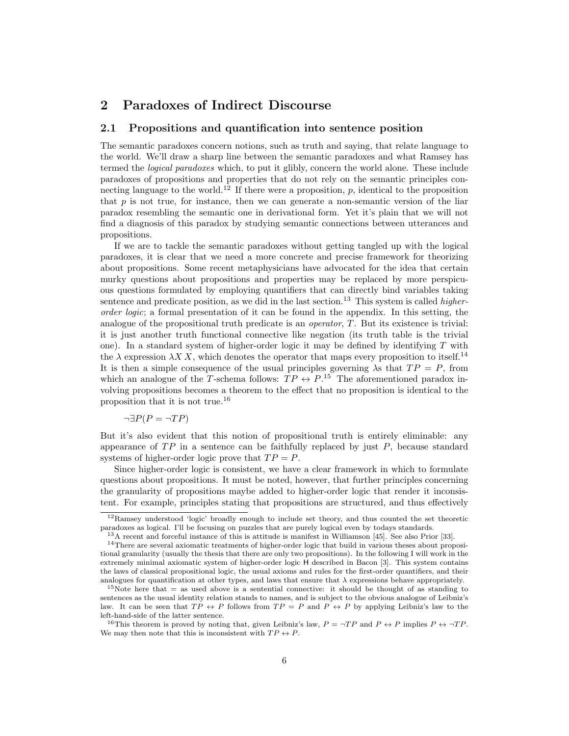## 2 Paradoxes of Indirect Discourse

### 2.1 Propositions and quantification into sentence position

The semantic paradoxes concern notions, such as truth and saying, that relate language to the world. We'll draw a sharp line between the semantic paradoxes and what Ramsey has termed the *logical paradoxes* which, to put it glibly, concern the world alone. These include paradoxes of propositions and properties that do not rely on the semantic principles connecting language to the world.[12] If there were a proposition, $p$, identical to the proposition that $p$ is not true, for instance, then we can generate a non-semantic version of the liar paradox resembling the semantic one in derivational form. Yet it's plain that we will not find a diagnosis of this paradox by studying semantic connections between utterances and propositions.

If we are to tackle the semantic paradoxes without getting tangled up with the logical paradoxes, it is clear that we need a more concrete and precise framework for theorizing about propositions. Some recent metaphysicians have advocated for the idea that certain murky questions about propositions and properties may be replaced by more perspicuous questions formulated by employing quantifiers that can directly bind variables taking sentence and predicate position, as we did in the last section.[13] This system is called *higher-order logic*; a formal presentation of it can be found in the appendix. In this setting, the analogue of the propositional truth predicate is an *operator*, $T$. But its existence is trivial: it is just another truth functional connective like negation (its truth table is the trivial one). In a standard system of higher-order logic it may be defined by identifying $T$ with the $\lambda$ expression $\lambda X\, X$, which denotes the operator that maps every proposition to itself.[14] It is then a simple consequence of the usual principles governing $\lambda$s that $TP = P$, from which an analogue of the $T$-schema follows: $TP \leftrightarrow P$.[15] The aforementioned paradox involving propositions becomes a theorem to the effect that no proposition is identical to the proposition that it is not true.[16]

$$\neg\exists P(P = \neg TP)$$

But it's also evident that this notion of propositional truth is entirely eliminable: any appearance of $TP$ in a sentence can be faithfully replaced by just $P$, because standard systems of higher-order logic prove that $TP = P$.

Since higher-order logic is consistent, we have a clear framework in which to formulate questions about propositions. It must be noted, however, that further principles concerning the granularity of propositions maybe added to higher-order logic that render it inconsistent. For example, principles stating that propositions are structured, and thus effectively

---

[12] Ramsey understood 'logic' broadly enough to include set theory, and thus counted the set theoretic paradoxes as logical. I'll be focusing on puzzles that are purely logical even by todays standards.

[13] A recent and forceful instance of this is attitude is manifest in Williamson [45]. See also Prior [33].

[14] There are several axiomatic treatments of higher-order logic that build in various theses about propositional granularity (usually the thesis that there are only two propositions). In the following I will work in the extremely minimal axiomatic system of higher-order logic H described in Bacon [3]. This system contains the laws of classical propositional logic, the usual axioms and rules for the first-order quantifiers, and their analogues for quantification at other types, and laws that ensure that $\lambda$ expressions behave appropriately.

[15] Note here that = as used above is a sentential connective: it should be thought of as standing to sentences as the usual identity relation stands to names, and is subject to the obvious analogue of Leibniz's law. It can be seen that $TP \leftrightarrow P$ follows from $TP = P$ and $P \leftrightarrow P$ by applying Leibniz's law to the left-hand-side of the latter sentence.

[16] This theorem is proved by noting that, given Leibniz's law, $P = \neg TP$ and $P \leftrightarrow P$ implies $P \leftrightarrow \neg TP$. We may then note that this is inconsistent with $TP \leftrightarrow P$.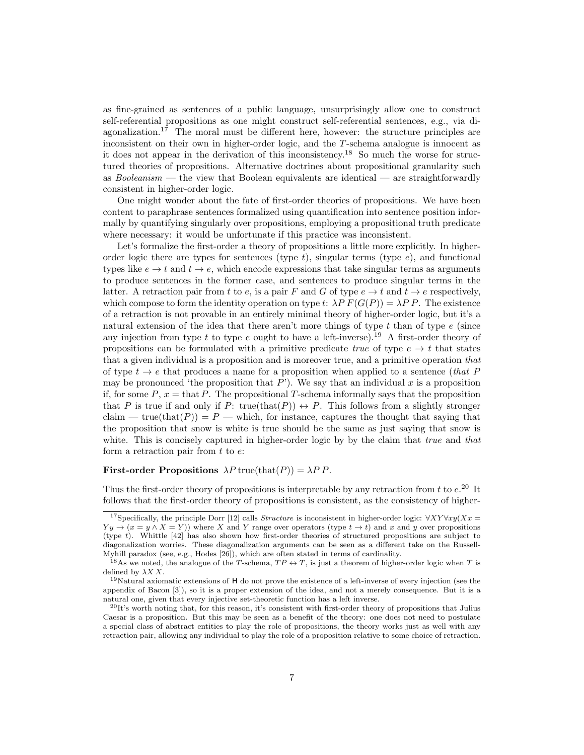as fine-grained as sentences of a public language, unsurprisingly allow one to construct self-referential propositions as one might construct self-referential sentences, e.g., via diagonalization.[17] The moral must be different here, however: the structure principles are inconsistent on their own in higher-order logic, and the $T$-schema analogue is innocent as it does not appear in the derivation of this inconsistency.[18] So much the worse for structured theories of propositions. Alternative doctrines about propositional granularity such as *Booleanism* — the view that Boolean equivalents are identical — are straightforwardly consistent in higher-order logic.

One might wonder about the fate of first-order theories of propositions. We have been content to paraphrase sentences formalized using quantification into sentence position informally by quantifying singularly over propositions, employing a propositional truth predicate where necessary: it would be unfortunate if this practice was inconsistent.

Let's formalize the first-order a theory of propositions a little more explicitly. In higher-order logic there are types for sentences (type $t$), singular terms (type $e$), and functional types like $e \to t$ and $t \to e$, which encode expressions that take singular terms as arguments to produce sentences in the former case, and sentences to produce singular terms in the latter. A retraction pair from $t$ to $e$, is a pair $F$ and $G$ of type $e \to t$ and $t \to e$ respectively, which compose to form the identity operation on type $t$: $\lambda P\, F(G(P)) = \lambda P\, P$. The existence of a retraction is not provable in an entirely minimal theory of higher-order logic, but it's a natural extension of the idea that there aren't more things of type $t$ than of type $e$ (since any injection from type $t$ to type $e$ ought to have a left-inverse).[19] A first-order theory of propositions can be formulated with a primitive predicate *true* of type $e \to t$ that states that a given individual is a proposition and is moreover true, and a primitive operation *that* of type $t \to e$ that produces a name for a proposition when applied to a sentence (*that* $P$ may be pronounced 'the proposition that $P$'). We say that an individual $x$ is a proposition if, for some $P$, $x = \text{that}\, P$. The propositional $T$-schema informally says that the proposition that $P$ is true if and only if $P$: $\text{true}(\text{that}(P)) \leftrightarrow P$. This follows from a slightly stronger claim — $\text{true}(\text{that}(P)) = P$ — which, for instance, captures the thought that saying that the proposition that snow is white is true should be the same as just saying that snow is white. This is concisely captured in higher-order logic by by the claim that *true* and *that* form a retraction pair from $t$ to $e$:

**First-order Propositions** $\lambda P\, \text{true}(\text{that}(P)) = \lambda P\, P$.

Thus the first-order theory of propositions is interpretable by any retraction from $t$ to $e$.[20] It follows that the first-order theory of propositions is consistent, as the consistency of higher-

---

[17] Specifically, the principle Dorr [12] calls *Structure* is inconsistent in higher-order logic: $\forall XY \forall xy(Xx = Yy \to (x = y \wedge X = Y))$ where $X$ and $Y$ range over operators (type $t \to t$) and $x$ and $y$ over propositions (type $t$). Whittle [42] has also shown how first-order theories of structured propositions are subject to diagonalization worries. These diagonalization arguments can be seen as a different take on the Russell-Myhill paradox (see, e.g., Hodes [26]), which are often stated in terms of cardinality.

[18] As we noted, the analogue of the $T$-schema, $TP \leftrightarrow T$, is just a theorem of higher-order logic when $T$ is defined by $\lambda X\, X$.

[19] Natural axiomatic extensions of $\mathsf{H}$ do not prove the existence of a left-inverse of every injection (see the appendix of Bacon [3]), so it is a proper extension of the idea, and not a merely consequence. But it is a natural one, given that every injective set-theoretic function has a left inverse.

[20] It's worth noting that, for this reason, it's consistent with first-order theory of propositions that Julius Caesar is a proposition. But this may be seen as a benefit of the theory: one does not need to postulate a special class of abstract entities to play the role of propositions, the theory works just as well with any retraction pair, allowing any individual to play the role of a proposition relative to some choice of retraction.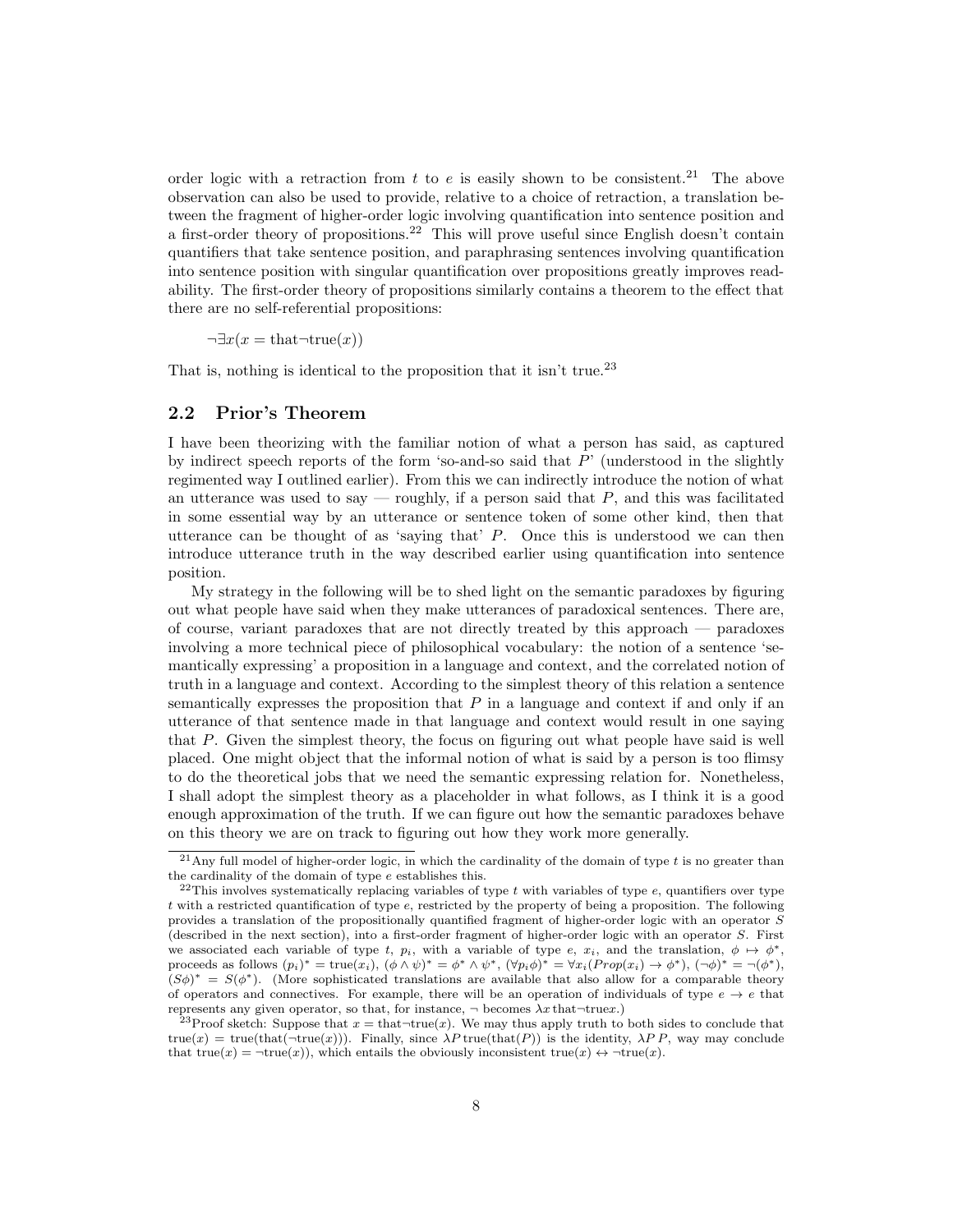order logic with a retraction from $t$ to $e$ is easily shown to be consistent.[21] The above observation can also be used to provide, relative to a choice of retraction, a translation between the fragment of higher-order logic involving quantification into sentence position and a first-order theory of propositions.[22] This will prove useful since English doesn't contain quantifiers that take sentence position, and paraphrasing sentences involving quantification into sentence position with singular quantification over propositions greatly improves readability. The first-order theory of propositions similarly contains a theorem to the effect that there are no self-referential propositions:

$$\neg\exists x(x = \text{that}\neg\text{true}(x))$$

That is, nothing is identical to the proposition that it isn't true.[23]

## 2.2 Prior's Theorem

I have been theorizing with the familiar notion of what a person has said, as captured by indirect speech reports of the form 'so-and-so said that $P$' (understood in the slightly regimented way I outlined earlier). From this we can indirectly introduce the notion of what an utterance was used to say — roughly, if a person said that $P$, and this was facilitated in some essential way by an utterance or sentence token of some other kind, then that utterance can be thought of as 'saying that' $P$. Once this is understood we can then introduce utterance truth in the way described earlier using quantification into sentence position.

My strategy in the following will be to shed light on the semantic paradoxes by figuring out what people have said when they make utterances of paradoxical sentences. There are, of course, variant paradoxes that are not directly treated by this approach — paradoxes involving a more technical piece of philosophical vocabulary: the notion of a sentence 'semantically expressing' a proposition in a language and context, and the correlated notion of truth in a language and context. According to the simplest theory of this relation a sentence semantically expresses the proposition that $P$ in a language and context if and only if an utterance of that sentence made in that language and context would result in one saying that $P$. Given the simplest theory, the focus on figuring out what people have said is well placed. One might object that the informal notion of what is said by a person is too flimsy to do the theoretical jobs that we need the semantic expressing relation for. Nonetheless, I shall adopt the simplest theory as a placeholder in what follows, as I think it is a good enough approximation of the truth. If we can figure out how the semantic paradoxes behave on this theory we are on track to figuring out how they work more generally.

---

[21] Any full model of higher-order logic, in which the cardinality of the domain of type $t$ is no greater than the cardinality of the domain of type $e$ establishes this.

[22] This involves systematically replacing variables of type $t$ with variables of type $e$, quantifiers over type $t$ with a restricted quantification of type $e$, restricted by the property of being a proposition. The following provides a translation of the propositionally quantified fragment of higher-order logic with an operator $S$ (described in the next section), into a first-order fragment of higher-order logic with an operator $S$. First we associated each variable of type $t$, $p_i$, with a variable of type $e$, $x_i$, and the translation, $\phi \mapsto \phi^*$, proceeds as follows $(p_i)^* = \text{true}(x_i)$, $(\phi \wedge \psi)^* = \phi^* \wedge \psi^*$, $(\forall p_i \phi)^* = \forall x_i(Prop(x_i) \rightarrow \phi^*)$, $(\neg\phi)^* = \neg(\phi^*)$, $(S\phi)^* = S(\phi^*)$. (More sophisticated translations are available that also allow for a comparable theory of operators and connectives. For example, there will be an operation of individuals of type $e \rightarrow e$ that represents any given operator, so that, for instance, $\neg$ becomes $\lambda x\, \text{that}\neg\text{true}x$.)

[23] Proof sketch: Suppose that $x = \text{that}\neg\text{true}(x)$. We may thus apply truth to both sides to conclude that $\text{true}(x) = \text{true}(\text{that}(\neg\text{true}(x)))$. Finally, since $\lambda P\, \text{true}(\text{that}(P))$ is the identity, $\lambda P\, P$, way may conclude that $\text{true}(x) = \neg\text{true}(x))$, which entails the obviously inconsistent $\text{true}(x) \leftrightarrow \neg\text{true}(x)$.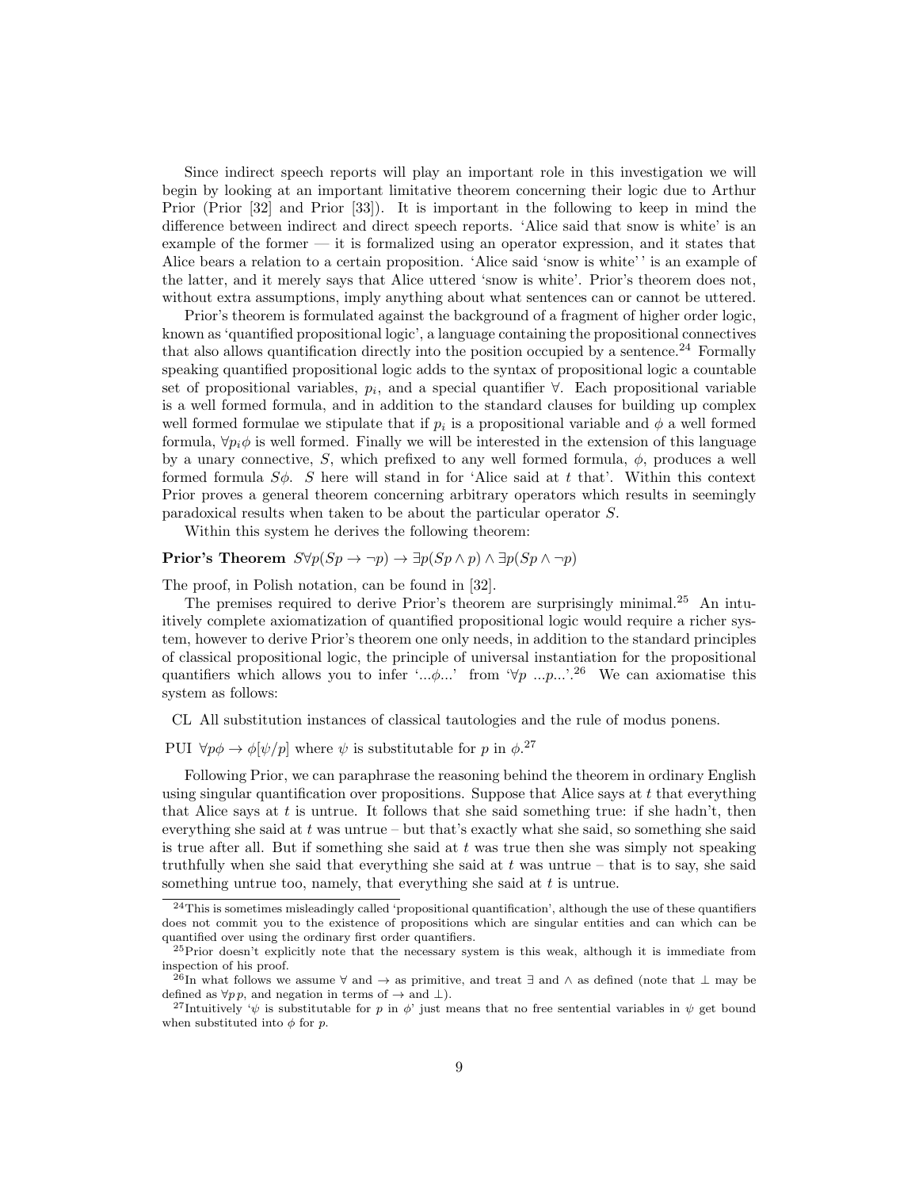Since indirect speech reports will play an important role in this investigation we will begin by looking at an important limitative theorem concerning their logic due to Arthur Prior (Prior [32] and Prior [33]). It is important in the following to keep in mind the difference between indirect and direct speech reports. 'Alice said that snow is white' is an example of the former — it is formalized using an operator expression, and it states that Alice bears a relation to a certain proposition. 'Alice said 'snow is white'' is an example of the latter, and it merely says that Alice uttered 'snow is white'. Prior's theorem does not, without extra assumptions, imply anything about what sentences can or cannot be uttered.

Prior's theorem is formulated against the background of a fragment of higher order logic, known as 'quantified propositional logic', a language containing the propositional connectives that also allows quantification directly into the position occupied by a sentence.[24] Formally speaking quantified propositional logic adds to the syntax of propositional logic a countable set of propositional variables, $p_i$, and a special quantifier $\forall$. Each propositional variable is a well formed formula, and in addition to the standard clauses for building up complex well formed formulae we stipulate that if $p_i$ is a propositional variable and $\phi$ a well formed formula, $\forall p_i \phi$ is well formed. Finally we will be interested in the extension of this language by a unary connective, $S$, which prefixed to any well formed formula, $\phi$, produces a well formed formula $S\phi$. $S$ here will stand in for 'Alice said at $t$ that'. Within this context Prior proves a general theorem concerning arbitrary operators which results in seemingly paradoxical results when taken to be about the particular operator $S$.

Within this system he derives the following theorem:

**Prior's Theorem** $S\forall p(Sp \to \neg p) \to \exists p(Sp \wedge p) \wedge \exists p(Sp \wedge \neg p)$

The proof, in Polish notation, can be found in [32].

The premises required to derive Prior's theorem are surprisingly minimal.[25] An intuitively complete axiomatization of quantified propositional logic would require a richer system, however to derive Prior's theorem one only needs, in addition to the standard principles of classical propositional logic, the principle of universal instantiation for the propositional quantifiers which allows you to infer '...$\phi$...' from '$\forall p$ ...$p$...'.[26] We can axiomatise this system as follows:

CL All substitution instances of classical tautologies and the rule of modus ponens.

PUI $\forall p\phi \to \phi[\psi/p]$ where $\psi$ is substitutable for $p$ in $\phi$.[27]

Following Prior, we can paraphrase the reasoning behind the theorem in ordinary English using singular quantification over propositions. Suppose that Alice says at $t$ that everything that Alice says at $t$ is untrue. It follows that she said something true: if she hadn't, then everything she said at $t$ was untrue – but that's exactly what she said, so something she said is true after all. But if something she said at $t$ was true then she was simply not speaking truthfully when she said that everything she said at $t$ was untrue – that is to say, she said something untrue too, namely, that everything she said at $t$ is untrue.

[24] This is sometimes misleadingly called 'propositional quantification', although the use of these quantifiers does not commit you to the existence of propositions which are singular entities and can which can be quantified over using the ordinary first order quantifiers.

[25] Prior doesn't explicitly note that the necessary system is this weak, although it is immediate from inspection of his proof.

[26] In what follows we assume $\forall$ and $\to$ as primitive, and treat $\exists$ and $\wedge$ as defined (note that $\bot$ may be defined as $\forall p\, p$, and negation in terms of $\to$ and $\bot$).

[27] Intuitively '$\psi$ is substitutable for $p$ in $\phi$' just means that no free sentential variables in $\psi$ get bound when substituted into $\phi$ for $p$.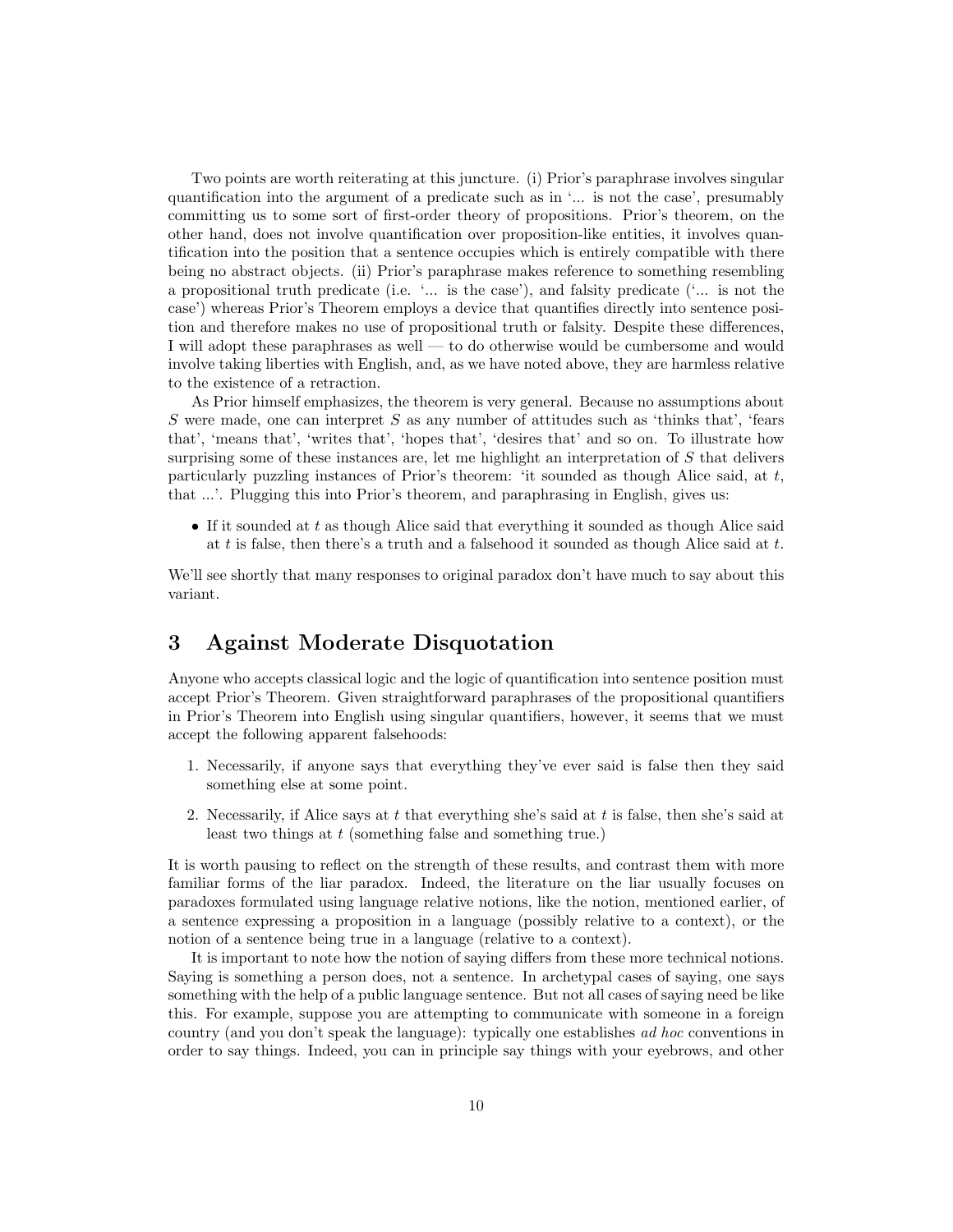Two points are worth reiterating at this juncture. (i) Prior's paraphrase involves singular quantification into the argument of a predicate such as in '... is not the case', presumably committing us to some sort of first-order theory of propositions. Prior's theorem, on the other hand, does not involve quantification over proposition-like entities, it involves quantification into the position that a sentence occupies which is entirely compatible with there being no abstract objects. (ii) Prior's paraphrase makes reference to something resembling a propositional truth predicate (i.e. '... is the case'), and falsity predicate ('... is not the case') whereas Prior's Theorem employs a device that quantifies directly into sentence position and therefore makes no use of propositional truth or falsity. Despite these differences, I will adopt these paraphrases as well — to do otherwise would be cumbersome and would involve taking liberties with English, and, as we have noted above, they are harmless relative to the existence of a retraction.

As Prior himself emphasizes, the theorem is very general. Because no assumptions about $S$ were made, one can interpret $S$ as any number of attitudes such as 'thinks that', 'fears that', 'means that', 'writes that', 'hopes that', 'desires that' and so on. To illustrate how surprising some of these instances are, let me highlight an interpretation of $S$ that delivers particularly puzzling instances of Prior's theorem: 'it sounded as though Alice said, at $t$, that ...'. Plugging this into Prior's theorem, and paraphrasing in English, gives us:

- If it sounded at $t$ as though Alice said that everything it sounded as though Alice said at $t$ is false, then there's a truth and a falsehood it sounded as though Alice said at $t$.

We'll see shortly that many responses to original paradox don't have much to say about this variant.

# 3 Against Moderate Disquotation

Anyone who accepts classical logic and the logic of quantification into sentence position must accept Prior's Theorem. Given straightforward paraphrases of the propositional quantifiers in Prior's Theorem into English using singular quantifiers, however, it seems that we must accept the following apparent falsehoods:

1. Necessarily, if anyone says that everything they've ever said is false then they said something else at some point.
2. Necessarily, if Alice says at $t$ that everything she's said at $t$ is false, then she's said at least two things at $t$ (something false and something true.)

It is worth pausing to reflect on the strength of these results, and contrast them with more familiar forms of the liar paradox. Indeed, the literature on the liar usually focuses on paradoxes formulated using language relative notions, like the notion, mentioned earlier, of a sentence expressing a proposition in a language (possibly relative to a context), or the notion of a sentence being true in a language (relative to a context).

It is important to note how the notion of saying differs from these more technical notions. Saying is something a person does, not a sentence. In archetypal cases of saying, one says something with the help of a public language sentence. But not all cases of saying need be like this. For example, suppose you are attempting to communicate with someone in a foreign country (and you don't speak the language): typically one establishes *ad hoc* conventions in order to say things. Indeed, you can in principle say things with your eyebrows, and other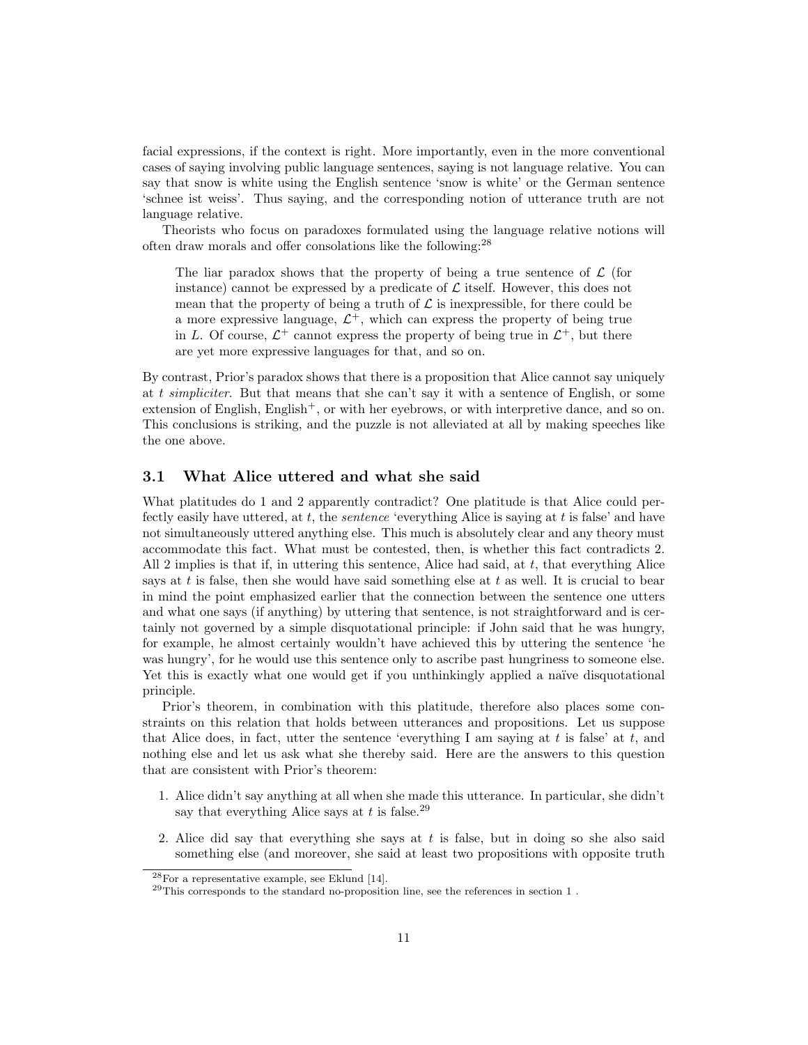facial expressions, if the context is right. More importantly, even in the more conventional cases of saying involving public language sentences, saying is not language relative. You can say that snow is white using the English sentence 'snow is white' or the German sentence 'schnee ist weiss'. Thus saying, and the corresponding notion of utterance truth are not language relative.

Theorists who focus on paradoxes formulated using the language relative notions will often draw morals and offer consolations like the following:[28]

> The liar paradox shows that the property of being a true sentence of $\mathcal{L}$ (for instance) cannot be expressed by a predicate of $\mathcal{L}$ itself. However, this does not mean that the property of being a truth of $\mathcal{L}$ is inexpressible, for there could be a more expressive language, $\mathcal{L}^+$, which can express the property of being true in $L$. Of course, $\mathcal{L}^+$ cannot express the property of being true in $\mathcal{L}^+$, but there are yet more expressive languages for that, and so on.

By contrast, Prior's paradox shows that there is a proposition that Alice cannot say uniquely at $t$ *simpliciter*. But that means that she can't say it with a sentence of English, or some extension of English, English$^+$, or with her eyebrows, or with interpretive dance, and so on. This conclusions is striking, and the puzzle is not alleviated at all by making speeches like the one above.

### 3.1 What Alice uttered and what she said

What platitudes do 1 and 2 apparently contradict? One platitude is that Alice could perfectly easily have uttered, at $t$, the *sentence* 'everything Alice is saying at $t$ is false' and have not simultaneously uttered anything else. This much is absolutely clear and any theory must accommodate this fact. What must be contested, then, is whether this fact contradicts 2. All 2 implies is that if, in uttering this sentence, Alice had said, at $t$, that everything Alice says at $t$ is false, then she would have said something else at $t$ as well. It is crucial to bear in mind the point emphasized earlier that the connection between the sentence one utters and what one says (if anything) by uttering that sentence, is not straightforward and is certainly not governed by a simple disquotational principle: if John said that he was hungry, for example, he almost certainly wouldn't have achieved this by uttering the sentence 'he was hungry', for he would use this sentence only to ascribe past hungriness to someone else. Yet this is exactly what one would get if you unthinkingly applied a naïve disquotational principle.

Prior's theorem, in combination with this platitude, therefore also places some constraints on this relation that holds between utterances and propositions. Let us suppose that Alice does, in fact, utter the sentence 'everything I am saying at $t$ is false' at $t$, and nothing else and let us ask what she thereby said. Here are the answers to this question that are consistent with Prior's theorem:

1. Alice didn't say anything at all when she made this utterance. In particular, she didn't say that everything Alice says at $t$ is false.[29]
2. Alice did say that everything she says at $t$ is false, but in doing so she also said something else (and moreover, she said at least two propositions with opposite truth

[28] For a representative example, see Eklund [14].

[29] This corresponds to the standard no-proposition line, see the references in section 1 .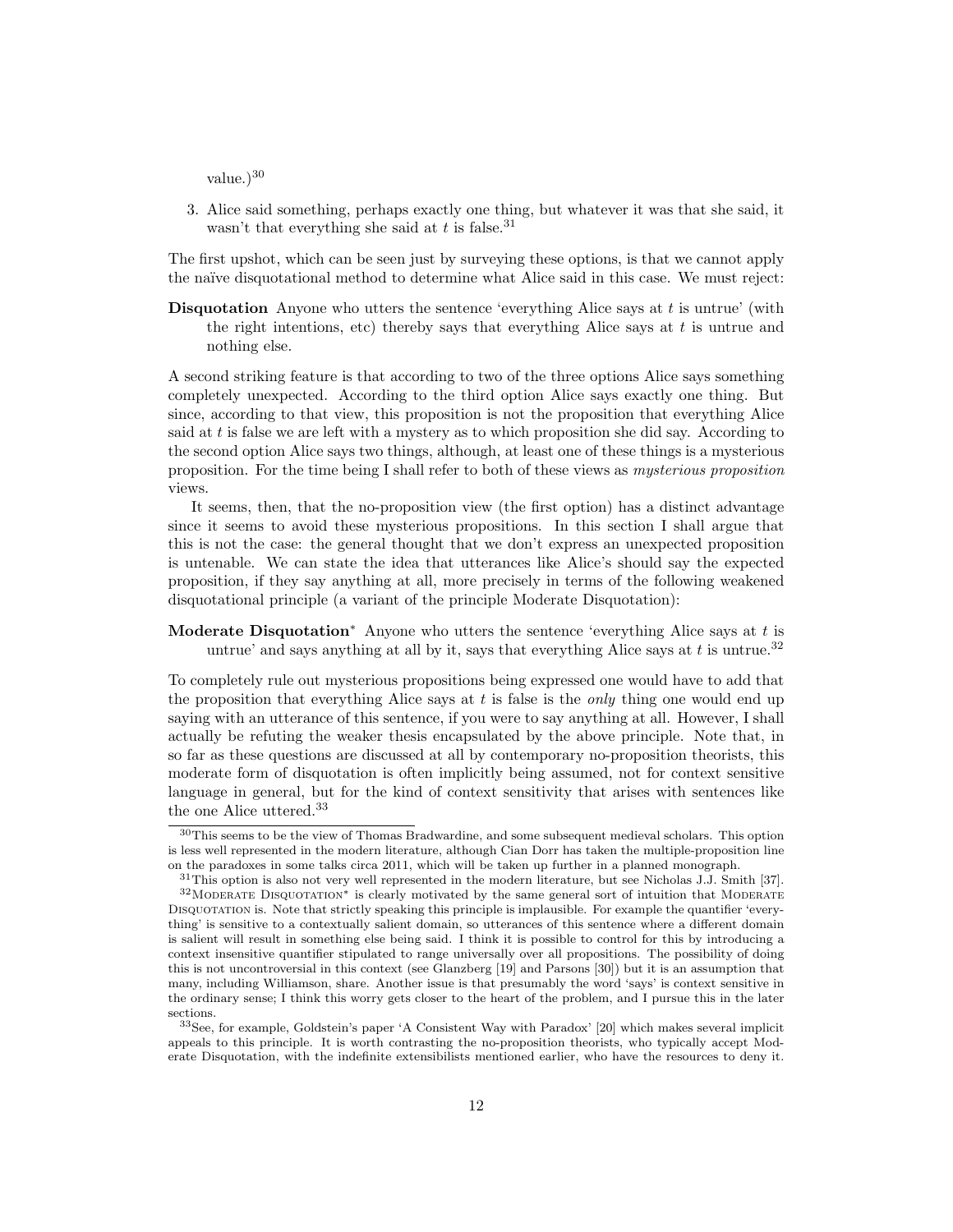value.)[30]

3. Alice said something, perhaps exactly one thing, but whatever it was that she said, it wasn't that everything she said at $t$ is false.[31]

The first upshot, which can be seen just by surveying these options, is that we cannot apply the naïve disquotational method to determine what Alice said in this case. We must reject:

**Disquotation** Anyone who utters the sentence 'everything Alice says at $t$ is untrue' (with the right intentions, etc) thereby says that everything Alice says at $t$ is untrue and nothing else.

A second striking feature is that according to two of the three options Alice says something completely unexpected. According to the third option Alice says exactly one thing. But since, according to that view, this proposition is not the proposition that everything Alice said at $t$ is false we are left with a mystery as to which proposition she did say. According to the second option Alice says two things, although, at least one of these things is a mysterious proposition. For the time being I shall refer to both of these views as *mysterious proposition* views.

It seems, then, that the no-proposition view (the first option) has a distinct advantage since it seems to avoid these mysterious propositions. In this section I shall argue that this is not the case: the general thought that we don't express an unexpected proposition is untenable. We can state the idea that utterances like Alice's should say the expected proposition, if they say anything at all, more precisely in terms of the following weakened disquotational principle (a variant of the principle Moderate Disquotation):

**Moderate Disquotation*** Anyone who utters the sentence 'everything Alice says at $t$ is untrue' and says anything at all by it, says that everything Alice says at $t$ is untrue.[32]

To completely rule out mysterious propositions being expressed one would have to add that the proposition that everything Alice says at $t$ is false is the *only* thing one would end up saying with an utterance of this sentence, if you were to say anything at all. However, I shall actually be refuting the weaker thesis encapsulated by the above principle. Note that, in so far as these questions are discussed at all by contemporary no-proposition theorists, this moderate form of disquotation is often implicitly being assumed, not for context sensitive language in general, but for the kind of context sensitivity that arises with sentences like the one Alice uttered.[33]

---

[30] This seems to be the view of Thomas Bradwardine, and some subsequent medieval scholars. This option is less well represented in the modern literature, although Cian Dorr has taken the multiple-proposition line on the paradoxes in some talks circa 2011, which will be taken up further in a planned monograph.

[31] This option is also not very well represented in the modern literature, but see Nicholas J.J. Smith [37].

[32] MODERATE DISQUOTATION* is clearly motivated by the same general sort of intuition that MODERATE DISQUOTATION is. Note that strictly speaking this principle is implausible. For example the quantifier 'everything' is sensitive to a contextually salient domain, so utterances of this sentence where a different domain is salient will result in something else being said. I think it is possible to control for this by introducing a context insensitive quantifier stipulated to range universally over all propositions. The possibility of doing this is not uncontroversial in this context (see Glanzberg [19] and Parsons [30]) but it is an assumption that many, including Williamson, share. Another issue is that presumably the word 'says' is context sensitive in the ordinary sense; I think this worry gets closer to the heart of the problem, and I pursue this in the later sections.

[33] See, for example, Goldstein's paper 'A Consistent Way with Paradox' [20] which makes several implicit appeals to this principle. It is worth contrasting the no-proposition theorists, who typically accept Moderate Disquotation, with the indefinite extensibilists mentioned earlier, who have the resources to deny it.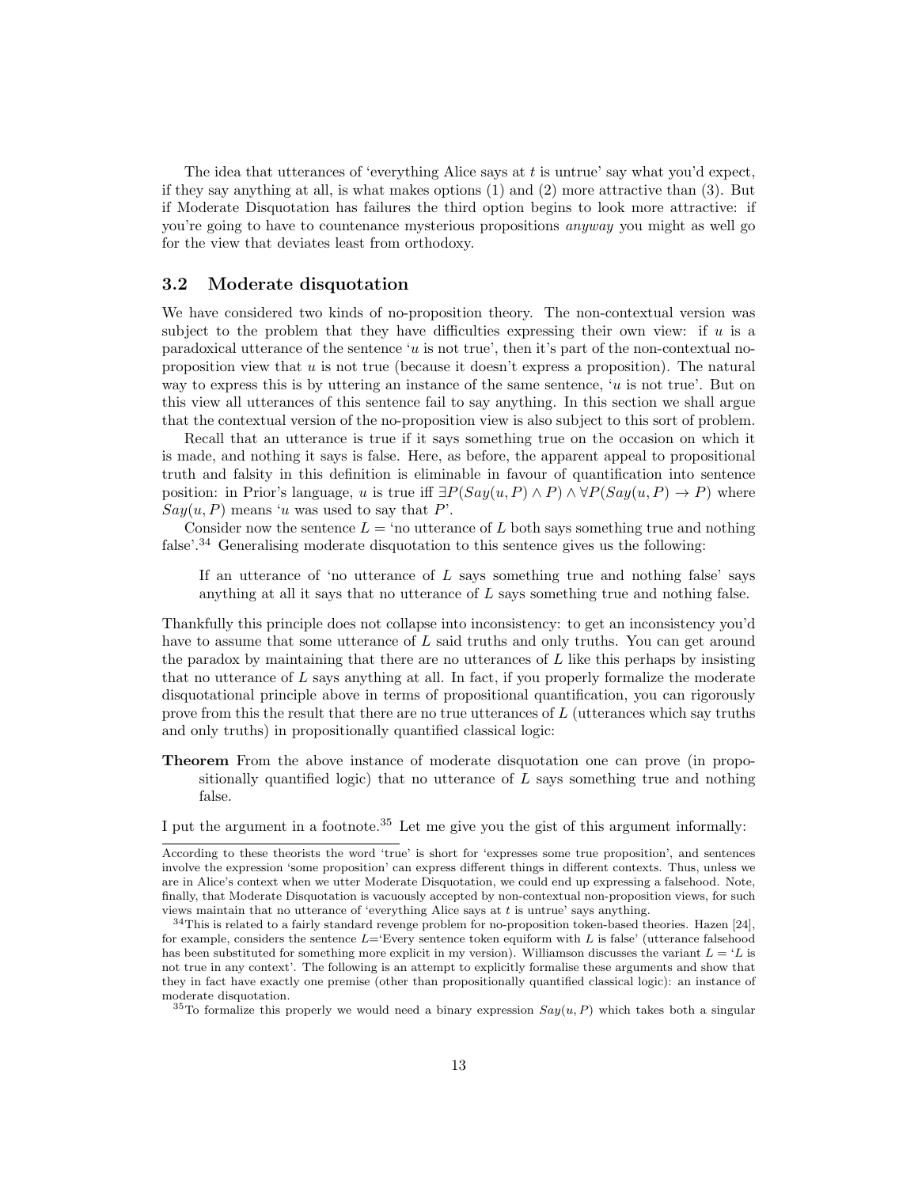The idea that utterances of 'everything Alice says at $t$ is untrue' say what you'd expect, if they say anything at all, is what makes options (1) and (2) more attractive than (3). But if Moderate Disquotation has failures the third option begins to look more attractive: if you're going to have to countenance mysterious propositions *anyway* you might as well go for the view that deviates least from orthodoxy.

### 3.2 Moderate disquotation

We have considered two kinds of no-proposition theory. The non-contextual version was subject to the problem that they have difficulties expressing their own view: if $u$ is a paradoxical utterance of the sentence '$u$ is not true', then it's part of the non-contextual no-proposition view that $u$ is not true (because it doesn't express a proposition). The natural way to express this is by uttering an instance of the same sentence, '$u$ is not true'. But on this view all utterances of this sentence fail to say anything. In this section we shall argue that the contextual version of the no-proposition view is also subject to this sort of problem.

Recall that an utterance is true if it says something true on the occasion on which it is made, and nothing it says is false. Here, as before, the apparent appeal to propositional truth and falsity in this definition is eliminable in favour of quantification into sentence position: in Prior's language, $u$ is true iff $\exists P(Say(u, P) \wedge P) \wedge \forall P(Say(u, P) \rightarrow P)$ where $Say(u, P)$ means '$u$ was used to say that $P$'.

Consider now the sentence $L$ = 'no utterance of $L$ both says something true and nothing false'.[34] Generalising moderate disquotation to this sentence gives us the following:

> If an utterance of 'no utterance of $L$ says something true and nothing false' says anything at all it says that no utterance of $L$ says something true and nothing false.

Thankfully this principle does not collapse into inconsistency: to get an inconsistency you'd have to assume that some utterance of $L$ said truths and only truths. You can get around the paradox by maintaining that there are no utterances of $L$ like this perhaps by insisting that no utterance of $L$ says anything at all. In fact, if you properly formalize the moderate disquotational principle above in terms of propositional quantification, you can rigorously prove from this the result that there are no true utterances of $L$ (utterances which say truths and only truths) in propositionally quantified classical logic:

**Theorem** From the above instance of moderate disquotation one can prove (in propositionally quantified logic) that no utterance of $L$ says something true and nothing false.

I put the argument in a footnote.[35] Let me give you the gist of this argument informally:

---

According to these theorists the word 'true' is short for 'expresses some true proposition', and sentences involve the expression 'some proposition' can express different things in different contexts. Thus, unless we are in Alice's context when we utter Moderate Disquotation, we could end up expressing a falsehood. Note, finally, that Moderate Disquotation is vacuously accepted by non-contextual non-proposition views, for such views maintain that no utterance of 'everything Alice says at $t$ is untrue' says anything.

[34] This is related to a fairly standard revenge problem for no-proposition token-based theories. Hazen [24], for example, considers the sentence $L$='Every sentence token equiform with $L$ is false' (utterance falsehood has been substituted for something more explicit in my version). Williamson discusses the variant $L$ = '$L$ is not true in any context'. The following is an attempt to explicitly formalise these arguments and show that they in fact have exactly one premise (other than propositionally quantified classical logic): an instance of moderate disquotation.

[35] To formalize this properly we would need a binary expression $Say(u, P)$ which takes both a singular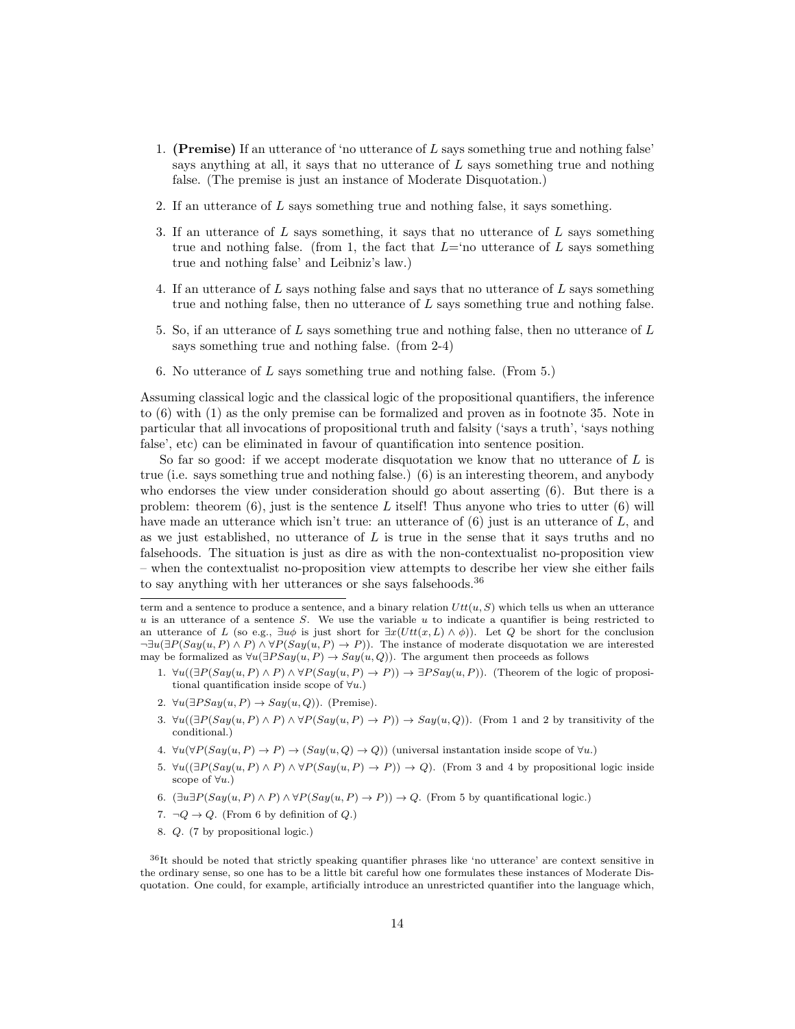1. **(Premise)** If an utterance of 'no utterance of $L$ says something true and nothing false' says anything at all, it says that no utterance of $L$ says something true and nothing false. (The premise is just an instance of Moderate Disquotation.)

2. If an utterance of $L$ says something true and nothing false, it says something.

3. If an utterance of $L$ says something, it says that no utterance of $L$ says something true and nothing false. (from 1, the fact that $L$='no utterance of $L$ says something true and nothing false' and Leibniz's law.)

4. If an utterance of $L$ says nothing false and says that no utterance of $L$ says something true and nothing false, then no utterance of $L$ says something true and nothing false.

5. So, if an utterance of $L$ says something true and nothing false, then no utterance of $L$ says something true and nothing false. (from 2-4)

6. No utterance of $L$ says something true and nothing false. (From 5.)

Assuming classical logic and the classical logic of the propositional quantifiers, the inference to (6) with (1) as the only premise can be formalized and proven as in footnote 35. Note in particular that all invocations of propositional truth and falsity ('says a truth', 'says nothing false', etc) can be eliminated in favour of quantification into sentence position.

So far so good: if we accept moderate disquotation we know that no utterance of $L$ is true (i.e. says something true and nothing false.) (6) is an interesting theorem, and anybody who endorses the view under consideration should go about asserting (6). But there is a problem: theorem (6), just is the sentence $L$ itself! Thus anyone who tries to utter (6) will have made an utterance which isn't true: an utterance of (6) just is an utterance of $L$, and as we just established, no utterance of $L$ is true in the sense that it says truths and no falsehoods. The situation is just as dire as with the non-contextualist no-proposition view – when the contextualist no-proposition view attempts to describe her view she either fails to say anything with her utterances or she says falsehoods.[36]

---

term and a sentence to produce a sentence, and a binary relation $Utt(u, S)$ which tells us when an utterance $u$ is an utterance of a sentence $S$. We use the variable $u$ to indicate a quantifier is being restricted to an utterance of $L$ (so e.g., $\exists u\phi$ is just short for $\exists x(Utt(x, L) \wedge \phi)$). Let $Q$ be short for the conclusion $\neg\exists u(\exists P(Say(u, P) \wedge P) \wedge \forall P(Say(u, P) \to P))$. The instance of moderate disquotation we are interested may be formalized as $\forall u(\exists P Say(u, P) \to Say(u, Q))$. The argument then proceeds as follows

1. $\forall u((\exists P(Say(u, P) \wedge P) \wedge \forall P(Say(u, P) \to P)) \to \exists P Say(u, P))$. (Theorem of the logic of propositional quantification inside scope of $\forall u$.)
2. $\forall u(\exists P Say(u, P) \to Say(u, Q))$. (Premise).
3. $\forall u((\exists P(Say(u, P) \wedge P) \wedge \forall P(Say(u, P) \to P)) \to Say(u, Q))$. (From 1 and 2 by transitivity of the conditional.)
4. $\forall u(\forall P(Say(u, P) \to P) \to (Say(u, Q) \to Q))$ (universal instantation inside scope of $\forall u$.)
5. $\forall u((\exists P(Say(u, P) \wedge P) \wedge \forall P(Say(u, P) \to P)) \to Q)$. (From 3 and 4 by propositional logic inside scope of $\forall u$.)
6. $(\exists u \exists P(Say(u, P) \wedge P) \wedge \forall P(Say(u, P) \to P)) \to Q$. (From 5 by quantificational logic.)
7. $\neg Q \to Q$. (From 6 by definition of $Q$.)
8. $Q$. (7 by propositional logic.)

[36] It should be noted that strictly speaking quantifier phrases like 'no utterance' are context sensitive in the ordinary sense, so one has to be a little bit careful how one formulates these instances of Moderate Disquotation. One could, for example, artificially introduce an unrestricted quantifier into the language which,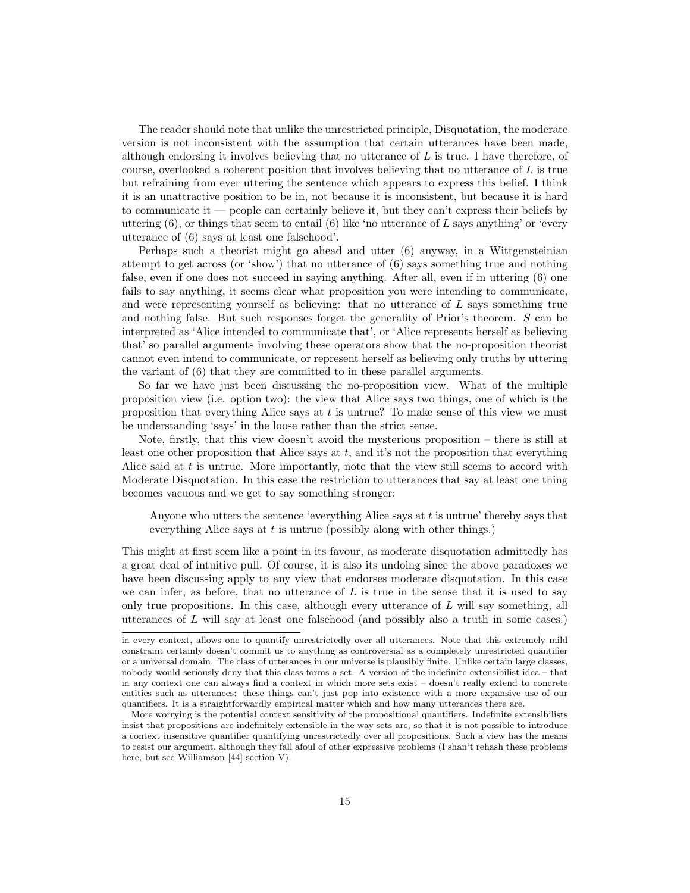The reader should note that unlike the unrestricted principle, Disquotation, the moderate version is not inconsistent with the assumption that certain utterances have been made, although endorsing it involves believing that no utterance of $L$ is true. I have therefore, of course, overlooked a coherent position that involves believing that no utterance of $L$ is true but refraining from ever uttering the sentence which appears to express this belief. I think it is an unattractive position to be in, not because it is inconsistent, but because it is hard to communicate it — people can certainly believe it, but they can't express their beliefs by uttering (6), or things that seem to entail (6) like 'no utterance of $L$ says anything' or 'every utterance of (6) says at least one falsehood'.

Perhaps such a theorist might go ahead and utter (6) anyway, in a Wittgensteinian attempt to get across (or 'show') that no utterance of (6) says something true and nothing false, even if one does not succeed in saying anything. After all, even if in uttering (6) one fails to say anything, it seems clear what proposition you were intending to communicate, and were representing yourself as believing: that no utterance of $L$ says something true and nothing false. But such responses forget the generality of Prior's theorem. $S$ can be interpreted as 'Alice intended to communicate that', or 'Alice represents herself as believing that' so parallel arguments involving these operators show that the no-proposition theorist cannot even intend to communicate, or represent herself as believing only truths by uttering the variant of (6) that they are committed to in these parallel arguments.

So far we have just been discussing the no-proposition view. What of the multiple proposition view (i.e. option two): the view that Alice says two things, one of which is the proposition that everything Alice says at $t$ is untrue? To make sense of this view we must be understanding 'says' in the loose rather than the strict sense.

Note, firstly, that this view doesn't avoid the mysterious proposition – there is still at least one other proposition that Alice says at $t$, and it's not the proposition that everything Alice said at $t$ is untrue. More importantly, note that the view still seems to accord with Moderate Disquotation. In this case the restriction to utterances that say at least one thing becomes vacuous and we get to say something stronger:

> Anyone who utters the sentence 'everything Alice says at $t$ is untrue' thereby says that everything Alice says at $t$ is untrue (possibly along with other things.)

This might at first seem like a point in its favour, as moderate disquotation admittedly has a great deal of intuitive pull. Of course, it is also its undoing since the above paradoxes we have been discussing apply to any view that endorses moderate disquotation. In this case we can infer, as before, that no utterance of $L$ is true in the sense that it is used to say only true propositions. In this case, although every utterance of $L$ will say something, all utterances of $L$ will say at least one falsehood (and possibly also a truth in some cases.)

---

in every context, allows one to quantify unrestrictedly over all utterances. Note that this extremely mild constraint certainly doesn't commit us to anything as controversial as a completely unrestricted quantifier or a universal domain. The class of utterances in our universe is plausibly finite. Unlike certain large classes, nobody would seriously deny that this class forms a set. A version of the indefinite extensibilist idea – that in any context one can always find a context in which more sets exist – doesn't really extend to concrete entities such as utterances: these things can't just pop into existence with a more expansive use of our quantifiers. It is a straightforwardly empirical matter which and how many utterances there are.

More worrying is the potential context sensitivity of the propositional quantifiers. Indefinite extensibilists insist that propositions are indefinitely extensible in the way sets are, so that it is not possible to introduce a context insensitive quantifier quantifying unrestrictedly over all propositions. Such a view has the means to resist our argument, although they fall afoul of other expressive problems (I shan't rehash these problems here, but see Williamson [44] section V).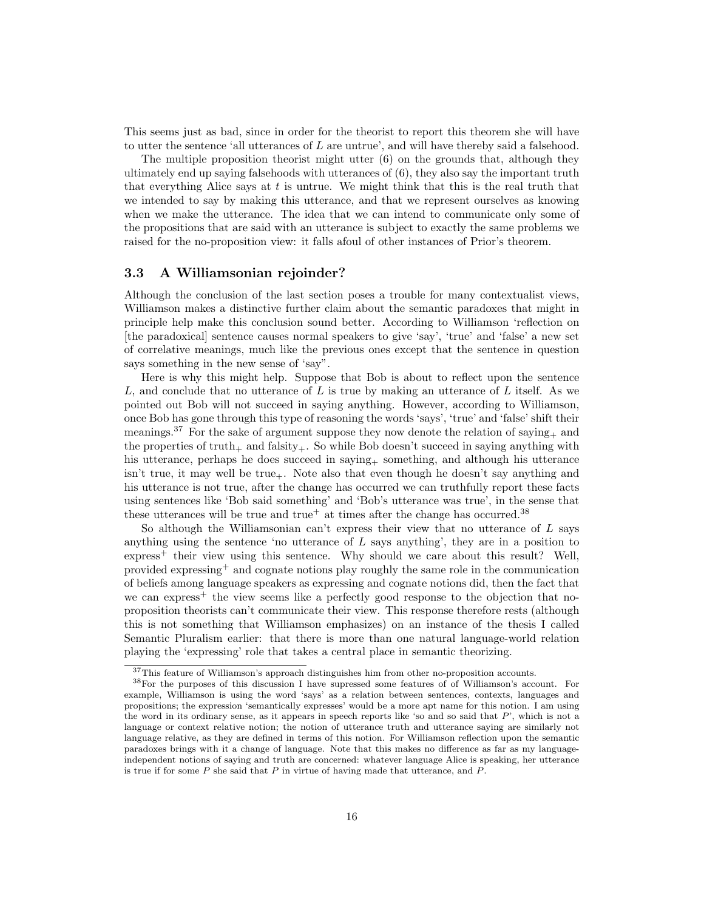This seems just as bad, since in order for the theorist to report this theorem she will have to utter the sentence 'all utterances of $L$ are untrue', and will have thereby said a falsehood.

The multiple proposition theorist might utter (6) on the grounds that, although they ultimately end up saying falsehoods with utterances of (6), they also say the important truth that everything Alice says at $t$ is untrue. We might think that this is the real truth that we intended to say by making this utterance, and that we represent ourselves as knowing when we make the utterance. The idea that we can intend to communicate only some of the propositions that are said with an utterance is subject to exactly the same problems we raised for the no-proposition view: it falls afoul of other instances of Prior's theorem.

### 3.3 A Williamsonian rejoinder?

Although the conclusion of the last section poses a trouble for many contextualist views, Williamson makes a distinctive further claim about the semantic paradoxes that might in principle help make this conclusion sound better. According to Williamson 'reflection on [the paradoxical] sentence causes normal speakers to give 'say', 'true' and 'false' a new set of correlative meanings, much like the previous ones except that the sentence in question says something in the new sense of 'say''.

Here is why this might help. Suppose that Bob is about to reflect upon the sentence $L$, and conclude that no utterance of $L$ is true by making an utterance of $L$ itself. As we pointed out Bob will not succeed in saying anything. However, according to Williamson, once Bob has gone through this type of reasoning the words 'says', 'true' and 'false' shift their meanings.[37] For the sake of argument suppose they now denote the relation of saying$_+$ and the properties of truth$_+$ and falsity$_+$. So while Bob doesn't succeed in saying anything with his utterance, perhaps he does succeed in saying$_+$ something, and although his utterance isn't true, it may well be true$_+$. Note also that even though he doesn't say anything and his utterance is not true, after the change has occurred we can truthfully report these facts using sentences like 'Bob said something' and 'Bob's utterance was true', in the sense that these utterances will be true and true$^+$ at times after the change has occurred.[38]

So although the Williamsonian can't express their view that no utterance of $L$ says anything using the sentence 'no utterance of $L$ says anything', they are in a position to express$^+$ their view using this sentence. Why should we care about this result? Well, provided expressing$^+$ and cognate notions play roughly the same role in the communication of beliefs among language speakers as expressing and cognate notions did, then the fact that we can express$^+$ the view seems like a perfectly good response to the objection that no-proposition theorists can't communicate their view. This response therefore rests (although this is not something that Williamson emphasizes) on an instance of the thesis I called Semantic Pluralism earlier: that there is more than one natural language-world relation playing the 'expressing' role that takes a central place in semantic theorizing.

---

[37] This feature of Williamson's approach distinguishes him from other no-proposition accounts.

[38] For the purposes of this discussion I have supressed some features of of Williamson's account. For example, Williamson is using the word 'says' as a relation between sentences, contexts, languages and propositions; the expression 'semantically expresses' would be a more apt name for this notion. I am using the word in its ordinary sense, as it appears in speech reports like 'so and so said that $P$', which is not a language or context relative notion; the notion of utterance truth and utterance saying are similarly not language relative, as they are defined in terms of this notion. For Williamson reflection upon the semantic paradoxes brings with it a change of language. Note that this makes no difference as far as my language-independent notions of saying and truth are concerned: whatever language Alice is speaking, her utterance is true if for some $P$ she said that $P$ in virtue of having made that utterance, and $P$.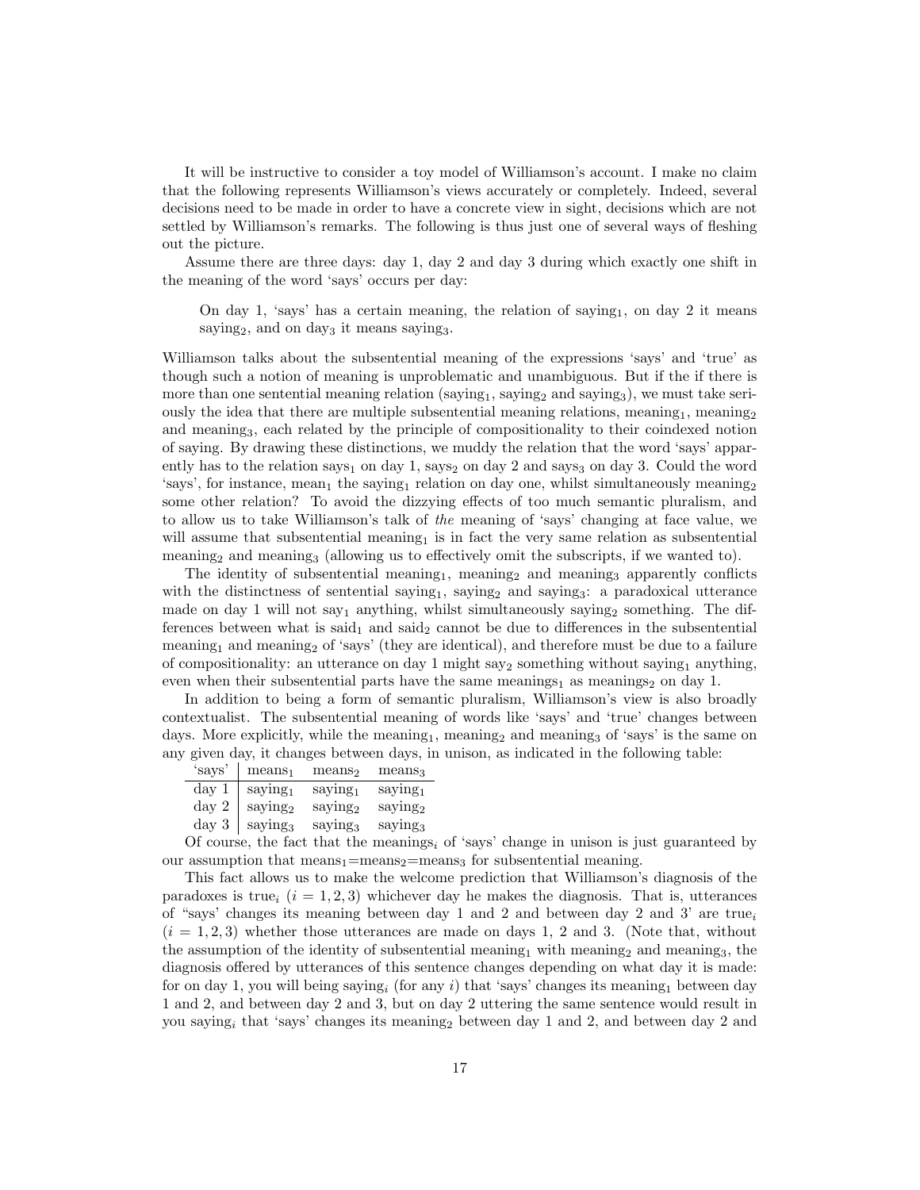It will be instructive to consider a toy model of Williamson's account. I make no claim that the following represents Williamson's views accurately or completely. Indeed, several decisions need to be made in order to have a concrete view in sight, decisions which are not settled by Williamson's remarks. The following is thus just one of several ways of fleshing out the picture.

Assume there are three days: day 1, day 2 and day 3 during which exactly one shift in the meaning of the word 'says' occurs per day:

> On day 1, 'says' has a certain meaning, the relation of $\text{saying}_1$, on day 2 it means $\text{saying}_2$, and on $\text{day}_3$ it means $\text{saying}_3$.

Williamson talks about the subsentential meaning of the expressions 'says' and 'true' as though such a notion of meaning is unproblematic and unambiguous. But if the if there is more than one sentential meaning relation ($\text{saying}_1$, $\text{saying}_2$ and $\text{saying}_3$), we must take seriously the idea that there are multiple subsentential meaning relations, $\text{meaning}_1$, $\text{meaning}_2$ and $\text{meaning}_3$, each related by the principle of compositionality to their coindexed notion of saying. By drawing these distinctions, we muddy the relation that the word 'says' apparently has to the relation $\text{says}_1$ on day 1, $\text{says}_2$ on day 2 and $\text{says}_3$ on day 3. Could the word 'says', for instance, $\text{mean}_1$ the $\text{saying}_1$ relation on day one, whilst simultaneously $\text{meaning}_2$ some other relation? To avoid the dizzying effects of too much semantic pluralism, and to allow us to take Williamson's talk of *the* meaning of 'says' changing at face value, we will assume that subsentential $\text{meaning}_1$ is in fact the very same relation as subsentential $\text{meaning}_2$ and $\text{meaning}_3$ (allowing us to effectively omit the subscripts, if we wanted to).

The identity of subsentential $\text{meaning}_1$, $\text{meaning}_2$ and $\text{meaning}_3$ apparently conflicts with the distinctness of sentential $\text{saying}_1$, $\text{saying}_2$ and $\text{saying}_3$: a paradoxical utterance made on day 1 will not $\text{say}_1$ anything, whilst simultaneously $\text{saying}_2$ something. The differences between what is $\text{said}_1$ and $\text{said}_2$ cannot be due to differences in the subsentential $\text{meaning}_1$ and $\text{meaning}_2$ of 'says' (they are identical), and therefore must be due to a failure of compositionality: an utterance on day 1 might $\text{say}_2$ something without $\text{saying}_1$ anything, even when their subsentential parts have the same $\text{meanings}_1$ as $\text{meanings}_2$ on day 1.

In addition to being a form of semantic pluralism, Williamson's view is also broadly contextualist. The subsentential meaning of words like 'says' and 'true' changes between days. More explicitly, while the $\text{meaning}_1$, $\text{meaning}_2$ and $\text{meaning}_3$ of 'says' is the same on any given day, it changes between days, in unison, as indicated in the following table:

| 'says' | $\text{means}_1$ | $\text{means}_2$ | $\text{means}_3$ |
|---|---|---|---|
| day 1 | $\text{saying}_1$ | $\text{saying}_1$ | $\text{saying}_1$ |
| day 2 | $\text{saying}_2$ | $\text{saying}_2$ | $\text{saying}_2$ |
| day 3 | $\text{saying}_3$ | $\text{saying}_3$ | $\text{saying}_3$ |

Of course, the fact that the $\text{meanings}_i$ of 'says' change in unison is just guaranteed by our assumption that $\text{means}_1$=$\text{means}_2$=$\text{means}_3$ for subsentential meaning.

This fact allows us to make the welcome prediction that Williamson's diagnosis of the paradoxes is $\text{true}_i$ $(i = 1, 2, 3)$ whichever day he makes the diagnosis. That is, utterances of "'says' changes its meaning between day 1 and 2 and between day 2 and 3' are $\text{true}_i$ $(i = 1, 2, 3)$ whether those utterances are made on days 1, 2 and 3. (Note that, without the assumption of the identity of subsentential $\text{meaning}_1$ with $\text{meaning}_2$ and $\text{meaning}_3$, the diagnosis offered by utterances of this sentence changes depending on what day it is made: for on day 1, you will being $\text{saying}_i$ (for any $i$) that 'says' changes its $\text{meaning}_1$ between day 1 and 2, and between day 2 and 3, but on day 2 uttering the same sentence would result in you $\text{saying}_i$ that 'says' changes its $\text{meaning}_2$ between day 1 and 2, and between day 2 and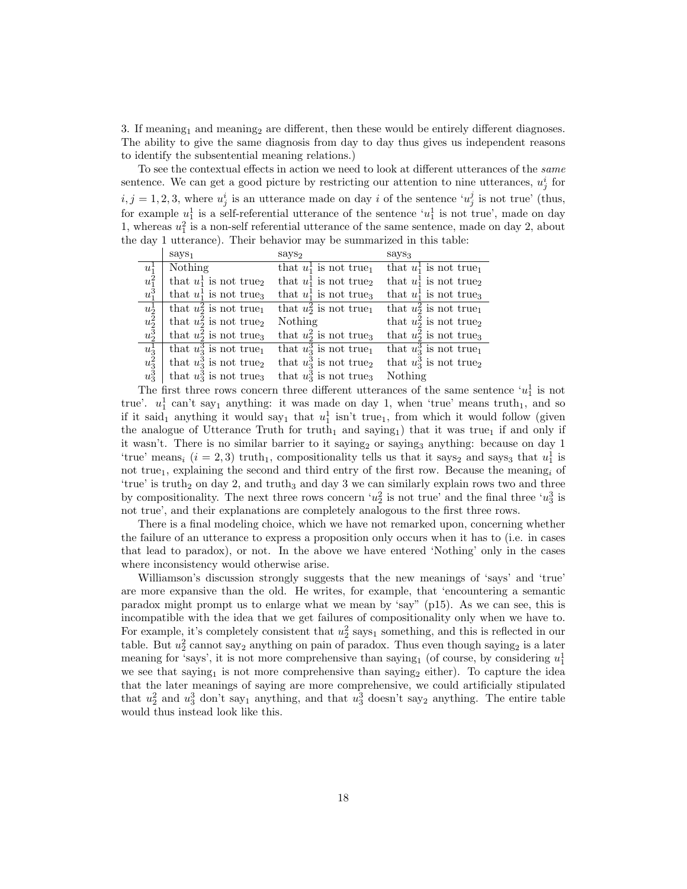3. If $\text{meaning}_1$ and $\text{meaning}_2$ are different, then these would be entirely different diagnoses. The ability to give the same diagnosis from day to day thus gives us independent reasons to identify the subsentential meaning relations.)

To see the contextual effects in action we need to look at different utterances of the *same* sentence. We can get a good picture by restricting our attention to nine utterances, $u^i_j$ for $i, j = 1, 2, 3$, where $u^i_j$ is an utterance made on day $i$ of the sentence '$u^j_j$ is not true' (thus, for example $u^1_1$ is a self-referential utterance of the sentence '$u^1_1$ is not true', made on day 1, whereas $u^2_1$ is a non-self referential utterance of the same sentence, made on day 2, about the day 1 utterance). Their behavior may be summarized in this table:

| | $\text{says}_1$ | $\text{says}_2$ | $\text{says}_3$ |
|---|---|---|---|
| $u^1_1$ | Nothing | that $u^1_1$ is not $\text{true}_1$ | that $u^1_1$ is not $\text{true}_1$ |
| $u^2_1$ | that $u^1_1$ is not $\text{true}_2$ | that $u^1_1$ is not $\text{true}_2$ | that $u^1_1$ is not $\text{true}_2$ |
| $u^3_1$ | that $u^1_1$ is not $\text{true}_3$ | that $u^1_1$ is not $\text{true}_3$ | that $u^1_1$ is not $\text{true}_3$ |
| $u^1_2$ | that $u^2_2$ is not $\text{true}_1$ | that $u^2_2$ is not $\text{true}_1$ | that $u^2_2$ is not $\text{true}_1$ |
| $u^2_2$ | that $u^2_2$ is not $\text{true}_2$ | Nothing | that $u^2_2$ is not $\text{true}_2$ |
| $u^3_2$ | that $u^2_2$ is not $\text{true}_3$ | that $u^2_2$ is not $\text{true}_3$ | that $u^2_2$ is not $\text{true}_3$ |
| $u^1_3$ | that $u^3_3$ is not $\text{true}_1$ | that $u^3_3$ is not $\text{true}_1$ | that $u^3_3$ is not $\text{true}_1$ |
| $u^2_3$ | that $u^3_3$ is not $\text{true}_2$ | that $u^3_3$ is not $\text{true}_2$ | that $u^3_3$ is not $\text{true}_2$ |
| $u^3_3$ | that $u^3_3$ is not $\text{true}_3$ | that $u^3_3$ is not $\text{true}_3$ | Nothing |

The first three rows concern three different utterances of the same sentence '$u^1_1$ is not true'. $u^1_1$ can't $\text{say}_1$ anything: it was made on day 1, when 'true' means $\text{truth}_1$, and so if it $\text{said}_1$ anything it would $\text{say}_1$ that $u^1_1$ isn't $\text{true}_1$, from which it would follow (given the analogue of Utterance Truth for $\text{truth}_1$ and $\text{saying}_1$) that it was $\text{true}_1$ if and only if it wasn't. There is no similar barrier to it $\text{saying}_2$ or $\text{saying}_3$ anything: because on day 1 'true' $\text{means}_i$ ($i = 2, 3$) $\text{truth}_1$, compositionality tells us that it $\text{says}_2$ and $\text{says}_3$ that $u^1_1$ is not $\text{true}_1$, explaining the second and third entry of the first row. Because the $\text{meaning}_i$ of 'true' is $\text{truth}_2$ on day 2, and $\text{truth}_3$ and day 3 we can similarly explain rows two and three by compositionality. The next three rows concern '$u^2_2$ is not true' and the final three '$u^3_3$ is not true', and their explanations are completely analogous to the first three rows.

There is a final modeling choice, which we have not remarked upon, concerning whether the failure of an utterance to express a proposition only occurs when it has to (i.e. in cases that lead to paradox), or not. In the above we have entered 'Nothing' only in the cases where inconsistency would otherwise arise.

Williamson's discussion strongly suggests that the new meanings of 'says' and 'true' are more expansive than the old. He writes, for example, that 'encountering a semantic paradox might prompt us to enlarge what we mean by 'say'" (p15). As we can see, this is incompatible with the idea that we get failures of compositionality only when we have to. For example, it's completely consistent that $u^2_2$ $\text{says}_1$ something, and this is reflected in our table. But $u^2_2$ cannot $\text{say}_2$ anything on pain of paradox. Thus even though $\text{saying}_2$ is a later meaning for 'says', it is not more comprehensive than $\text{saying}_1$ (of course, by considering $u^1_1$ we see that $\text{saying}_1$ is not more comprehensive than $\text{saying}_2$ either). To capture the idea that the later meanings of saying are more comprehensive, we could artificially stipulated that $u^2_2$ and $u^3_3$ don't $\text{say}_1$ anything, and that $u^3_3$ doesn't $\text{say}_2$ anything. The entire table would thus instead look like this.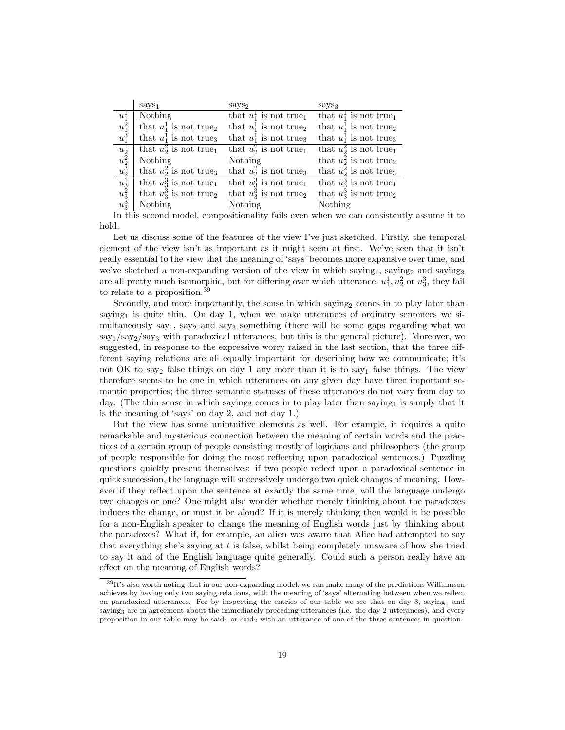| | $\text{says}_1$ | $\text{says}_2$ | $\text{says}_3$ |
|---|---|---|---|
| $u_1^1$ | Nothing | that $u_1^1$ is not $\text{true}_1$ | that $u_1^1$ is not $\text{true}_1$ |
| $u_1^2$ | that $u_1^1$ is not $\text{true}_2$ | that $u_1^1$ is not $\text{true}_2$ | that $u_1^1$ is not $\text{true}_2$ |
| $u_1^3$ | that $u_1^1$ is not $\text{true}_3$ | that $u_1^1$ is not $\text{true}_3$ | that $u_1^1$ is not $\text{true}_3$ |
| $u_2^1$ | that $u_2^2$ is not $\text{true}_1$ | that $u_2^2$ is not $\text{true}_1$ | that $u_2^2$ is not $\text{true}_1$ |
| $u_2^2$ | Nothing | Nothing | that $u_2^2$ is not $\text{true}_2$ |
| $u_2^3$ | that $u_2^2$ is not $\text{true}_3$ | that $u_2^2$ is not $\text{true}_3$ | that $u_2^2$ is not $\text{true}_3$ |
| $u_3^1$ | that $u_3^3$ is not $\text{true}_1$ | that $u_3^3$ is not $\text{true}_1$ | that $u_3^3$ is not $\text{true}_1$ |
| $u_3^2$ | that $u_3^3$ is not $\text{true}_2$ | that $u_3^3$ is not $\text{true}_2$ | that $u_3^3$ is not $\text{true}_2$ |
| $u_3^3$ | Nothing | Nothing | Nothing |

In this second model, compositionality fails even when we can consistently assume it to hold.

Let us discuss some of the features of the view I've just sketched. Firstly, the temporal element of the view isn't as important as it might seem at first. We've seen that it isn't really essential to the view that the meaning of 'says' becomes more expansive over time, and we've sketched a non-expanding version of the view in which $\text{saying}_1$, $\text{saying}_2$ and $\text{saying}_3$ are all pretty much isomorphic, but for differing over which utterance, $u_1^1, u_2^2$ or $u_3^3$, they fail to relate to a proposition.[39]

Secondly, and more importantly, the sense in which $\text{saying}_2$ comes in to play later than $\text{saying}_1$ is quite thin. On day 1, when we make utterances of ordinary sentences we simultaneously $\text{say}_1$, $\text{say}_2$ and $\text{say}_3$ something (there will be some gaps regarding what we $\text{say}_1/\text{say}_2/\text{say}_3$ with paradoxical utterances, but this is the general picture). Moreover, we suggested, in response to the expressive worry raised in the last section, that the three different saying relations are all equally important for describing how we communicate; it's not OK to $\text{say}_2$ false things on day 1 any more than it is to $\text{say}_1$ false things. The view therefore seems to be one in which utterances on any given day have three important semantic properties; the three semantic statuses of these utterances do not vary from day to day. (The thin sense in which $\text{saying}_2$ comes in to play later than $\text{saying}_1$ is simply that it is the meaning of 'says' on day 2, and not day 1.)

But the view has some unintuitive elements as well. For example, it requires a quite remarkable and mysterious connection between the meaning of certain words and the practices of a certain group of people consisting mostly of logicians and philosophers (the group of people responsible for doing the most reflecting upon paradoxical sentences.) Puzzling questions quickly present themselves: if two people reflect upon a paradoxical sentence in quick succession, the language will successively undergo two quick changes of meaning. However if they reflect upon the sentence at exactly the same time, will the language undergo two changes or one? One might also wonder whether merely thinking about the paradoxes induces the change, or must it be aloud? If it is merely thinking then would it be possible for a non-English speaker to change the meaning of English words just by thinking about the paradoxes? What if, for example, an alien was aware that Alice had attempted to say that everything she's saying at $t$ is false, whilst being completely unaware of how she tried to say it and of the English language quite generally. Could such a person really have an effect on the meaning of English words?

[39] It's also worth noting that in our non-expanding model, we can make many of the predictions Williamson achieves by having only two saying relations, with the meaning of 'says' alternating between when we reflect on paradoxical utterances. For by inspecting the entries of our table we see that on day 3, $\text{saying}_1$ and $\text{saying}_3$ are in agreement about the immediately preceding utterances (i.e. the day 2 utterances), and every proposition in our table may be $\text{said}_1$ or $\text{said}_2$ with an utterance of one of the three sentences in question.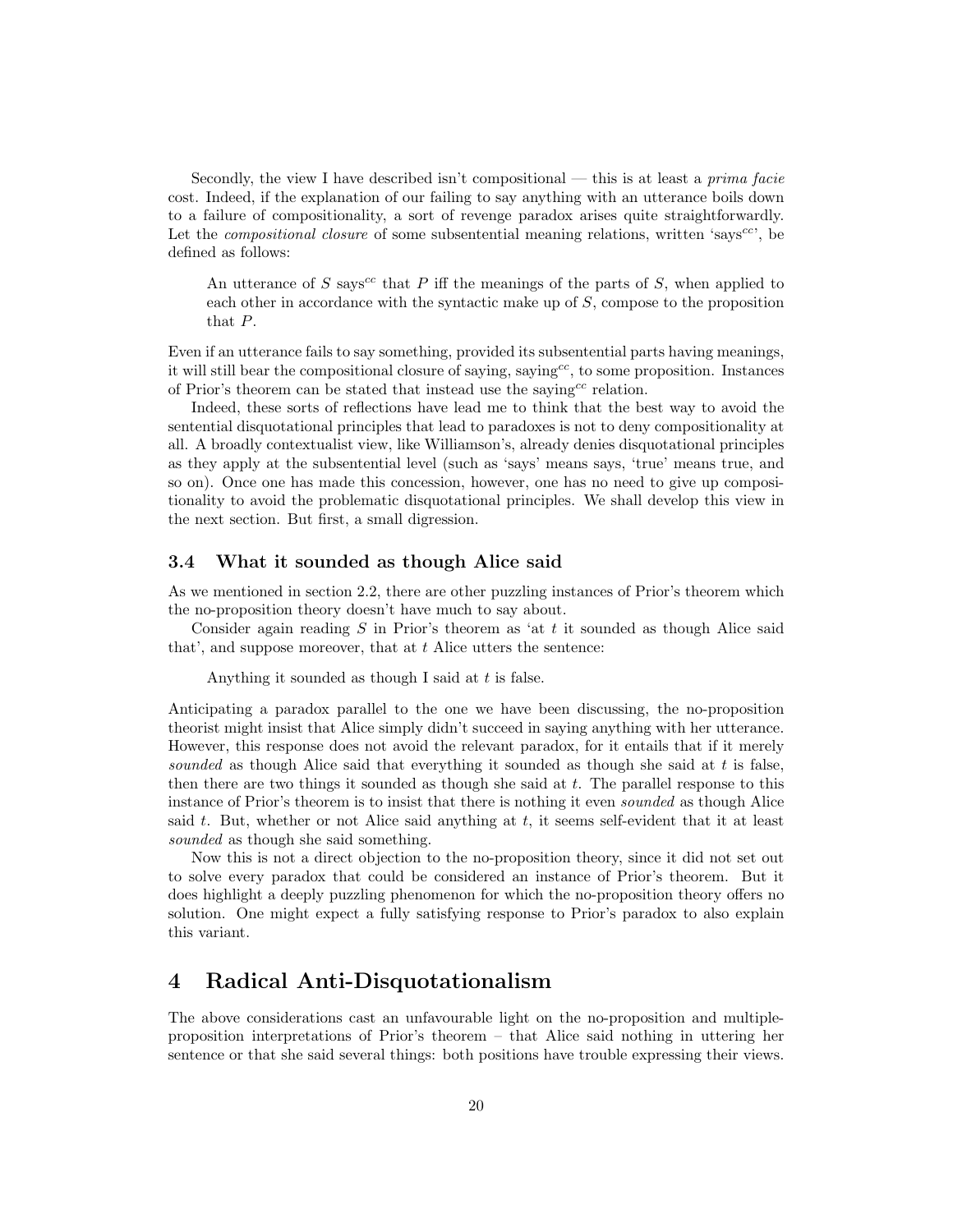Secondly, the view I have described isn't compositional — this is at least a *prima facie* cost. Indeed, if the explanation of our failing to say anything with an utterance boils down to a failure of compositionality, a sort of revenge paradox arises quite straightforwardly. Let the *compositional closure* of some subsentential meaning relations, written 'says$^{cc}$', be defined as follows:

> An utterance of $S$ says$^{cc}$ that $P$ iff the meanings of the parts of $S$, when applied to each other in accordance with the syntactic make up of $S$, compose to the proposition that $P$.

Even if an utterance fails to say something, provided its subsentential parts having meanings, it will still bear the compositional closure of saying, saying$^{cc}$, to some proposition. Instances of Prior's theorem can be stated that instead use the saying$^{cc}$ relation.

Indeed, these sorts of reflections have lead me to think that the best way to avoid the sentential disquotational principles that lead to paradoxes is not to deny compositionality at all. A broadly contextualist view, like Williamson's, already denies disquotational principles as they apply at the subsentential level (such as 'says' means says, 'true' means true, and so on). Once one has made this concession, however, one has no need to give up compositionality to avoid the problematic disquotational principles. We shall develop this view in the next section. But first, a small digression.

### 3.4 What it sounded as though Alice said

As we mentioned in section 2.2, there are other puzzling instances of Prior's theorem which the no-proposition theory doesn't have much to say about.

Consider again reading $S$ in Prior's theorem as 'at $t$ it sounded as though Alice said that', and suppose moreover, that at $t$ Alice utters the sentence:

> Anything it sounded as though I said at $t$ is false.

Anticipating a paradox parallel to the one we have been discussing, the no-proposition theorist might insist that Alice simply didn't succeed in saying anything with her utterance. However, this response does not avoid the relevant paradox, for it entails that if it merely *sounded* as though Alice said that everything it sounded as though she said at $t$ is false, then there are two things it sounded as though she said at $t$. The parallel response to this instance of Prior's theorem is to insist that there is nothing it even *sounded* as though Alice said $t$. But, whether or not Alice said anything at $t$, it seems self-evident that it at least *sounded* as though she said something.

Now this is not a direct objection to the no-proposition theory, since it did not set out to solve every paradox that could be considered an instance of Prior's theorem. But it does highlight a deeply puzzling phenomenon for which the no-proposition theory offers no solution. One might expect a fully satisfying response to Prior's paradox to also explain this variant.

## 4 Radical Anti-Disquotationalism

The above considerations cast an unfavourable light on the no-proposition and multiple-proposition interpretations of Prior's theorem – that Alice said nothing in uttering her sentence or that she said several things: both positions have trouble expressing their views.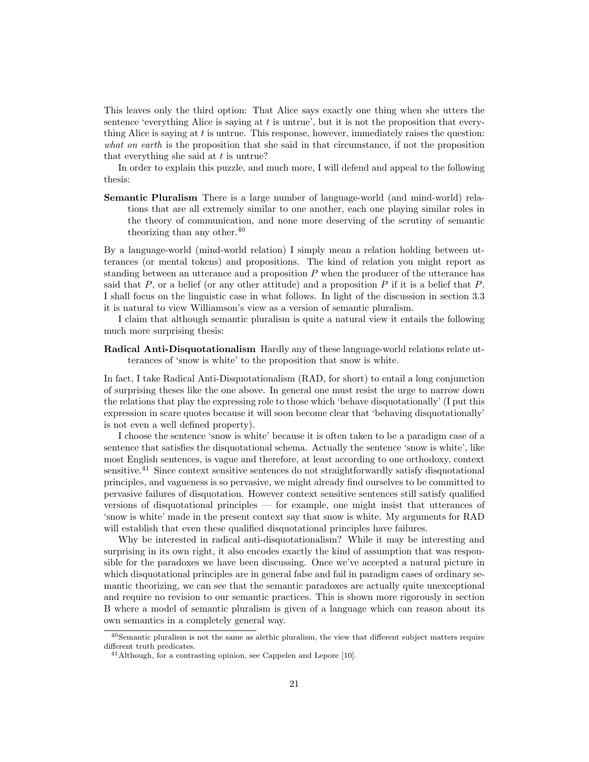This leaves only the third option: That Alice says exactly one thing when she utters the sentence 'everything Alice is saying at $t$ is untrue', but it is not the proposition that everything Alice is saying at $t$ is untrue. This response, however, immediately raises the question: *what on earth* is the proposition that she said in that circumstance, if not the proposition that everything she said at $t$ is untrue?

In order to explain this puzzle, and much more, I will defend and appeal to the following thesis:

**Semantic Pluralism** There is a large number of language-world (and mind-world) relations that are all extremely similar to one another, each one playing similar roles in the theory of communication, and none more deserving of the scrutiny of semantic theorizing than any other.[40]

By a language-world (mind-world relation) I simply mean a relation holding between utterances (or mental tokens) and propositions. The kind of relation you might report as standing between an utterance and a proposition $P$ when the producer of the utterance has said that $P$, or a belief (or any other attitude) and a proposition $P$ if it is a belief that $P$. I shall focus on the linguistic case in what follows. In light of the discussion in section 3.3 it is natural to view Williamson's view as a version of semantic pluralism.

I claim that although semantic pluralism is quite a natural view it entails the following much more surprising thesis:

**Radical Anti-Disquotationalism** Hardly any of these language-world relations relate utterances of 'snow is white' to the proposition that snow is white.

In fact, I take Radical Anti-Disquotationalism (RAD, for short) to entail a long conjunction of surprising theses like the one above. In general one must resist the urge to narrow down the relations that play the expressing role to those which 'behave disquotationally' (I put this expression in scare quotes because it will soon become clear that 'behaving disquotationally' is not even a well defined property).

I choose the sentence 'snow is white' because it is often taken to be a paradigm case of a sentence that satisfies the disquotational schema. Actually the sentence 'snow is white', like most English sentences, is vague and therefore, at least according to one orthodoxy, context sensitive.[41] Since context sensitive sentences do not straightforwardly satisfy disquotational principles, and vagueness is so pervasive, we might already find ourselves to be committed to pervasive failures of disquotation. However context sensitive sentences still satisfy qualified versions of disquotational principles — for example, one might insist that utterances of 'snow is white' made in the present context say that snow is white. My arguments for RAD will establish that even these qualified disquotational principles have failures.

Why be interested in radical anti-disquotationalism? While it may be interesting and surprising in its own right, it also encodes exactly the kind of assumption that was responsible for the paradoxes we have been discussing. Once we've accepted a natural picture in which disquotational principles are in general false and fail in paradigm cases of ordinary semantic theorizing, we can see that the semantic paradoxes are actually quite unexceptional and require no revision to our semantic practices. This is shown more rigorously in section B where a model of semantic pluralism is given of a language which can reason about its own semantics in a completely general way.

[40] Semantic pluralism is not the same as alethic pluralism, the view that different subject matters require different truth predicates.

[41] Although, for a contrasting opinion, see Cappelen and Lepore [10].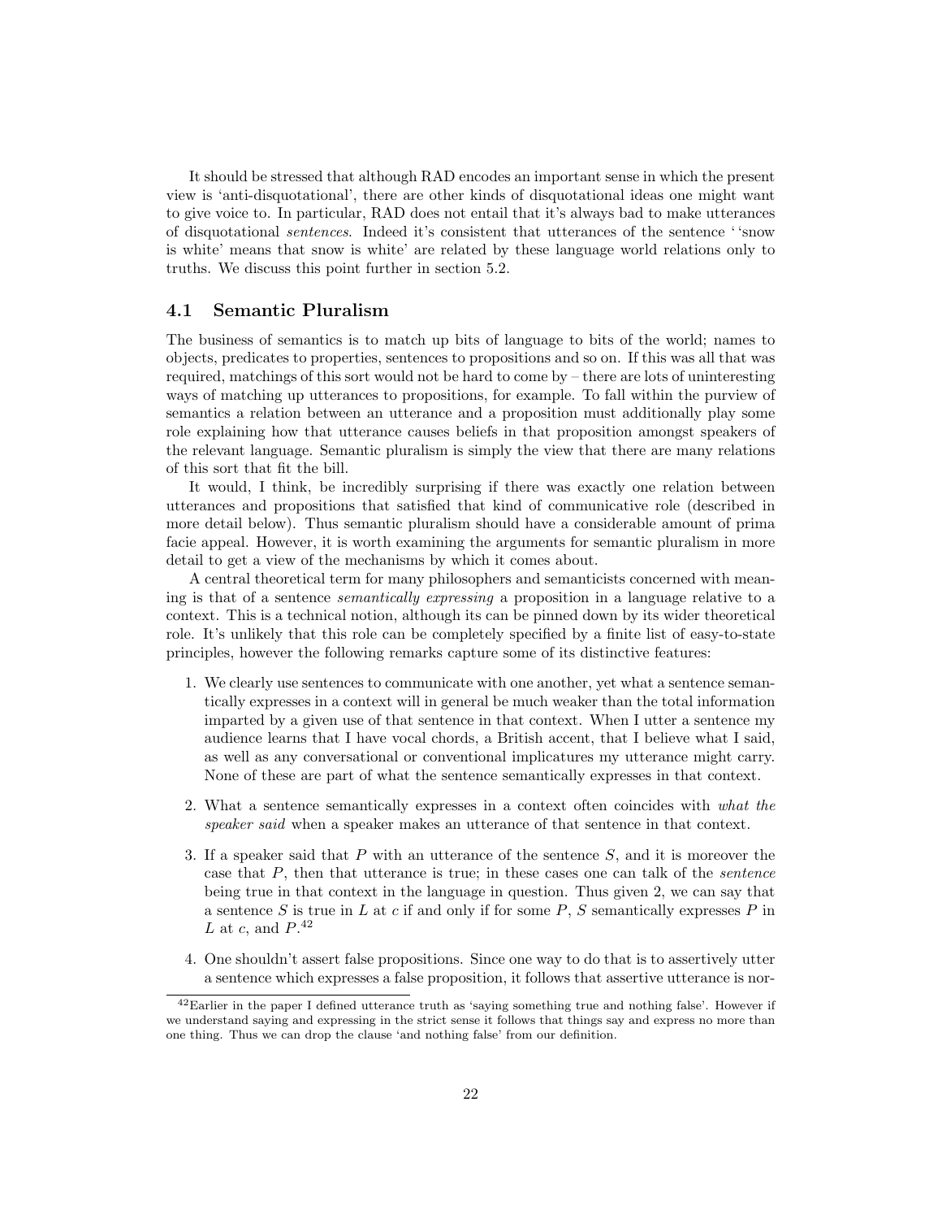It should be stressed that although RAD encodes an important sense in which the present view is 'anti-disquotational', there are other kinds of disquotational ideas one might want to give voice to. In particular, RAD does not entail that it's always bad to make utterances of disquotational *sentences*. Indeed it's consistent that utterances of the sentence ' 'snow is white' means that snow is white' are related by these language world relations only to truths. We discuss this point further in section 5.2.

### 4.1 Semantic Pluralism

The business of semantics is to match up bits of language to bits of the world; names to objects, predicates to properties, sentences to propositions and so on. If this was all that was required, matchings of this sort would not be hard to come by – there are lots of uninteresting ways of matching up utterances to propositions, for example. To fall within the purview of semantics a relation between an utterance and a proposition must additionally play some role explaining how that utterance causes beliefs in that proposition amongst speakers of the relevant language. Semantic pluralism is simply the view that there are many relations of this sort that fit the bill.

It would, I think, be incredibly surprising if there was exactly one relation between utterances and propositions that satisfied that kind of communicative role (described in more detail below). Thus semantic pluralism should have a considerable amount of prima facie appeal. However, it is worth examining the arguments for semantic pluralism in more detail to get a view of the mechanisms by which it comes about.

A central theoretical term for many philosophers and semanticists concerned with meaning is that of a sentence *semantically expressing* a proposition in a language relative to a context. This is a technical notion, although its can be pinned down by its wider theoretical role. It's unlikely that this role can be completely specified by a finite list of easy-to-state principles, however the following remarks capture some of its distinctive features:

1. We clearly use sentences to communicate with one another, yet what a sentence semantically expresses in a context will in general be much weaker than the total information imparted by a given use of that sentence in that context. When I utter a sentence my audience learns that I have vocal chords, a British accent, that I believe what I said, as well as any conversational or conventional implicatures my utterance might carry. None of these are part of what the sentence semantically expresses in that context.

2. What a sentence semantically expresses in a context often coincides with *what the speaker said* when a speaker makes an utterance of that sentence in that context.

3. If a speaker said that $P$ with an utterance of the sentence $S$, and it is moreover the case that $P$, then that utterance is true; in these cases one can talk of the *sentence* being true in that context in the language in question. Thus given 2, we can say that a sentence $S$ is true in $L$ at $c$ if and only if for some $P$, $S$ semantically expresses $P$ in $L$ at $c$, and $P$.[42]

4. One shouldn't assert false propositions. Since one way to do that is to assertively utter a sentence which expresses a false proposition, it follows that assertive utterance is nor-

[42] Earlier in the paper I defined utterance truth as 'saying something true and nothing false'. However if we understand saying and expressing in the strict sense it follows that things say and express no more than one thing. Thus we can drop the clause 'and nothing false' from our definition.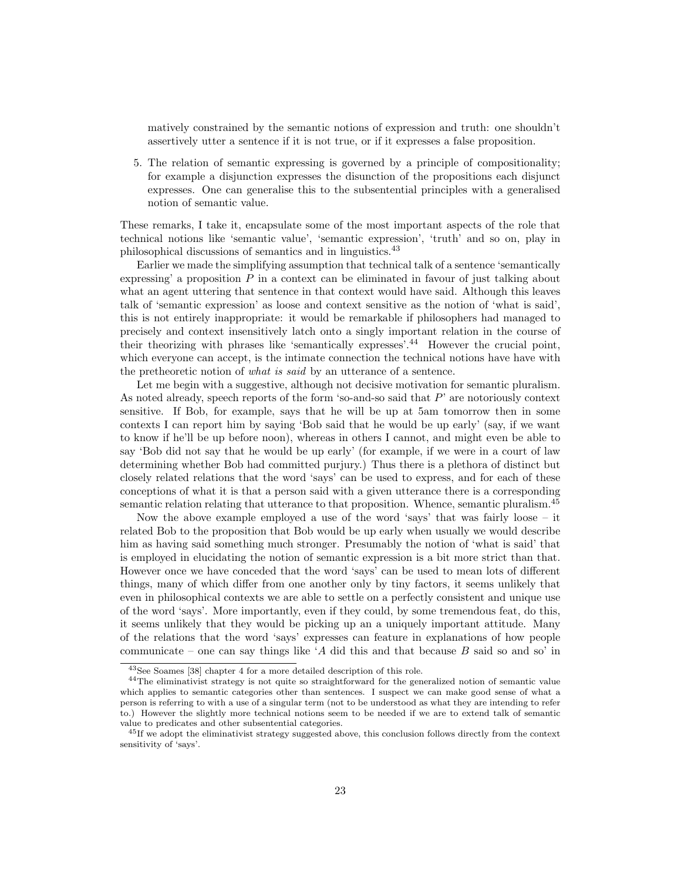matively constrained by the semantic notions of expression and truth: one shouldn't assertively utter a sentence if it is not true, or if it expresses a false proposition.

5. The relation of semantic expressing is governed by a principle of compositionality; for example a disjunction expresses the disunction of the propositions each disjunct expresses. One can generalise this to the subsentential principles with a generalised notion of semantic value.

These remarks, I take it, encapsulate some of the most important aspects of the role that technical notions like 'semantic value', 'semantic expression', 'truth' and so on, play in philosophical discussions of semantics and in linguistics.[43]

Earlier we made the simplifying assumption that technical talk of a sentence 'semantically expressing' a proposition $P$ in a context can be eliminated in favour of just talking about what an agent uttering that sentence in that context would have said. Although this leaves talk of 'semantic expression' as loose and context sensitive as the notion of 'what is said', this is not entirely inappropriate: it would be remarkable if philosophers had managed to precisely and context insensitively latch onto a singly important relation in the course of their theorizing with phrases like 'semantically expresses'.[44] However the crucial point, which everyone can accept, is the intimate connection the technical notions have have with the pretheoretic notion of *what is said* by an utterance of a sentence.

Let me begin with a suggestive, although not decisive motivation for semantic pluralism. As noted already, speech reports of the form 'so-and-so said that $P$' are notoriously context sensitive. If Bob, for example, says that he will be up at 5am tomorrow then in some contexts I can report him by saying 'Bob said that he would be up early' (say, if we want to know if he'll be up before noon), whereas in others I cannot, and might even be able to say 'Bob did not say that he would be up early' (for example, if we were in a court of law determining whether Bob had committed purjury.) Thus there is a plethora of distinct but closely related relations that the word 'says' can be used to express, and for each of these conceptions of what it is that a person said with a given utterance there is a corresponding semantic relation relating that utterance to that proposition. Whence, semantic pluralism.[45]

Now the above example employed a use of the word 'says' that was fairly loose – it related Bob to the proposition that Bob would be up early when usually we would describe him as having said something much stronger. Presumably the notion of 'what is said' that is employed in elucidating the notion of semantic expression is a bit more strict than that. However once we have conceded that the word 'says' can be used to mean lots of different things, many of which differ from one another only by tiny factors, it seems unlikely that even in philosophical contexts we are able to settle on a perfectly consistent and unique use of the word 'says'. More importantly, even if they could, by some tremendous feat, do this, it seems unlikely that they would be picking up an a uniquely important attitude. Many of the relations that the word 'says' expresses can feature in explanations of how people communicate – one can say things like '$A$ did this and that because $B$ said so and so' in

[43] See Soames [38] chapter 4 for a more detailed description of this role.

[44] The eliminativist strategy is not quite so straightforward for the generalized notion of semantic value which applies to semantic categories other than sentences. I suspect we can make good sense of what a person is referring to with a use of a singular term (not to be understood as what they are intending to refer to.) However the slightly more technical notions seem to be needed if we are to extend talk of semantic value to predicates and other subsentential categories.

[45] If we adopt the eliminativist strategy suggested above, this conclusion follows directly from the context sensitivity of 'says'.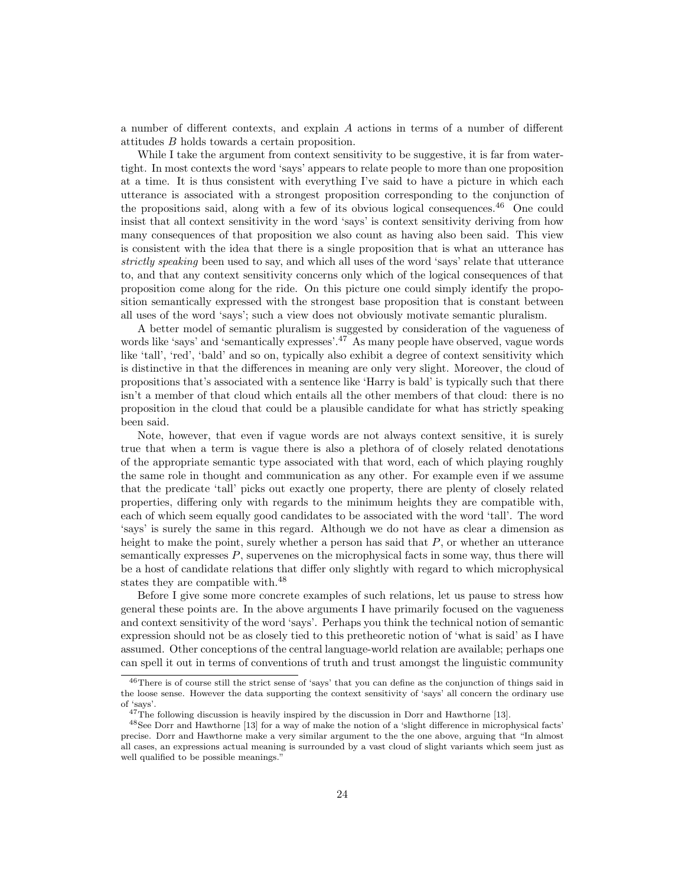a number of different contexts, and explain $A$ actions in terms of a number of different attitudes $B$ holds towards a certain proposition.

While I take the argument from context sensitivity to be suggestive, it is far from watertight. In most contexts the word 'says' appears to relate people to more than one proposition at a time. It is thus consistent with everything I've said to have a picture in which each utterance is associated with a strongest proposition corresponding to the conjunction of the propositions said, along with a few of its obvious logical consequences.[46] One could insist that all context sensitivity in the word 'says' is context sensitivity deriving from how many consequences of that proposition we also count as having also been said. This view is consistent with the idea that there is a single proposition that is what an utterance has *strictly speaking* been used to say, and which all uses of the word 'says' relate that utterance to, and that any context sensitivity concerns only which of the logical consequences of that proposition come along for the ride. On this picture one could simply identify the proposition semantically expressed with the strongest base proposition that is constant between all uses of the word 'says'; such a view does not obviously motivate semantic pluralism.

A better model of semantic pluralism is suggested by consideration of the vagueness of words like 'says' and 'semantically expresses'.[47] As many people have observed, vague words like 'tall', 'red', 'bald' and so on, typically also exhibit a degree of context sensitivity which is distinctive in that the differences in meaning are only very slight. Moreover, the cloud of propositions that's associated with a sentence like 'Harry is bald' is typically such that there isn't a member of that cloud which entails all the other members of that cloud: there is no proposition in the cloud that could be a plausible candidate for what has strictly speaking been said.

Note, however, that even if vague words are not always context sensitive, it is surely true that when a term is vague there is also a plethora of of closely related denotations of the appropriate semantic type associated with that word, each of which playing roughly the same role in thought and communication as any other. For example even if we assume that the predicate 'tall' picks out exactly one property, there are plenty of closely related properties, differing only with regards to the minimum heights they are compatible with, each of which seem equally good candidates to be associated with the word 'tall'. The word 'says' is surely the same in this regard. Although we do not have as clear a dimension as height to make the point, surely whether a person has said that $P$, or whether an utterance semantically expresses $P$, supervenes on the microphysical facts in some way, thus there will be a host of candidate relations that differ only slightly with regard to which microphysical states they are compatible with.[48]

Before I give some more concrete examples of such relations, let us pause to stress how general these points are. In the above arguments I have primarily focused on the vagueness and context sensitivity of the word 'says'. Perhaps you think the technical notion of semantic expression should not be as closely tied to this pretheoretic notion of 'what is said' as I have assumed. Other conceptions of the central language-world relation are available; perhaps one can spell it out in terms of conventions of truth and trust amongst the linguistic community

---

[46] There is of course still the strict sense of 'says' that you can define as the conjunction of things said in the loose sense. However the data supporting the context sensitivity of 'says' all concern the ordinary use of 'says'.

[47] The following discussion is heavily inspired by the discussion in Dorr and Hawthorne [13].

[48] See Dorr and Hawthorne [13] for a way of make the notion of a 'slight difference in microphysical facts' precise. Dorr and Hawthorne make a very similar argument to the the one above, arguing that "In almost all cases, an expressions actual meaning is surrounded by a vast cloud of slight variants which seem just as well qualified to be possible meanings."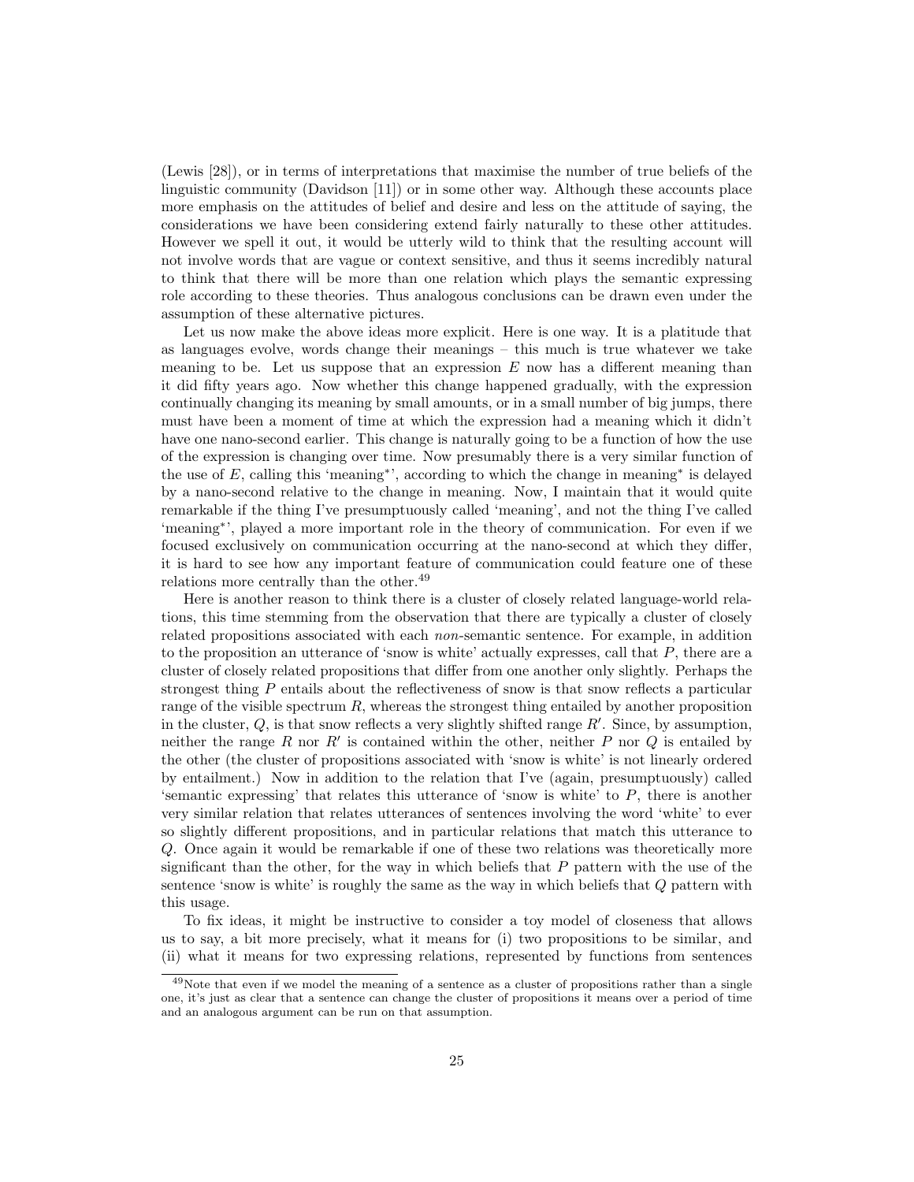(Lewis [28]), or in terms of interpretations that maximise the number of true beliefs of the linguistic community (Davidson [11]) or in some other way. Although these accounts place more emphasis on the attitudes of belief and desire and less on the attitude of saying, the considerations we have been considering extend fairly naturally to these other attitudes. However we spell it out, it would be utterly wild to think that the resulting account will not involve words that are vague or context sensitive, and thus it seems incredibly natural to think that there will be more than one relation which plays the semantic expressing role according to these theories. Thus analogous conclusions can be drawn even under the assumption of these alternative pictures.

Let us now make the above ideas more explicit. Here is one way. It is a platitude that as languages evolve, words change their meanings – this much is true whatever we take meaning to be. Let us suppose that an expression $E$ now has a different meaning than it did fifty years ago. Now whether this change happened gradually, with the expression continually changing its meaning by small amounts, or in a small number of big jumps, there must have been a moment of time at which the expression had a meaning which it didn't have one nano-second earlier. This change is naturally going to be a function of how the use of the expression is changing over time. Now presumably there is a very similar function of the use of $E$, calling this 'meaning$^*$', according to which the change in meaning$^*$ is delayed by a nano-second relative to the change in meaning. Now, I maintain that it would quite remarkable if the thing I've presumptuously called 'meaning', and not the thing I've called 'meaning$^*$', played a more important role in the theory of communication. For even if we focused exclusively on communication occurring at the nano-second at which they differ, it is hard to see how any important feature of communication could feature one of these relations more centrally than the other.[49]

Here is another reason to think there is a cluster of closely related language-world relations, this time stemming from the observation that there are typically a cluster of closely related propositions associated with each *non*-semantic sentence. For example, in addition to the proposition an utterance of 'snow is white' actually expresses, call that $P$, there are a cluster of closely related propositions that differ from one another only slightly. Perhaps the strongest thing $P$ entails about the reflectiveness of snow is that snow reflects a particular range of the visible spectrum $R$, whereas the strongest thing entailed by another proposition in the cluster, $Q$, is that snow reflects a very slightly shifted range $R'$. Since, by assumption, neither the range $R$ nor $R'$ is contained within the other, neither $P$ nor $Q$ is entailed by the other (the cluster of propositions associated with 'snow is white' is not linearly ordered by entailment.) Now in addition to the relation that I've (again, presumptuously) called 'semantic expressing' that relates this utterance of 'snow is white' to $P$, there is another very similar relation that relates utterances of sentences involving the word 'white' to ever so slightly different propositions, and in particular relations that match this utterance to $Q$. Once again it would be remarkable if one of these two relations was theoretically more significant than the other, for the way in which beliefs that $P$ pattern with the use of the sentence 'snow is white' is roughly the same as the way in which beliefs that $Q$ pattern with this usage.

To fix ideas, it might be instructive to consider a toy model of closeness that allows us to say, a bit more precisely, what it means for (i) two propositions to be similar, and (ii) what it means for two expressing relations, represented by functions from sentences

[49] Note that even if we model the meaning of a sentence as a cluster of propositions rather than a single one, it's just as clear that a sentence can change the cluster of propositions it means over a period of time and an analogous argument can be run on that assumption.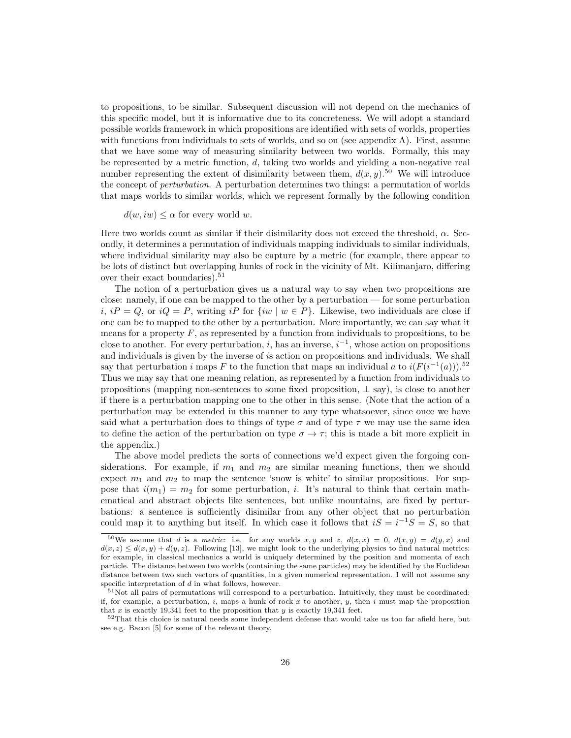to propositions, to be similar. Subsequent discussion will not depend on the mechanics of this specific model, but it is informative due to its concreteness. We will adopt a standard possible worlds framework in which propositions are identified with sets of worlds, properties with functions from individuals to sets of worlds, and so on (see appendix A). First, assume that we have some way of measuring similarity between two worlds. Formally, this may be represented by a metric function, $d$, taking two worlds and yielding a non-negative real number representing the extent of disimilarity between them, $d(x, y)$.[50] We will introduce the concept of *perturbation*. A perturbation determines two things: a permutation of worlds that maps worlds to similar worlds, which we represent formally by the following condition

$d(w, iw) \leq \alpha$ for every world $w$.

Here two worlds count as similar if their disimilarity does not exceed the threshold, $\alpha$. Secondly, it determines a permutation of individuals mapping individuals to similar individuals, where individual similarity may also be capture by a metric (for example, there appear to be lots of distinct but overlapping hunks of rock in the vicinity of Mt. Kilimanjaro, differing over their exact boundaries).[51]

The notion of a perturbation gives us a natural way to say when two propositions are close: namely, if one can be mapped to the other by a perturbation — for some perturbation $i$, $iP = Q$, or $iQ = P$, writing $iP$ for $\{iw \mid w \in P\}$. Likewise, two individuals are close if one can be to mapped to the other by a perturbation. More importantly, we can say what it means for a property $F$, as represented by a function from individuals to propositions, to be close to another. For every perturbation, $i$, has an inverse, $i^{-1}$, whose action on propositions and individuals is given by the inverse of $i$s action on propositions and individuals. We shall say that perturbation $i$ maps $F$ to the function that maps an individual $a$ to $i(F(i^{-1}(a)))$.[52] Thus we may say that one meaning relation, as represented by a function from individuals to propositions (mapping non-sentences to some fixed proposition, $\bot$ say), is close to another if there is a perturbation mapping one to the other in this sense. (Note that the action of a perturbation may be extended in this manner to any type whatsoever, since once we have said what a perturbation does to things of type $\sigma$ and of type $\tau$ we may use the same idea to define the action of the perturbation on type $\sigma \to \tau$; this is made a bit more explicit in the appendix.)

The above model predicts the sorts of connections we'd expect given the forgoing considerations. For example, if $m_1$ and $m_2$ are similar meaning functions, then we should expect $m_1$ and $m_2$ to map the sentence 'snow is white' to similar propositions. For suppose that $i(m_1) = m_2$ for some perturbation, $i$. It's natural to think that certain mathematical and abstract objects like sentences, but unlike mountains, are fixed by perturbations: a sentence is sufficiently disimilar from any other object that no perturbation could map it to anything but itself. In which case it follows that $iS = i^{-1}S = S$, so that

[50] We assume that $d$ is a *metric*: i.e. for any worlds $x, y$ and $z$, $d(x, x) = 0$, $d(x, y) = d(y, x)$ and $d(x, z) \leq d(x, y) + d(y, z)$. Following [13], we might look to the underlying physics to find natural metrics: for example, in classical mechanics a world is uniquely determined by the position and momenta of each particle. The distance between two worlds (containing the same particles) may be identified by the Euclidean distance between two such vectors of quantities, in a given numerical representation. I will not assume any specific interpretation of $d$ in what follows, however.

[51] Not all pairs of permutations will correspond to a perturbation. Intuitively, they must be coordinated: if, for example, a perturbation, $i$, maps a hunk of rock $x$ to another, $y$, then $i$ must map the proposition that $x$ is exactly 19,341 feet to the proposition that $y$ is exactly 19,341 feet.

[52] That this choice is natural needs some independent defense that would take us too far afield here, but see e.g. Bacon [5] for some of the relevant theory.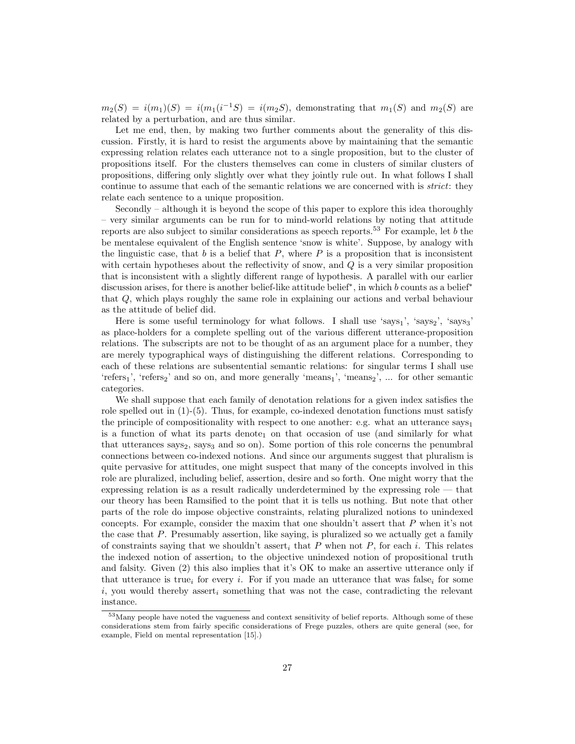$m_2(S) = i(m_1)(S) = i(m_1(i^{-1}S) = i(m_2S)$, demonstrating that $m_1(S)$ and $m_2(S)$ are related by a perturbation, and are thus similar.

Let me end, then, by making two further comments about the generality of this discussion. Firstly, it is hard to resist the arguments above by maintaining that the semantic expressing relation relates each utterance not to a single proposition, but to the cluster of propositions itself. For the clusters themselves can come in clusters of similar clusters of propositions, differing only slightly over what they jointly rule out. In what follows I shall continue to assume that each of the semantic relations we are concerned with is *strict*: they relate each sentence to a unique proposition.

Secondly – although it is beyond the scope of this paper to explore this idea thoroughly – very similar arguments can be run for to mind-world relations by noting that attitude reports are also subject to similar considerations as speech reports.[53] For example, let $b$ the be mentalese equivalent of the English sentence 'snow is white'. Suppose, by analogy with the linguistic case, that $b$ is a belief that $P$, where $P$ is a proposition that is inconsistent with certain hypotheses about the reflectivity of snow, and $Q$ is a very similar proposition that is inconsistent with a slightly different range of hypothesis. A parallel with our earlier discussion arises, for there is another belief-like attitude belief*, in which $b$ counts as a belief* that $Q$, which plays roughly the same role in explaining our actions and verbal behaviour as the attitude of belief did.

Here is some useful terminology for what follows. I shall use 'says$_1$', 'says$_2$', 'says$_3$' as place-holders for a complete spelling out of the various different utterance-proposition relations. The subscripts are not to be thought of as an argument place for a number, they are merely typographical ways of distinguishing the different relations. Corresponding to each of these relations are subsentential semantic relations: for singular terms I shall use 'refers$_1$', 'refers$_2$' and so on, and more generally 'means$_1$', 'means$_2$', ... for other semantic categories.

We shall suppose that each family of denotation relations for a given index satisfies the role spelled out in (1)-(5). Thus, for example, co-indexed denotation functions must satisfy the principle of compositionality with respect to one another: e.g. what an utterance says$_1$ is a function of what its parts denote$_1$ on that occasion of use (and similarly for what that utterances says$_2$, says$_3$ and so on). Some portion of this role concerns the penumbral connections between co-indexed notions. And since our arguments suggest that pluralism is quite pervasive for attitudes, one might suspect that many of the concepts involved in this role are pluralized, including belief, assertion, desire and so forth. One might worry that the expressing relation is as a result radically underdetermined by the expressing role — that our theory has been Ramsified to the point that it is tells us nothing. But note that other parts of the role do impose objective constraints, relating pluralized notions to unindexed concepts. For example, consider the maxim that one shouldn't assert that $P$ when it's not the case that $P$. Presumably assertion, like saying, is pluralized so we actually get a family of constraints saying that we shouldn't assert$_i$ that $P$ when not $P$, for each $i$. This relates the indexed notion of assertion$_i$ to the objective unindexed notion of propositional truth and falsity. Given (2) this also implies that it's OK to make an assertive utterance only if that utterance is true$_i$ for every $i$. For if you made an utterance that was false$_i$ for some $i$, you would thereby assert$_i$ something that was not the case, contradicting the relevant instance.

[53] Many people have noted the vagueness and context sensitivity of belief reports. Although some of these considerations stem from fairly specific considerations of Frege puzzles, others are quite general (see, for example, Field on mental representation [15].)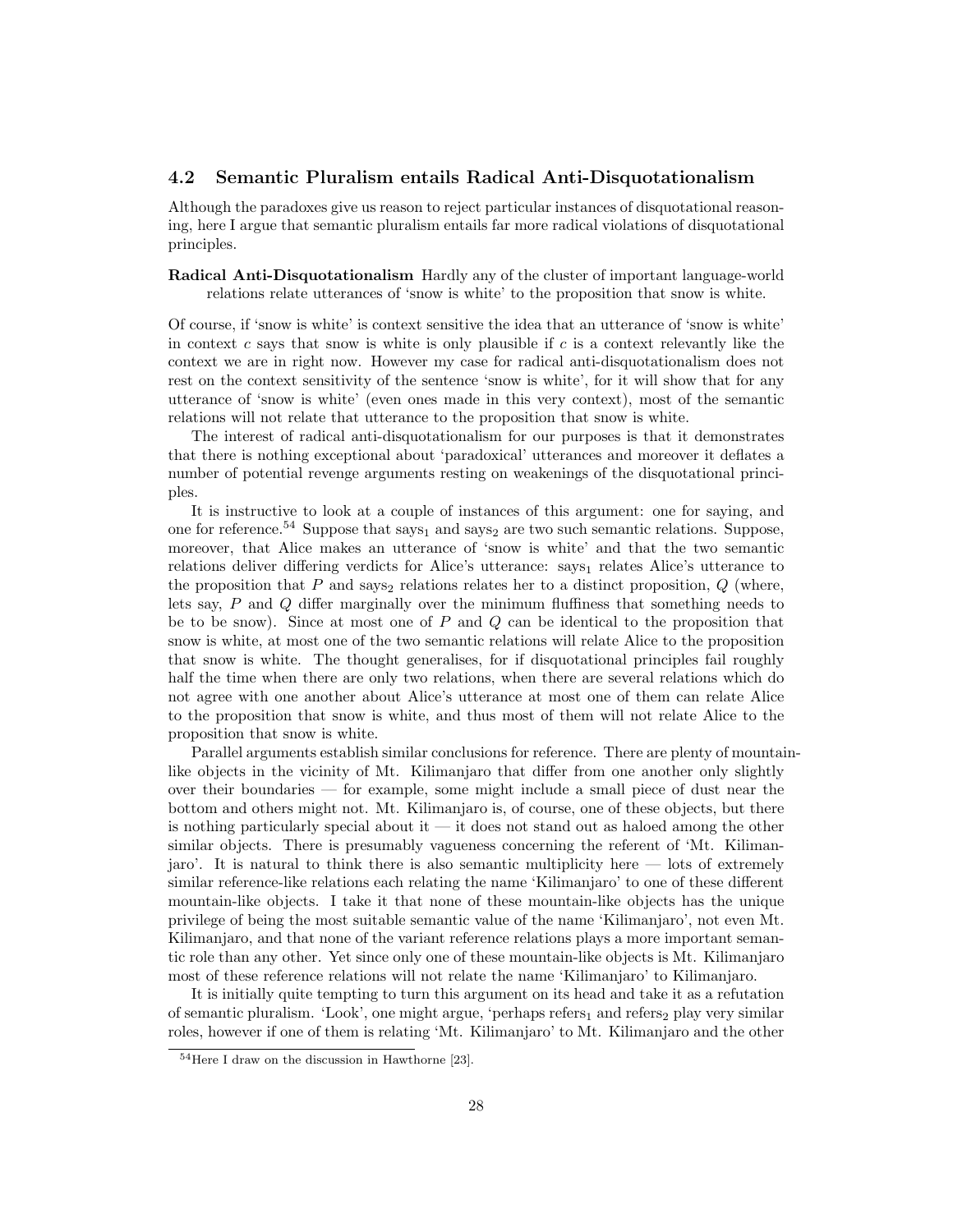### 4.2 Semantic Pluralism entails Radical Anti-Disquotationalism

Although the paradoxes give us reason to reject particular instances of disquotational reasoning, here I argue that semantic pluralism entails far more radical violations of disquotational principles.

**Radical Anti-Disquotationalism** Hardly any of the cluster of important language-world relations relate utterances of 'snow is white' to the proposition that snow is white.

Of course, if 'snow is white' is context sensitive the idea that an utterance of 'snow is white' in context $c$ says that snow is white is only plausible if $c$ is a context relevantly like the context we are in right now. However my case for radical anti-disquotationalism does not rest on the context sensitivity of the sentence 'snow is white', for it will show that for any utterance of 'snow is white' (even ones made in this very context), most of the semantic relations will not relate that utterance to the proposition that snow is white.

The interest of radical anti-disquotationalism for our purposes is that it demonstrates that there is nothing exceptional about 'paradoxical' utterances and moreover it deflates a number of potential revenge arguments resting on weakenings of the disquotational principles.

It is instructive to look at a couple of instances of this argument: one for saying, and one for reference.[54] Suppose that says$_1$ and says$_2$ are two such semantic relations. Suppose, moreover, that Alice makes an utterance of 'snow is white' and that the two semantic relations deliver differing verdicts for Alice's utterance: says$_1$ relates Alice's utterance to the proposition that $P$ and says$_2$ relations relates her to a distinct proposition, $Q$ (where, lets say, $P$ and $Q$ differ marginally over the minimum fluffiness that something needs to be to be snow). Since at most one of $P$ and $Q$ can be identical to the proposition that snow is white, at most one of the two semantic relations will relate Alice to the proposition that snow is white. The thought generalises, for if disquotational principles fail roughly half the time when there are only two relations, when there are several relations which do not agree with one another about Alice's utterance at most one of them can relate Alice to the proposition that snow is white, and thus most of them will not relate Alice to the proposition that snow is white.

Parallel arguments establish similar conclusions for reference. There are plenty of mountain-like objects in the vicinity of Mt. Kilimanjaro that differ from one another only slightly over their boundaries — for example, some might include a small piece of dust near the bottom and others might not. Mt. Kilimanjaro is, of course, one of these objects, but there is nothing particularly special about it — it does not stand out as haloed among the other similar objects. There is presumably vagueness concerning the referent of 'Mt. Kilimanjaro'. It is natural to think there is also semantic multiplicity here — lots of extremely similar reference-like relations each relating the name 'Kilimanjaro' to one of these different mountain-like objects. I take it that none of these mountain-like objects has the unique privilege of being the most suitable semantic value of the name 'Kilimanjaro', not even Mt. Kilimanjaro, and that none of the variant reference relations plays a more important semantic role than any other. Yet since only one of these mountain-like objects is Mt. Kilimanjaro most of these reference relations will not relate the name 'Kilimanjaro' to Kilimanjaro.

It is initially quite tempting to turn this argument on its head and take it as a refutation of semantic pluralism. 'Look', one might argue, 'perhaps refers$_1$ and refers$_2$ play very similar roles, however if one of them is relating 'Mt. Kilimanjaro' to Mt. Kilimanjaro and the other

[54] Here I draw on the discussion in Hawthorne [23].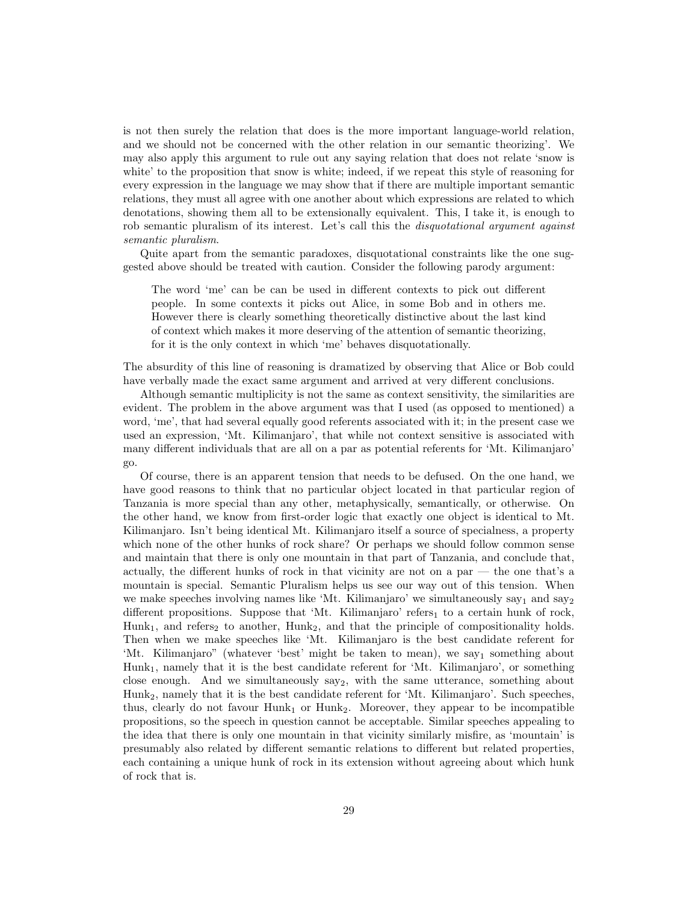is not then surely the relation that does is the more important language-world relation, and we should not be concerned with the other relation in our semantic theorizing'. We may also apply this argument to rule out any saying relation that does not relate 'snow is white' to the proposition that snow is white; indeed, if we repeat this style of reasoning for every expression in the language we may show that if there are multiple important semantic relations, they must all agree with one another about which expressions are related to which denotations, showing them all to be extensionally equivalent. This, I take it, is enough to rob semantic pluralism of its interest. Let's call this the *disquotational argument against semantic pluralism*.

Quite apart from the semantic paradoxes, disquotational constraints like the one suggested above should be treated with caution. Consider the following parody argument:

> The word 'me' can be can be used in different contexts to pick out different people. In some contexts it picks out Alice, in some Bob and in others me. However there is clearly something theoretically distinctive about the last kind of context which makes it more deserving of the attention of semantic theorizing, for it is the only context in which 'me' behaves disquotationally.

The absurdity of this line of reasoning is dramatized by observing that Alice or Bob could have verbally made the exact same argument and arrived at very different conclusions.

Although semantic multiplicity is not the same as context sensitivity, the similarities are evident. The problem in the above argument was that I used (as opposed to mentioned) a word, 'me', that had several equally good referents associated with it; in the present case we used an expression, 'Mt. Kilimanjaro', that while not context sensitive is associated with many different individuals that are all on a par as potential referents for 'Mt. Kilimanjaro' go.

Of course, there is an apparent tension that needs to be defused. On the one hand, we have good reasons to think that no particular object located in that particular region of Tanzania is more special than any other, metaphysically, semantically, or otherwise. On the other hand, we know from first-order logic that exactly one object is identical to Mt. Kilimanjaro. Isn't being identical Mt. Kilimanjaro itself a source of specialness, a property which none of the other hunks of rock share? Or perhaps we should follow common sense and maintain that there is only one mountain in that part of Tanzania, and conclude that, actually, the different hunks of rock in that vicinity are not on a par — the one that's a mountain is special. Semantic Pluralism helps us see our way out of this tension. When we make speeches involving names like 'Mt. Kilimanjaro' we simultaneously say$_1$ and say$_2$ different propositions. Suppose that 'Mt. Kilimanjaro' refers$_1$ to a certain hunk of rock, Hunk$_1$, and refers$_2$ to another, Hunk$_2$, and that the principle of compositionality holds. Then when we make speeches like 'Mt. Kilimanjaro is the best candidate referent for 'Mt. Kilimanjaro'' (whatever 'best' might be taken to mean), we say$_1$ something about Hunk$_1$, namely that it is the best candidate referent for 'Mt. Kilimanjaro', or something close enough. And we simultaneously say$_2$, with the same utterance, something about Hunk$_2$, namely that it is the best candidate referent for 'Mt. Kilimanjaro'. Such speeches, thus, clearly do not favour Hunk$_1$ or Hunk$_2$. Moreover, they appear to be incompatible propositions, so the speech in question cannot be acceptable. Similar speeches appealing to the idea that there is only one mountain in that vicinity similarly misfire, as 'mountain' is presumably also related by different semantic relations to different but related properties, each containing a unique hunk of rock in its extension without agreeing about which hunk of rock that is.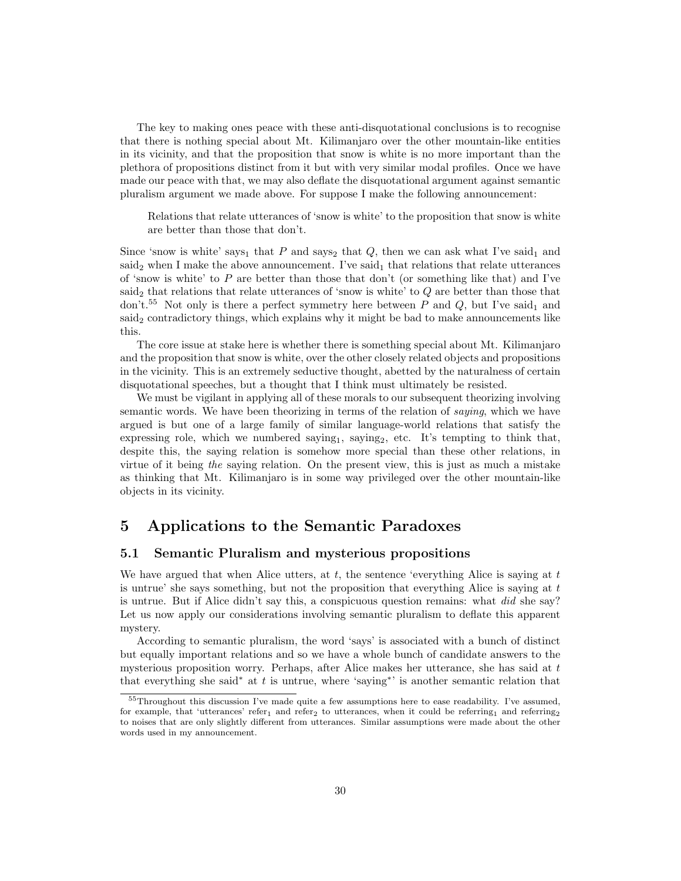The key to making ones peace with these anti-disquotational conclusions is to recognise that there is nothing special about Mt. Kilimanjaro over the other mountain-like entities in its vicinity, and that the proposition that snow is white is no more important than the plethora of propositions distinct from it but with very similar modal profiles. Once we have made our peace with that, we may also deflate the disquotational argument against semantic pluralism argument we made above. For suppose I make the following announcement:

> Relations that relate utterances of 'snow is white' to the proposition that snow is white are better than those that don't.

Since 'snow is white' says$_1$ that $P$ and says$_2$ that $Q$, then we can ask what I've said$_1$ and said$_2$ when I make the above announcement. I've said$_1$ that relations that relate utterances of 'snow is white' to $P$ are better than those that don't (or something like that) and I've said$_2$ that relations that relate utterances of 'snow is white' to $Q$ are better than those that don't.[55] Not only is there a perfect symmetry here between $P$ and $Q$, but I've said$_1$ and said$_2$ contradictory things, which explains why it might be bad to make announcements like this.

The core issue at stake here is whether there is something special about Mt. Kilimanjaro and the proposition that snow is white, over the other closely related objects and propositions in the vicinity. This is an extremely seductive thought, abetted by the naturalness of certain disquotational speeches, but a thought that I think must ultimately be resisted.

We must be vigilant in applying all of these morals to our subsequent theorizing involving semantic words. We have been theorizing in terms of the relation of *saying*, which we have argued is but one of a large family of similar language-world relations that satisfy the expressing role, which we numbered saying$_1$, saying$_2$, etc. It's tempting to think that, despite this, the saying relation is somehow more special than these other relations, in virtue of it being *the* saying relation. On the present view, this is just as much a mistake as thinking that Mt. Kilimanjaro is in some way privileged over the other mountain-like objects in its vicinity.

## 5 Applications to the Semantic Paradoxes

### 5.1 Semantic Pluralism and mysterious propositions

We have argued that when Alice utters, at $t$, the sentence 'everything Alice is saying at $t$ is untrue' she says something, but not the proposition that everything Alice is saying at $t$ is untrue. But if Alice didn't say this, a conspicuous question remains: what *did* she say? Let us now apply our considerations involving semantic pluralism to deflate this apparent mystery.

According to semantic pluralism, the word 'says' is associated with a bunch of distinct but equally important relations and so we have a whole bunch of candidate answers to the mysterious proposition worry. Perhaps, after Alice makes her utterance, she has said at $t$ that everything she said$^*$ at $t$ is untrue, where 'saying$^*$' is another semantic relation that

[55]Throughout this discussion I've made quite a few assumptions here to ease readability. I've assumed, for example, that 'utterances' refer$_1$ and refer$_2$ to utterances, when it could be referring$_1$ and referring$_2$ to noises that are only slightly different from utterances. Similar assumptions were made about the other words used in my announcement.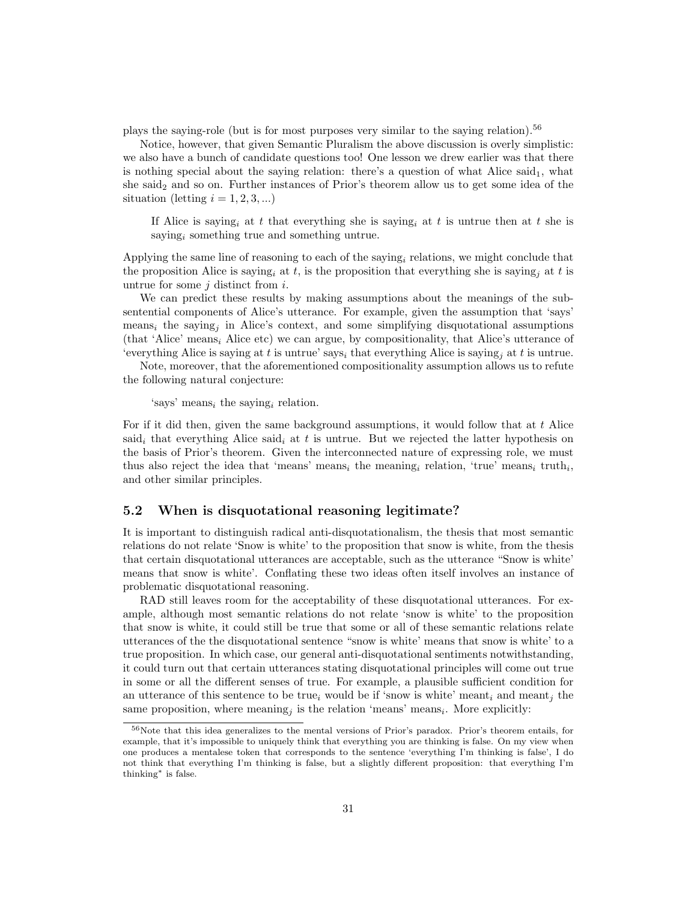plays the saying-role (but is for most purposes very similar to the saying relation).[56]

Notice, however, that given Semantic Pluralism the above discussion is overly simplistic: we also have a bunch of candidate questions too! One lesson we drew earlier was that there is nothing special about the saying relation: there's a question of what Alice said$_1$, what she said$_2$ and so on. Further instances of Prior's theorem allow us to get some idea of the situation (letting $i = 1, 2, 3, ...$)

> If Alice is saying$_i$ at $t$ that everything she is saying$_i$ at $t$ is untrue then at $t$ she is saying$_i$ something true and something untrue.

Applying the same line of reasoning to each of the saying$_i$ relations, we might conclude that the proposition Alice is saying$_i$ at $t$, is the proposition that everything she is saying$_j$ at $t$ is untrue for some $j$ distinct from $i$.

We can predict these results by making assumptions about the meanings of the subsentential components of Alice's utterance. For example, given the assumption that 'says' means$_i$ the saying$_j$ in Alice's context, and some simplifying disquotational assumptions (that 'Alice' means$_i$ Alice etc) we can argue, by compositionality, that Alice's utterance of 'everything Alice is saying at $t$ is untrue' says$_i$ that everything Alice is saying$_j$ at $t$ is untrue.

Note, moreover, that the aforementioned compositionality assumption allows us to refute the following natural conjecture:

> 'says' means$_i$ the saying$_i$ relation.

For if it did then, given the same background assumptions, it would follow that at $t$ Alice said$_i$ that everything Alice said$_i$ at $t$ is untrue. But we rejected the latter hypothesis on the basis of Prior's theorem. Given the interconnected nature of expressing role, we must thus also reject the idea that 'means' means$_i$ the meaning$_i$ relation, 'true' means$_i$ truth$_i$, and other similar principles.

## 5.2 When is disquotational reasoning legitimate?

It is important to distinguish radical anti-disquotationalism, the thesis that most semantic relations do not relate 'Snow is white' to the proposition that snow is white, from the thesis that certain disquotational utterances are acceptable, such as the utterance "Snow is white' means that snow is white'. Conflating these two ideas often itself involves an instance of problematic disquotational reasoning.

RAD still leaves room for the acceptability of these disquotational utterances. For example, although most semantic relations do not relate 'snow is white' to the proposition that snow is white, it could still be true that some or all of these semantic relations relate utterances of the the disquotational sentence "snow is white' means that snow is white' to a true proposition. In which case, our general anti-disquotational sentiments notwithstanding, it could turn out that certain utterances stating disquotational principles will come out true in some or all the different senses of true. For example, a plausible sufficient condition for an utterance of this sentence to be true$_i$ would be if 'snow is white' meant$_i$ and meant$_j$ the same proposition, where meaning$_j$ is the relation 'means' means$_i$. More explicitly:

[56]Note that this idea generalizes to the mental versions of Prior's paradox. Prior's theorem entails, for example, that it's impossible to uniquely think that everything you are thinking is false. On my view when one produces a mentalese token that corresponds to the sentence 'everything I'm thinking is false', I do not think that everything I'm thinking is false, but a slightly different proposition: that everything I'm thinking$^*$ is false.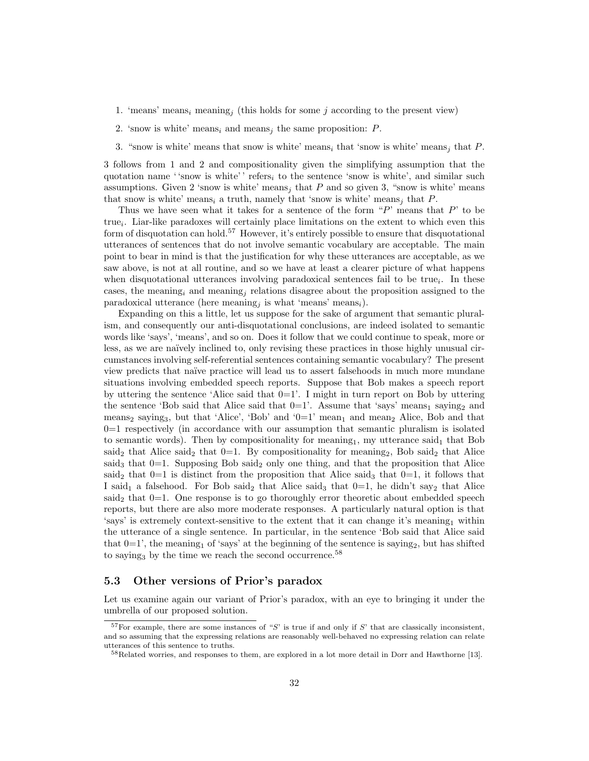1. 'means' $\text{means}_i$ $\text{meaning}_j$ (this holds for some $j$ according to the present view)

2. 'snow is white' $\text{means}_i$ and $\text{means}_j$ the same proposition: $P$.

3. "snow is white' means that snow is white' $\text{means}_i$ that 'snow is white' $\text{means}_j$ that $P$.

3 follows from 1 and 2 and compositionality given the simplifying assumption that the quotation name ''snow is white'' $\text{refers}_i$ to the sentence 'snow is white', and similar such assumptions. Given 2 'snow is white' $\text{means}_j$ that $P$ and so given 3, "snow is white' means that snow is white' $\text{means}_i$ a truth, namely that 'snow is white' $\text{means}_j$ that $P$.

Thus we have seen what it takes for a sentence of the form "$P$' means that $P$' to be $\text{true}_i$. Liar-like paradoxes will certainly place limitations on the extent to which even this form of disquotation can hold.[57] However, it's entirely possible to ensure that disquotational utterances of sentences that do not involve semantic vocabulary are acceptable. The main point to bear in mind is that the justification for why these utterances are acceptable, as we saw above, is not at all routine, and so we have at least a clearer picture of what happens when disquotational utterances involving paradoxical sentences fail to be $\text{true}_i$. In these cases, the $\text{meaning}_i$ and $\text{meaning}_j$ relations disagree about the proposition assigned to the paradoxical utterance (here $\text{meaning}_j$ is what 'means' $\text{means}_i$).

Expanding on this a little, let us suppose for the sake of argument that semantic pluralism, and consequently our anti-disquotational conclusions, are indeed isolated to semantic words like 'says', 'means', and so on. Does it follow that we could continue to speak, more or less, as we are naïvely inclined to, only revising these practices in those highly unusual circumstances involving self-referential sentences containing semantic vocabulary? The present view predicts that naïve practice will lead us to assert falsehoods in much more mundane situations involving embedded speech reports. Suppose that Bob makes a speech report by uttering the sentence 'Alice said that 0=1'. I might in turn report on Bob by uttering the sentence 'Bob said that Alice said that 0=1'. Assume that 'says' $\text{means}_1$ $\text{saying}_2$ and $\text{means}_2$ $\text{saying}_3$, but that 'Alice', 'Bob' and '0=1' $\text{mean}_1$ and $\text{mean}_2$ Alice, Bob and that 0=1 respectively (in accordance with our assumption that semantic pluralism is isolated to semantic words). Then by compositionality for $\text{meaning}_1$, my utterance $\text{said}_1$ that Bob $\text{said}_2$ that Alice $\text{said}_2$ that 0=1. By compositionality for $\text{meaning}_2$, Bob $\text{said}_2$ that Alice $\text{said}_3$ that 0=1. Supposing Bob $\text{said}_2$ only one thing, and that the proposition that Alice $\text{said}_2$ that 0=1 is distinct from the proposition that Alice $\text{said}_3$ that 0=1, it follows that I $\text{said}_1$ a falsehood. For Bob $\text{said}_2$ that Alice $\text{said}_3$ that 0=1, he didn't $\text{say}_2$ that Alice $\text{said}_2$ that 0=1. One response is to go thoroughly error theoretic about embedded speech reports, but there are also more moderate responses. A particularly natural option is that 'says' is extremely context-sensitive to the extent that it can change it's $\text{meaning}_1$ within the utterance of a single sentence. In particular, in the sentence 'Bob said that Alice said that 0=1', the $\text{meaning}_1$ of 'says' at the beginning of the sentence is $\text{saying}_2$, but has shifted to $\text{saying}_3$ by the time we reach the second occurrence.[58]

### 5.3 Other versions of Prior's paradox

Let us examine again our variant of Prior's paradox, with an eye to bringing it under the umbrella of our proposed solution.

[57] For example, there are some instances of "$S$' is true if and only if $S$' that are classically inconsistent, and so assuming that the expressing relations are reasonably well-behaved no expressing relation can relate utterances of this sentence to truths.

[58] Related worries, and responses to them, are explored in a lot more detail in Dorr and Hawthorne [13].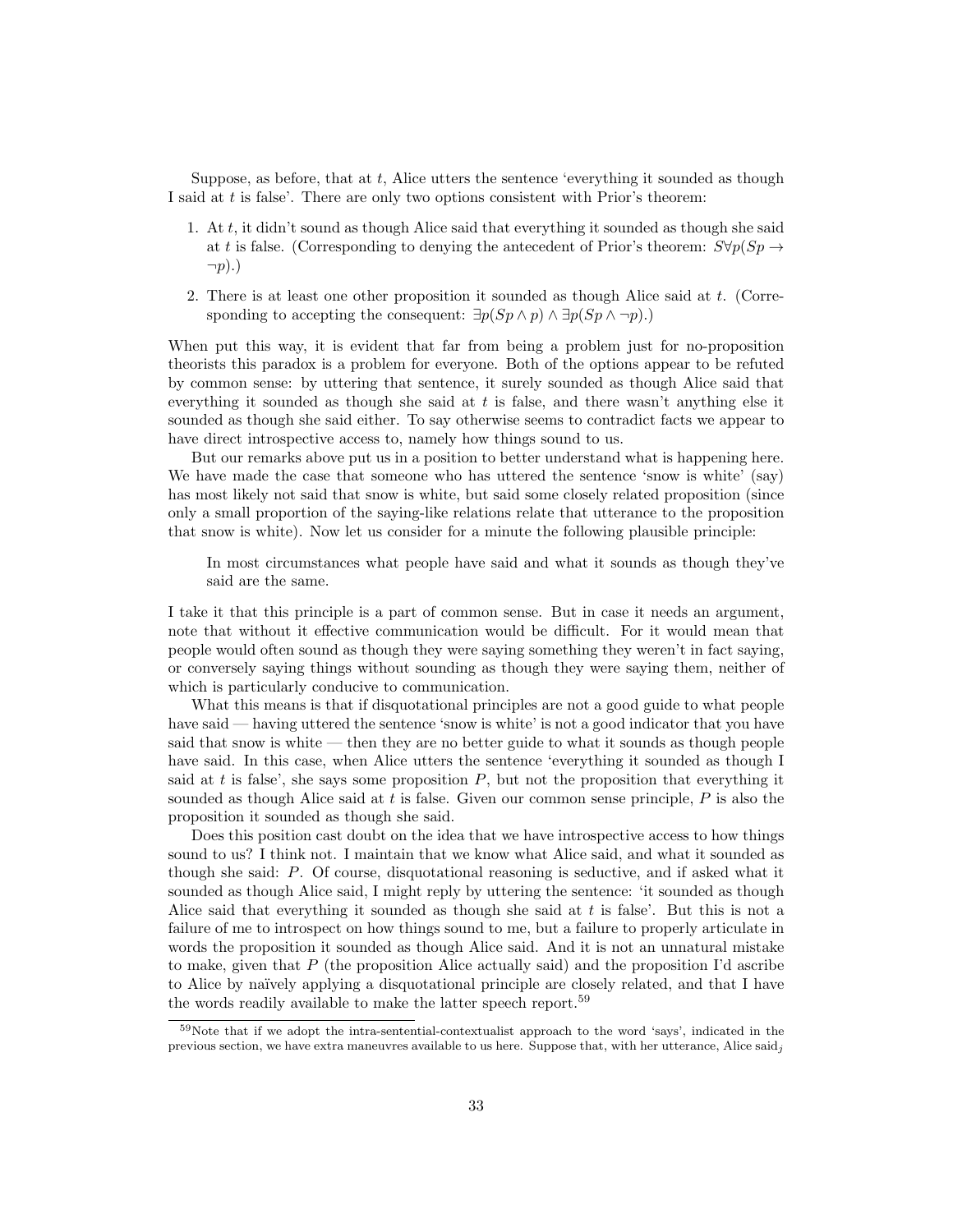Suppose, as before, that at $t$, Alice utters the sentence 'everything it sounded as though I said at $t$ is false'. There are only two options consistent with Prior's theorem:

1. At $t$, it didn't sound as though Alice said that everything it sounded as though she said at $t$ is false. (Corresponding to denying the antecedent of Prior's theorem: $S\forall p(Sp \rightarrow \neg p)$.)
2. There is at least one other proposition it sounded as though Alice said at $t$. (Corresponding to accepting the consequent: $\exists p(Sp \wedge p) \wedge \exists p(Sp \wedge \neg p)$.)

When put this way, it is evident that far from being a problem just for no-proposition theorists this paradox is a problem for everyone. Both of the options appear to be refuted by common sense: by uttering that sentence, it surely sounded as though Alice said that everything it sounded as though she said at $t$ is false, and there wasn't anything else it sounded as though she said either. To say otherwise seems to contradict facts we appear to have direct introspective access to, namely how things sound to us.

But our remarks above put us in a position to better understand what is happening here. We have made the case that someone who has uttered the sentence 'snow is white' (say) has most likely not said that snow is white, but said some closely related proposition (since only a small proportion of the saying-like relations relate that utterance to the proposition that snow is white). Now let us consider for a minute the following plausible principle:

> In most circumstances what people have said and what it sounds as though they've said are the same.

I take it that this principle is a part of common sense. But in case it needs an argument, note that without it effective communication would be difficult. For it would mean that people would often sound as though they were saying something they weren't in fact saying, or conversely saying things without sounding as though they were saying them, neither of which is particularly conducive to communication.

What this means is that if disquotational principles are not a good guide to what people have said — having uttered the sentence 'snow is white' is not a good indicator that you have said that snow is white — then they are no better guide to what it sounds as though people have said. In this case, when Alice utters the sentence 'everything it sounded as though I said at $t$ is false', she says some proposition $P$, but not the proposition that everything it sounded as though Alice said at $t$ is false. Given our common sense principle, $P$ is also the proposition it sounded as though she said.

Does this position cast doubt on the idea that we have introspective access to how things sound to us? I think not. I maintain that we know what Alice said, and what it sounded as though she said: $P$. Of course, disquotational reasoning is seductive, and if asked what it sounded as though Alice said, I might reply by uttering the sentence: 'it sounded as though Alice said that everything it sounded as though she said at $t$ is false'. But this is not a failure of me to introspect on how things sound to me, but a failure to properly articulate in words the proposition it sounded as though Alice said. And it is not an unnatural mistake to make, given that $P$ (the proposition Alice actually said) and the proposition I'd ascribe to Alice by naïvely applying a disquotational principle are closely related, and that I have the words readily available to make the latter speech report.[59]

[59] Note that if we adopt the intra-sentential-contextualist approach to the word 'says', indicated in the previous section, we have extra maneuvres available to us here. Suppose that, with her utterance, Alice said$_j$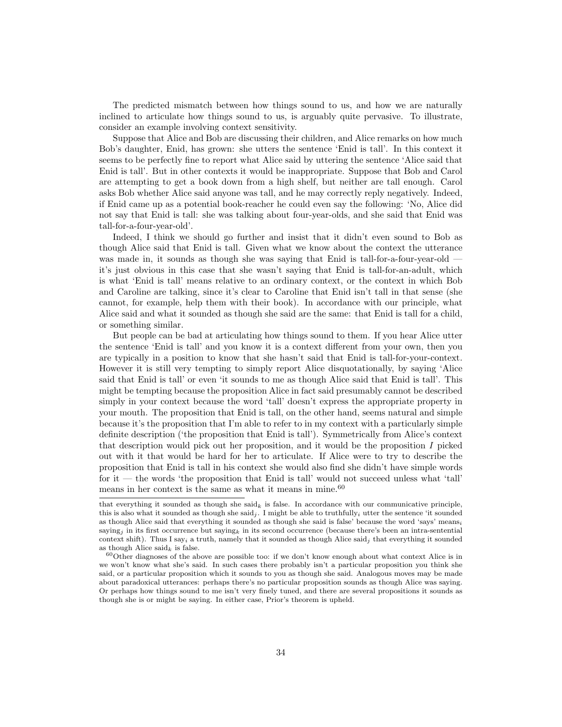The predicted mismatch between how things sound to us, and how we are naturally inclined to articulate how things sound to us, is arguably quite pervasive. To illustrate, consider an example involving context sensitivity.

Suppose that Alice and Bob are discussing their children, and Alice remarks on how much Bob's daughter, Enid, has grown: she utters the sentence 'Enid is tall'. In this context it seems to be perfectly fine to report what Alice said by uttering the sentence 'Alice said that Enid is tall'. But in other contexts it would be inappropriate. Suppose that Bob and Carol are attempting to get a book down from a high shelf, but neither are tall enough. Carol asks Bob whether Alice said anyone was tall, and he may correctly reply negatively. Indeed, if Enid came up as a potential book-reacher he could even say the following: 'No, Alice did not say that Enid is tall: she was talking about four-year-olds, and she said that Enid was tall-for-a-four-year-old'.

Indeed, I think we should go further and insist that it didn't even sound to Bob as though Alice said that Enid is tall. Given what we know about the context the utterance was made in, it sounds as though she was saying that Enid is tall-for-a-four-year-old — it's just obvious in this case that she wasn't saying that Enid is tall-for-an-adult, which is what 'Enid is tall' means relative to an ordinary context, or the context in which Bob and Caroline are talking, since it's clear to Caroline that Enid isn't tall in that sense (she cannot, for example, help them with their book). In accordance with our principle, what Alice said and what it sounded as though she said are the same: that Enid is tall for a child, or something similar.

But people can be bad at articulating how things sound to them. If you hear Alice utter the sentence 'Enid is tall' and you know it is a context different from your own, then you are typically in a position to know that she hasn't said that Enid is tall-for-your-context. However it is still very tempting to simply report Alice disquotationally, by saying 'Alice said that Enid is tall' or even 'it sounds to me as though Alice said that Enid is tall'. This might be tempting because the proposition Alice in fact said presumably cannot be described simply in your context because the word 'tall' doesn't express the appropriate property in your mouth. The proposition that Enid is tall, on the other hand, seems natural and simple because it's the proposition that I'm able to refer to in my context with a particularly simple definite description ('the proposition that Enid is tall'). Symmetrically from Alice's context that description would pick out her proposition, and it would be the proposition *I* picked out with it that would be hard for her to articulate. If Alice were to try to describe the proposition that Enid is tall in his context she would also find she didn't have simple words for it — the words 'the proposition that Enid is tall' would not succeed unless what 'tall' means in her context is the same as what it means in mine.[60]

---

that everything it sounded as though she said$_k$ is false. In accordance with our communicative principle, this is also what it sounded as though she said$_j$. I might be able to truthfully$_i$ utter the sentence 'it sounded as though Alice said that everything it sounded as though she said is false' because the word 'says' means$_i$ saying$_j$ in its first occurrence but saying$_k$ in its second occurrence (because there's been an intra-sentential context shift). Thus I say$_i$ a truth, namely that it sounded as though Alice said$_j$ that everything it sounded as though Alice said$_k$ is false.

[60]Other diagnoses of the above are possible too: if we don't know enough about what context Alice is in we won't know what she's said. In such cases there probably isn't a particular proposition you think she said, or a particular proposition which it sounds to you as though she said. Analogous moves may be made about paradoxical utterances: perhaps there's no particular proposition sounds as though Alice was saying. Or perhaps how things sound to me isn't very finely tuned, and there are several propositions it sounds as though she is or might be saying. In either case, Prior's theorem is upheld.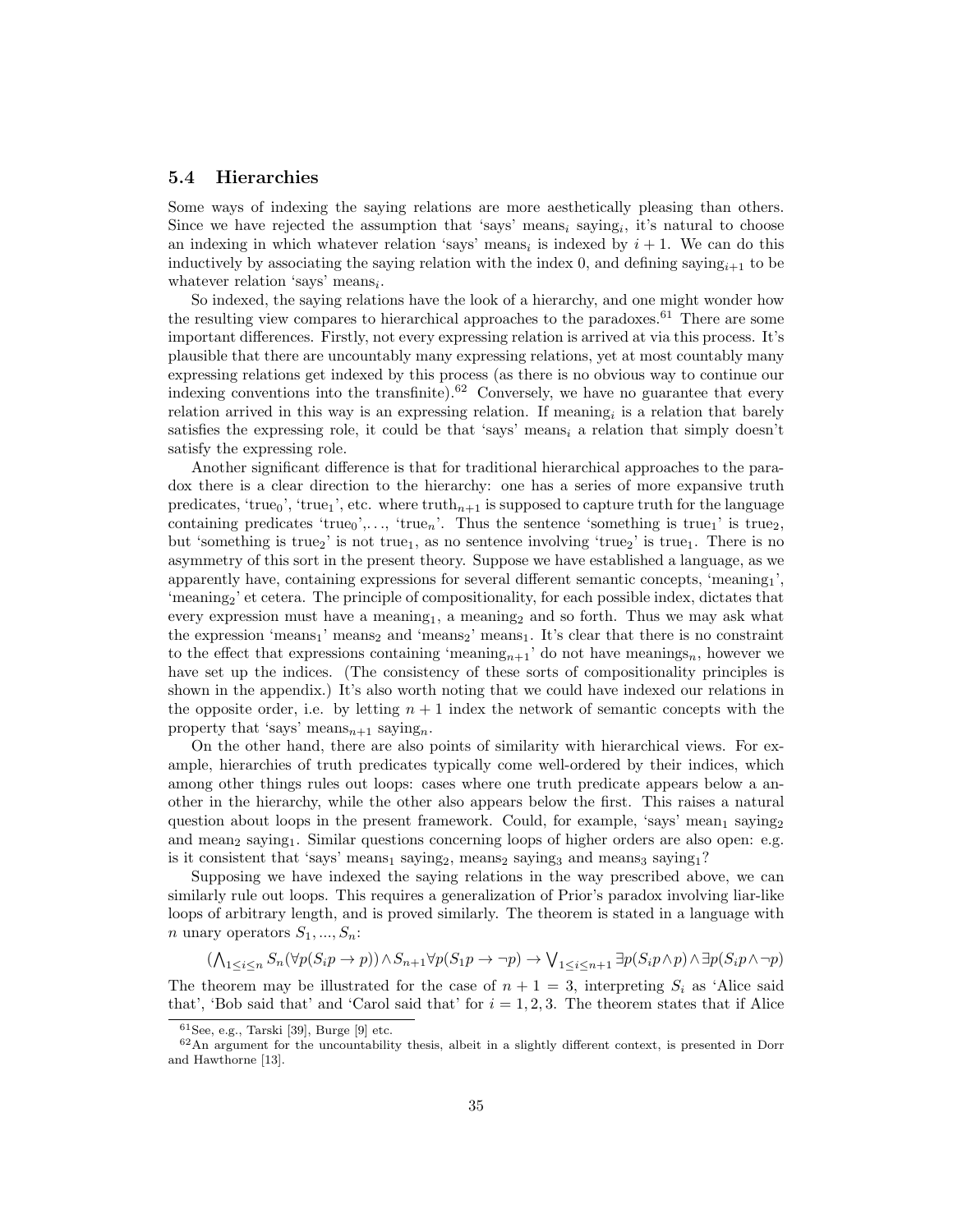### 5.4 Hierarchies

Some ways of indexing the saying relations are more aesthetically pleasing than others. Since we have rejected the assumption that 'says' means$_i$ saying$_i$, it's natural to choose an indexing in which whatever relation 'says' means$_i$ is indexed by $i+1$. We can do this inductively by associating the saying relation with the index 0, and defining saying$_{i+1}$ to be whatever relation 'says' means$_i$.

So indexed, the saying relations have the look of a hierarchy, and one might wonder how the resulting view compares to hierarchical approaches to the paradoxes.[61] There are some important differences. Firstly, not every expressing relation is arrived at via this process. It's plausible that there are uncountably many expressing relations, yet at most countably many expressing relations get indexed by this process (as there is no obvious way to continue our indexing conventions into the transfinite).[62] Conversely, we have no guarantee that every relation arrived in this way is an expressing relation. If meaning$_i$ is a relation that barely satisfies the expressing role, it could be that 'says' means$_i$ a relation that simply doesn't satisfy the expressing role.

Another significant difference is that for traditional hierarchical approaches to the paradox there is a clear direction to the hierarchy: one has a series of more expansive truth predicates, 'true$_0$', 'true$_1$', etc. where truth$_{n+1}$ is supposed to capture truth for the language containing predicates 'true$_0$',..., 'true$_n$'. Thus the sentence 'something is true$_1$' is true$_2$, but 'something is true$_2$' is not true$_1$, as no sentence involving 'true$_2$' is true$_1$. There is no asymmetry of this sort in the present theory. Suppose we have established a language, as we apparently have, containing expressions for several different semantic concepts, 'meaning$_1$', 'meaning$_2$' et cetera. The principle of compositionality, for each possible index, dictates that every expression must have a meaning$_1$, a meaning$_2$ and so forth. Thus we may ask what the expression 'means$_1$' means$_2$ and 'means$_2$' means$_1$. It's clear that there is no constraint to the effect that expressions containing 'meaning$_{n+1}$' do not have meanings$_n$, however we have set up the indices. (The consistency of these sorts of compositionality principles is shown in the appendix.) It's also worth noting that we could have indexed our relations in the opposite order, i.e. by letting $n+1$ index the network of semantic concepts with the property that 'says' means$_{n+1}$ saying$_n$.

On the other hand, there are also points of similarity with hierarchical views. For example, hierarchies of truth predicates typically come well-ordered by their indices, which among other things rules out loops: cases where one truth predicate appears below a another in the hierarchy, while the other also appears below the first. This raises a natural question about loops in the present framework. Could, for example, 'says' mean$_1$ saying$_2$ and mean$_2$ saying$_1$. Similar questions concerning loops of higher orders are also open: e.g. is it consistent that 'says' means$_1$ saying$_2$, means$_2$ saying$_3$ and means$_3$ saying$_1$?

Supposing we have indexed the saying relations in the way prescribed above, we can similarly rule out loops. This requires a generalization of Prior's paradox involving liar-like loops of arbitrary length, and is proved similarly. The theorem is stated in a language with $n$ unary operators $S_1, ..., S_n$:

$$(\bigwedge_{1 \le i \le n} S_n(\forall p(S_i p \to p)) \wedge S_{n+1}\forall p(S_1 p \to \neg p) \to \bigvee_{1 \le i \le n+1} \exists p(S_i p \wedge p) \wedge \exists p(S_i p \wedge \neg p)$$

The theorem may be illustrated for the case of $n+1=3$, interpreting $S_i$ as 'Alice said that', 'Bob said that' and 'Carol said that' for $i=1,2,3$. The theorem states that if Alice

[61] See, e.g., Tarski [39], Burge [9] etc.

[62] An argument for the uncountability thesis, albeit in a slightly different context, is presented in Dorr and Hawthorne [13].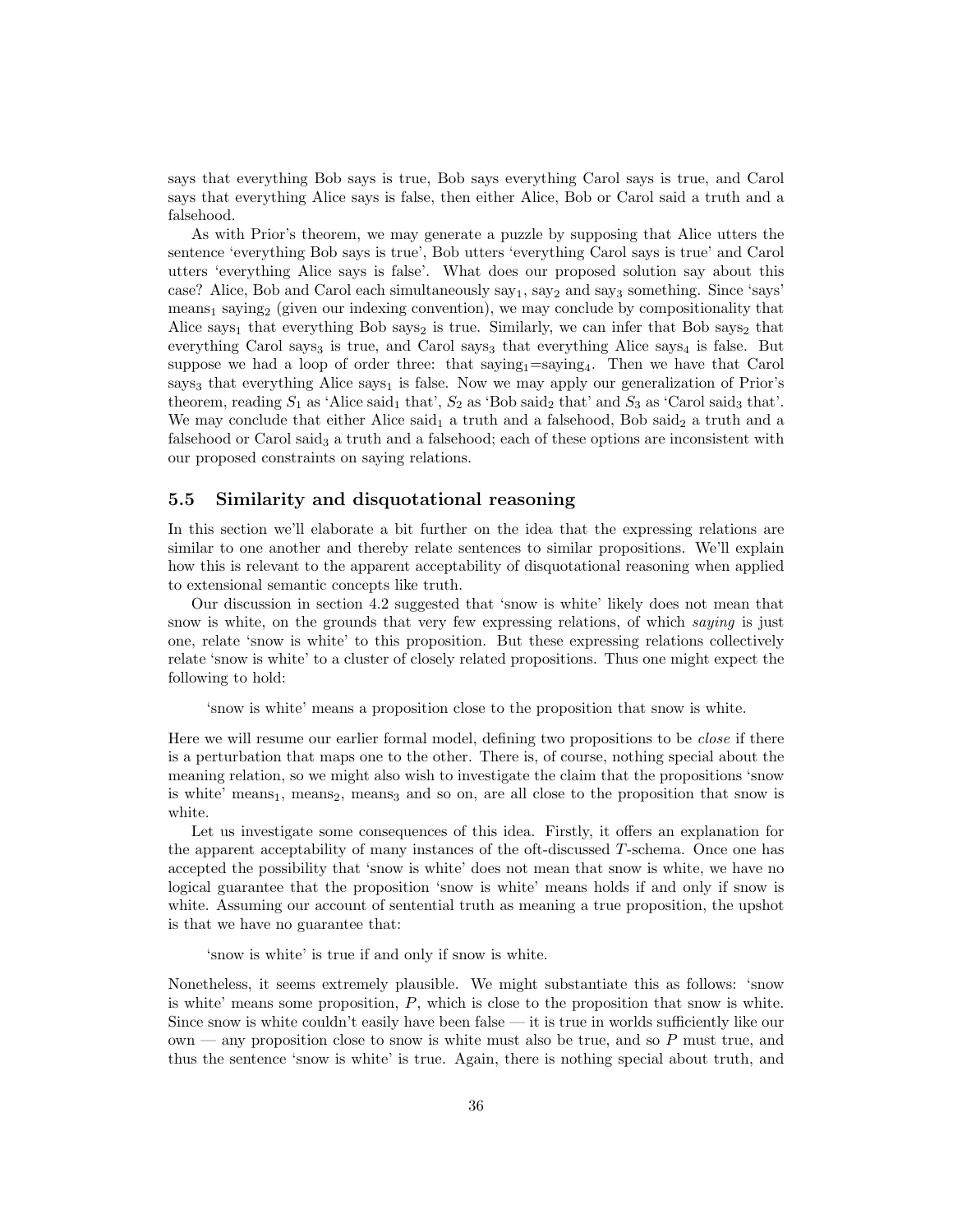says that everything Bob says is true, Bob says everything Carol says is true, and Carol says that everything Alice says is false, then either Alice, Bob or Carol said a truth and a falsehood.

As with Prior's theorem, we may generate a puzzle by supposing that Alice utters the sentence 'everything Bob says is true', Bob utters 'everything Carol says is true' and Carol utters 'everything Alice says is false'. What does our proposed solution say about this case? Alice, Bob and Carol each simultaneously say$_1$, say$_2$ and say$_3$ something. Since 'says' means$_1$ saying$_2$ (given our indexing convention), we may conclude by compositionality that Alice says$_1$ that everything Bob says$_2$ is true. Similarly, we can infer that Bob says$_2$ that everything Carol says$_3$ is true, and Carol says$_3$ that everything Alice says$_4$ is false. But suppose we had a loop of order three: that saying$_1$=saying$_4$. Then we have that Carol says$_3$ that everything Alice says$_1$ is false. Now we may apply our generalization of Prior's theorem, reading $S_1$ as 'Alice said$_1$ that', $S_2$ as 'Bob said$_2$ that' and $S_3$ as 'Carol said$_3$ that'. We may conclude that either Alice said$_1$ a truth and a falsehood, Bob said$_2$ a truth and a falsehood or Carol said$_3$ a truth and a falsehood; each of these options are inconsistent with our proposed constraints on saying relations.

## 5.5 Similarity and disquotational reasoning

In this section we'll elaborate a bit further on the idea that the expressing relations are similar to one another and thereby relate sentences to similar propositions. We'll explain how this is relevant to the apparent acceptability of disquotational reasoning when applied to extensional semantic concepts like truth.

Our discussion in section 4.2 suggested that 'snow is white' likely does not mean that snow is white, on the grounds that very few expressing relations, of which *saying* is just one, relate 'snow is white' to this proposition. But these expressing relations collectively relate 'snow is white' to a cluster of closely related propositions. Thus one might expect the following to hold:

> 'snow is white' means a proposition close to the proposition that snow is white.

Here we will resume our earlier formal model, defining two propositions to be *close* if there is a perturbation that maps one to the other. There is, of course, nothing special about the meaning relation, so we might also wish to investigate the claim that the propositions 'snow is white' means$_1$, means$_2$, means$_3$ and so on, are all close to the proposition that snow is white.

Let us investigate some consequences of this idea. Firstly, it offers an explanation for the apparent acceptability of many instances of the oft-discussed $T$-schema. Once one has accepted the possibility that 'snow is white' does not mean that snow is white, we have no logical guarantee that the proposition 'snow is white' means holds if and only if snow is white. Assuming our account of sentential truth as meaning a true proposition, the upshot is that we have no guarantee that:

> 'snow is white' is true if and only if snow is white.

Nonetheless, it seems extremely plausible. We might substantiate this as follows: 'snow is white' means some proposition, $P$, which is close to the proposition that snow is white. Since snow is white couldn't easily have been false — it is true in worlds sufficiently like our own — any proposition close to snow is white must also be true, and so $P$ must true, and thus the sentence 'snow is white' is true. Again, there is nothing special about truth, and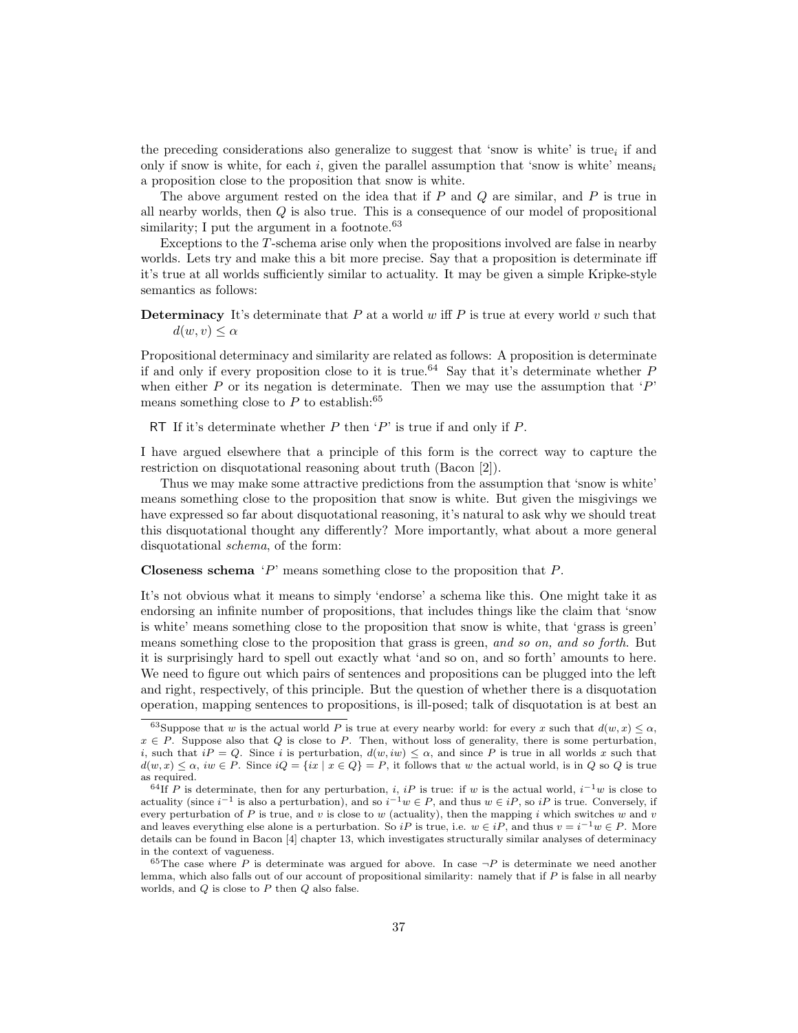the preceding considerations also generalize to suggest that 'snow is white' is true$_i$ if and only if snow is white, for each $i$, given the parallel assumption that 'snow is white' means$_i$ a proposition close to the proposition that snow is white.

The above argument rested on the idea that if $P$ and $Q$ are similar, and $P$ is true in all nearby worlds, then $Q$ is also true. This is a consequence of our model of propositional similarity; I put the argument in a footnote.[63]

Exceptions to the $T$-schema arise only when the propositions involved are false in nearby worlds. Lets try and make this a bit more precise. Say that a proposition is determinate iff it's true at all worlds sufficiently similar to actuality. It may be given a simple Kripke-style semantics as follows:

**Determinacy** It's determinate that $P$ at a world $w$ iff $P$ is true at every world $v$ such that $d(w, v) \leq \alpha$

Propositional determinacy and similarity are related as follows: A proposition is determinate if and only if every proposition close to it is true.[64] Say that it's determinate whether $P$ when either $P$ or its negation is determinate. Then we may use the assumption that '$P$' means something close to $P$ to establish:[65]

RT If it's determinate whether $P$ then '$P$' is true if and only if $P$.

I have argued elsewhere that a principle of this form is the correct way to capture the restriction on disquotational reasoning about truth (Bacon [2]).

Thus we may make some attractive predictions from the assumption that 'snow is white' means something close to the proposition that snow is white. But given the misgivings we have expressed so far about disquotational reasoning, it's natural to ask why we should treat this disquotational thought any differently? More importantly, what about a more general disquotational *schema*, of the form:

**Closeness schema** '$P$' means something close to the proposition that $P$.

It's not obvious what it means to simply 'endorse' a schema like this. One might take it as endorsing an infinite number of propositions, that includes things like the claim that 'snow is white' means something close to the proposition that snow is white, that 'grass is green' means something close to the proposition that grass is green, *and so on, and so forth*. But it is surprisingly hard to spell out exactly what 'and so on, and so forth' amounts to here. We need to figure out which pairs of sentences and propositions can be plugged into the left and right, respectively, of this principle. But the question of whether there is a disquotation operation, mapping sentences to propositions, is ill-posed; talk of disquotation is at best an

---

[63] Suppose that $w$ is the actual world $P$ is true at every nearby world: for every $x$ such that $d(w, x) \leq \alpha$, $x \in P$. Suppose also that $Q$ is close to $P$. Then, without loss of generality, there is some perturbation, $i$, such that $iP = Q$. Since $i$ is perturbation, $d(w, iw) \leq \alpha$, and since $P$ is true in all worlds $x$ such that $d(w, x) \leq \alpha$, $iw \in P$. Since $iQ = \{ix \mid x \in Q\} = P$, it follows that $w$ the actual world, is in $Q$ so $Q$ is true as required.

[64] If $P$ is determinate, then for any perturbation, $i$, $iP$ is true: if $w$ is the actual world, $i^{-1}w$ is close to actuality (since $i^{-1}$ is also a perturbation), and so $i^{-1}w \in P$, and thus $w \in iP$, so $iP$ is true. Conversely, if every perturbation of $P$ is true, and $v$ is close to $w$ (actuality), then the mapping $i$ which switches $w$ and $v$ and leaves everything else alone is a perturbation. So $iP$ is true, i.e. $w \in iP$, and thus $v = i^{-1}w \in P$. More details can be found in Bacon [4] chapter 13, which investigates structurally similar analyses of determinacy in the context of vagueness.

[65] The case where $P$ is determinate was argued for above. In case $\neg P$ is determinate we need another lemma, which also falls out of our account of propositional similarity: namely that if $P$ is false in all nearby worlds, and $Q$ is close to $P$ then $Q$ also false.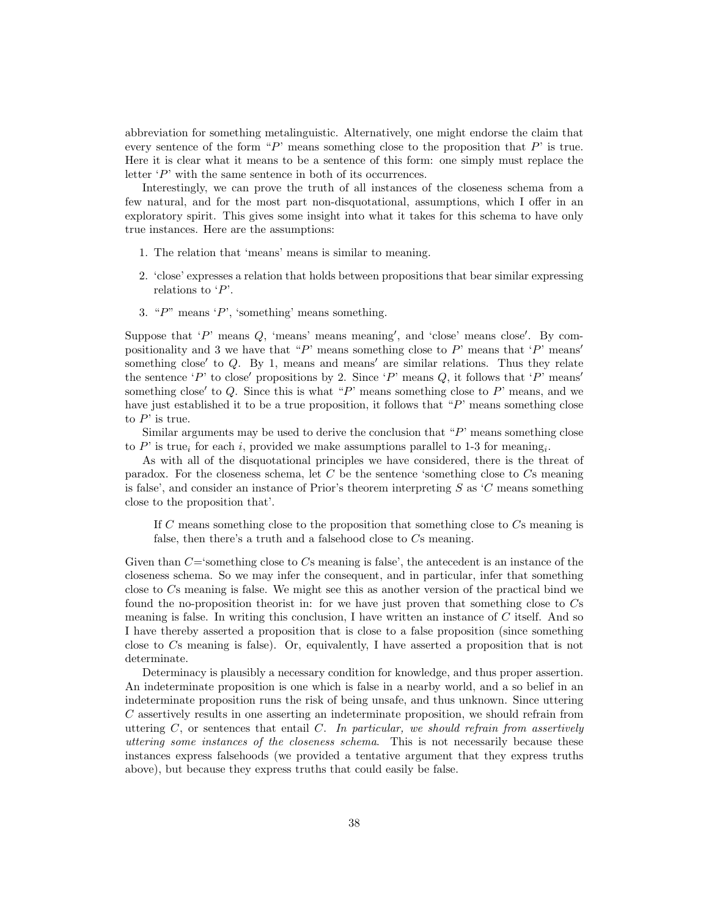abbreviation for something metalinguistic. Alternatively, one might endorse the claim that every sentence of the form "$P$' means something close to the proposition that $P$' is true. Here it is clear what it means to be a sentence of this form: one simply must replace the letter '$P$' with the same sentence in both of its occurrences.

Interestingly, we can prove the truth of all instances of the closeness schema from a few natural, and for the most part non-disquotational, assumptions, which I offer in an exploratory spirit. This gives some insight into what it takes for this schema to have only true instances. Here are the assumptions:

1. The relation that 'means' means is similar to meaning.
2. 'close' expresses a relation that holds between propositions that bear similar expressing relations to '$P$'.
3. "$P$" means '$P$', 'something' means something.

Suppose that '$P$' means $Q$, 'means' means meaning$'$, and 'close' means close$'$. By compositionality and 3 we have that "$P$' means something close to $P$' means that '$P$' means$'$ something close$'$ to $Q$. By 1, means and means$'$ are similar relations. Thus they relate the sentence '$P$' to close$'$ propositions by 2. Since '$P$' means $Q$, it follows that '$P$' means$'$ something close$'$ to $Q$. Since this is what "$P$' means something close to $P$' means, and we have just established it to be a true proposition, it follows that "$P$' means something close to $P$' is true.

Similar arguments may be used to derive the conclusion that "$P$' means something close to $P$' is true$_i$ for each $i$, provided we make assumptions parallel to 1-3 for meaning$_i$.

As with all of the disquotational principles we have considered, there is the threat of paradox. For the closeness schema, let $C$ be the sentence 'something close to $C$s meaning is false', and consider an instance of Prior's theorem interpreting $S$ as '$C$ means something close to the proposition that'.

> If $C$ means something close to the proposition that something close to $C$s meaning is false, then there's a truth and a falsehood close to $C$s meaning.

Given than $C$='something close to $C$s meaning is false', the antecedent is an instance of the closeness schema. So we may infer the consequent, and in particular, infer that something close to $C$s meaning is false. We might see this as another version of the practical bind we found the no-proposition theorist in: for we have just proven that something close to $C$s meaning is false. In writing this conclusion, I have written an instance of $C$ itself. And so I have thereby asserted a proposition that is close to a false proposition (since something close to $C$s meaning is false). Or, equivalently, I have asserted a proposition that is not determinate.

Determinacy is plausibly a necessary condition for knowledge, and thus proper assertion. An indeterminate proposition is one which is false in a nearby world, and a so belief in an indeterminate proposition runs the risk of being unsafe, and thus unknown. Since uttering $C$ assertively results in one asserting an indeterminate proposition, we should refrain from uttering $C$, or sentences that entail $C$. *In particular, we should refrain from assertively uttering some instances of the closeness schema*. This is not necessarily because these instances express falsehoods (we provided a tentative argument that they express truths above), but because they express truths that could easily be false.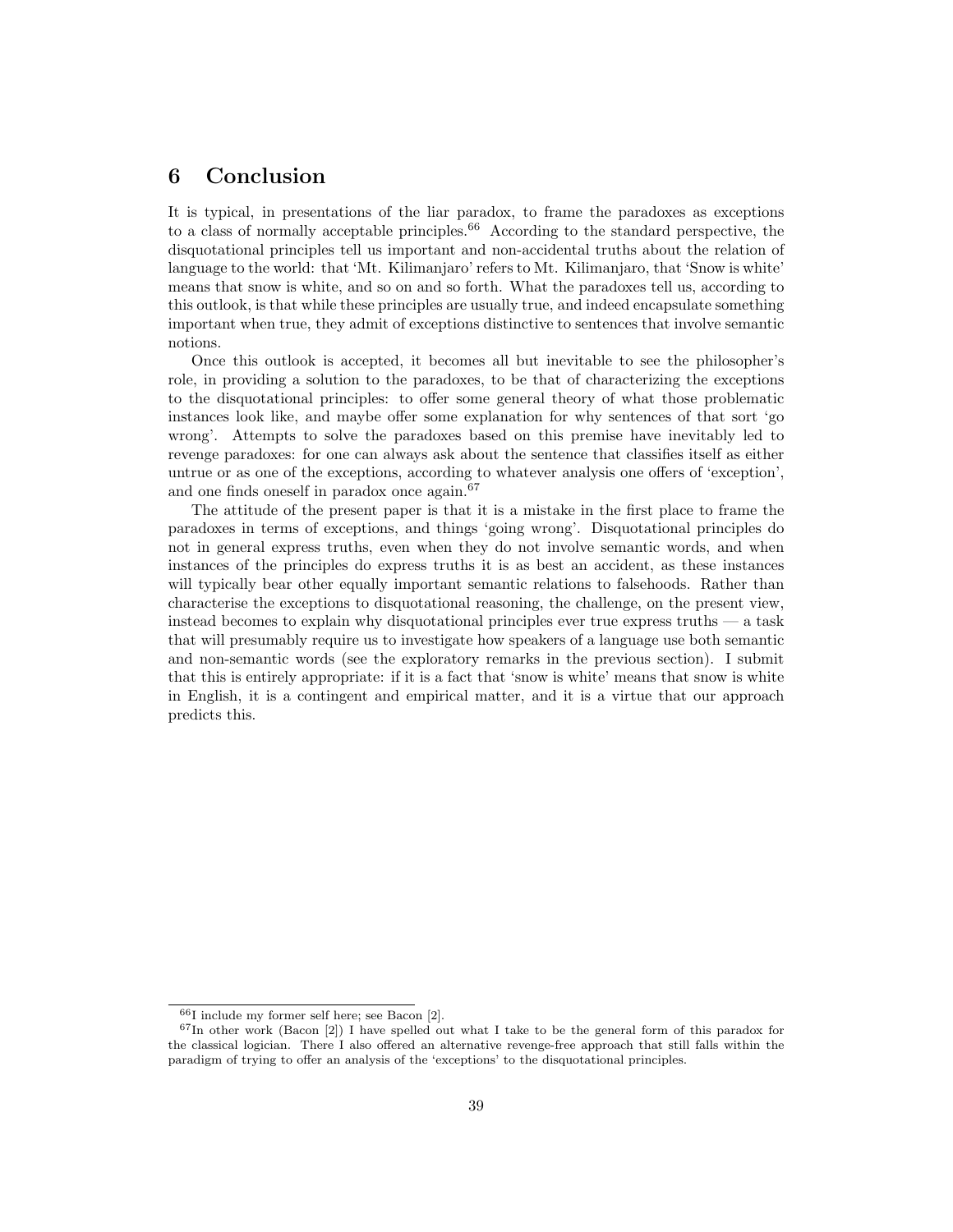## 6 Conclusion

It is typical, in presentations of the liar paradox, to frame the paradoxes as exceptions to a class of normally acceptable principles.[66] According to the standard perspective, the disquotational principles tell us important and non-accidental truths about the relation of language to the world: that 'Mt. Kilimanjaro' refers to Mt. Kilimanjaro, that 'Snow is white' means that snow is white, and so on and so forth. What the paradoxes tell us, according to this outlook, is that while these principles are usually true, and indeed encapsulate something important when true, they admit of exceptions distinctive to sentences that involve semantic notions.

Once this outlook is accepted, it becomes all but inevitable to see the philosopher's role, in providing a solution to the paradoxes, to be that of characterizing the exceptions to the disquotational principles: to offer some general theory of what those problematic instances look like, and maybe offer some explanation for why sentences of that sort 'go wrong'. Attempts to solve the paradoxes based on this premise have inevitably led to revenge paradoxes: for one can always ask about the sentence that classifies itself as either untrue or as one of the exceptions, according to whatever analysis one offers of 'exception', and one finds oneself in paradox once again.[67]

The attitude of the present paper is that it is a mistake in the first place to frame the paradoxes in terms of exceptions, and things 'going wrong'. Disquotational principles do not in general express truths, even when they do not involve semantic words, and when instances of the principles do express truths it is as best an accident, as these instances will typically bear other equally important semantic relations to falsehoods. Rather than characterise the exceptions to disquotational reasoning, the challenge, on the present view, instead becomes to explain why disquotational principles ever true express truths — a task that will presumably require us to investigate how speakers of a language use both semantic and non-semantic words (see the exploratory remarks in the previous section). I submit that this is entirely appropriate: if it is a fact that 'snow is white' means that snow is white in English, it is a contingent and empirical matter, and it is a virtue that our approach predicts this.

[66] I include my former self here; see Bacon [2].

[67] In other work (Bacon [2]) I have spelled out what I take to be the general form of this paradox for the classical logician. There I also offered an alternative revenge-free approach that still falls within the paradigm of trying to offer an analysis of the 'exceptions' to the disquotational principles.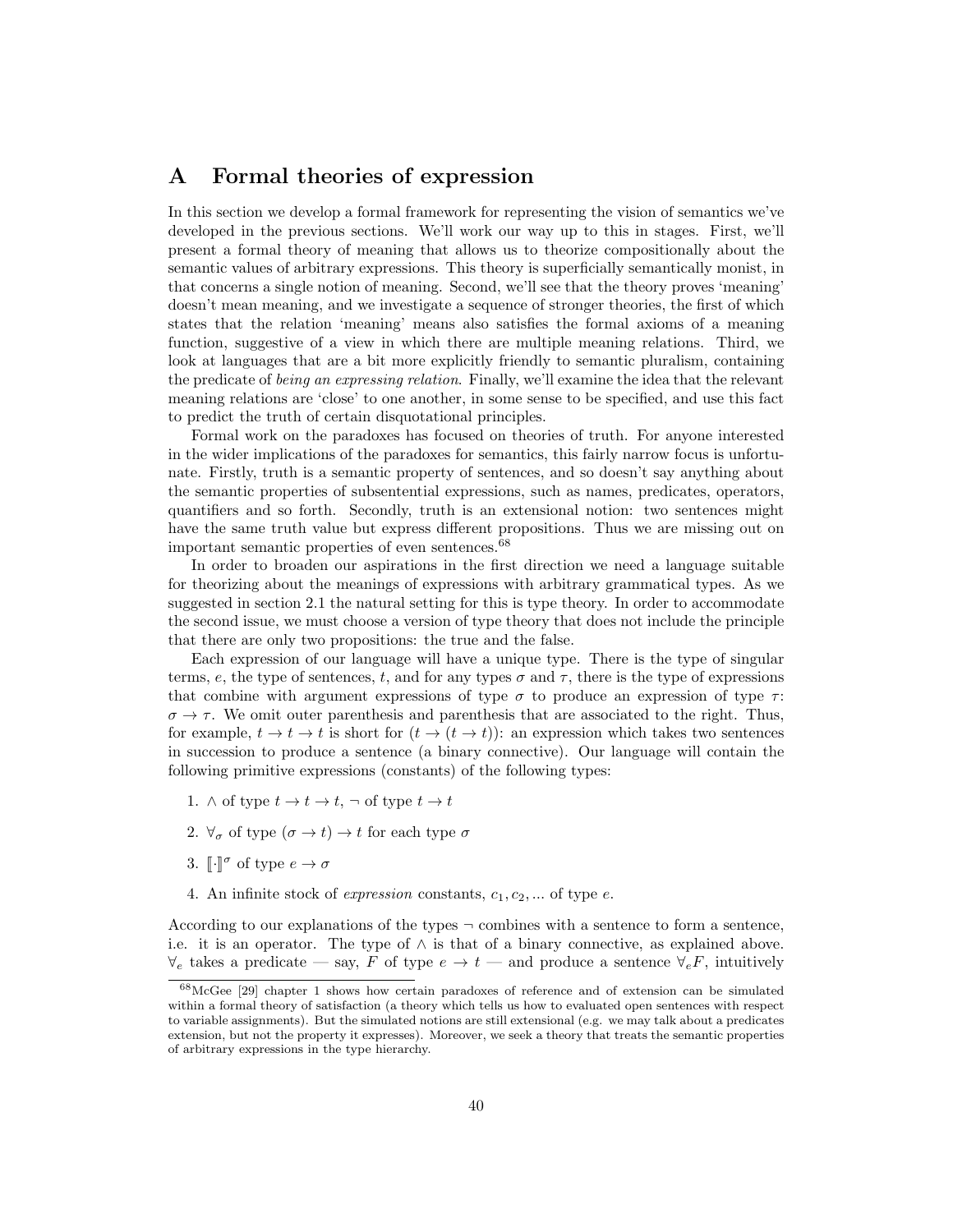# A Formal theories of expression

In this section we develop a formal framework for representing the vision of semantics we've developed in the previous sections. We'll work our way up to this in stages. First, we'll present a formal theory of meaning that allows us to theorize compositionally about the semantic values of arbitrary expressions. This theory is superficially semantically monist, in that concerns a single notion of meaning. Second, we'll see that the theory proves 'meaning' doesn't mean meaning, and we investigate a sequence of stronger theories, the first of which states that the relation 'meaning' means also satisfies the formal axioms of a meaning function, suggestive of a view in which there are multiple meaning relations. Third, we look at languages that are a bit more explicitly friendly to semantic pluralism, containing the predicate of *being an expressing relation*. Finally, we'll examine the idea that the relevant meaning relations are 'close' to one another, in some sense to be specified, and use this fact to predict the truth of certain disquotational principles.

Formal work on the paradoxes has focused on theories of truth. For anyone interested in the wider implications of the paradoxes for semantics, this fairly narrow focus is unfortunate. Firstly, truth is a semantic property of sentences, and so doesn't say anything about the semantic properties of subsentential expressions, such as names, predicates, operators, quantifiers and so forth. Secondly, truth is an extensional notion: two sentences might have the same truth value but express different propositions. Thus we are missing out on important semantic properties of even sentences.[68]

In order to broaden our aspirations in the first direction we need a language suitable for theorizing about the meanings of expressions with arbitrary grammatical types. As we suggested in section 2.1 the natural setting for this is type theory. In order to accommodate the second issue, we must choose a version of type theory that does not include the principle that there are only two propositions: the true and the false.

Each expression of our language will have a unique type. There is the type of singular terms, $e$, the type of sentences, $t$, and for any types $\sigma$ and $\tau$, there is the type of expressions that combine with argument expressions of type $\sigma$ to produce an expression of type $\tau$: $\sigma \to \tau$. We omit outer parenthesis and parenthesis that are associated to the right. Thus, for example, $t \to t \to t$ is short for $(t \to (t \to t))$: an expression which takes two sentences in succession to produce a sentence (a binary connective). Our language will contain the following primitive expressions (constants) of the following types:

1. $\wedge$ of type $t \to t \to t$, $\neg$ of type $t \to t$
2. $\forall_\sigma$ of type $(\sigma \to t) \to t$ for each type $\sigma$
3. $[\![\cdot]\!]^\sigma$ of type $e \to \sigma$
4. An infinite stock of *expression* constants, $c_1, c_2, ...$ of type $e$.

According to our explanations of the types $\neg$ combines with a sentence to form a sentence, i.e. it is an operator. The type of $\wedge$ is that of a binary connective, as explained above. $\forall_e$ takes a predicate — say, $F$ of type $e \to t$ — and produce a sentence $\forall_e F$, intuitively

[68] McGee [29] chapter 1 shows how certain paradoxes of reference and of extension can be simulated within a formal theory of satisfaction (a theory which tells us how to evaluated open sentences with respect to variable assignments). But the simulated notions are still extensional (e.g. we may talk about a predicates extension, but not the property it expresses). Moreover, we seek a theory that treats the semantic properties of arbitrary expressions in the type hierarchy.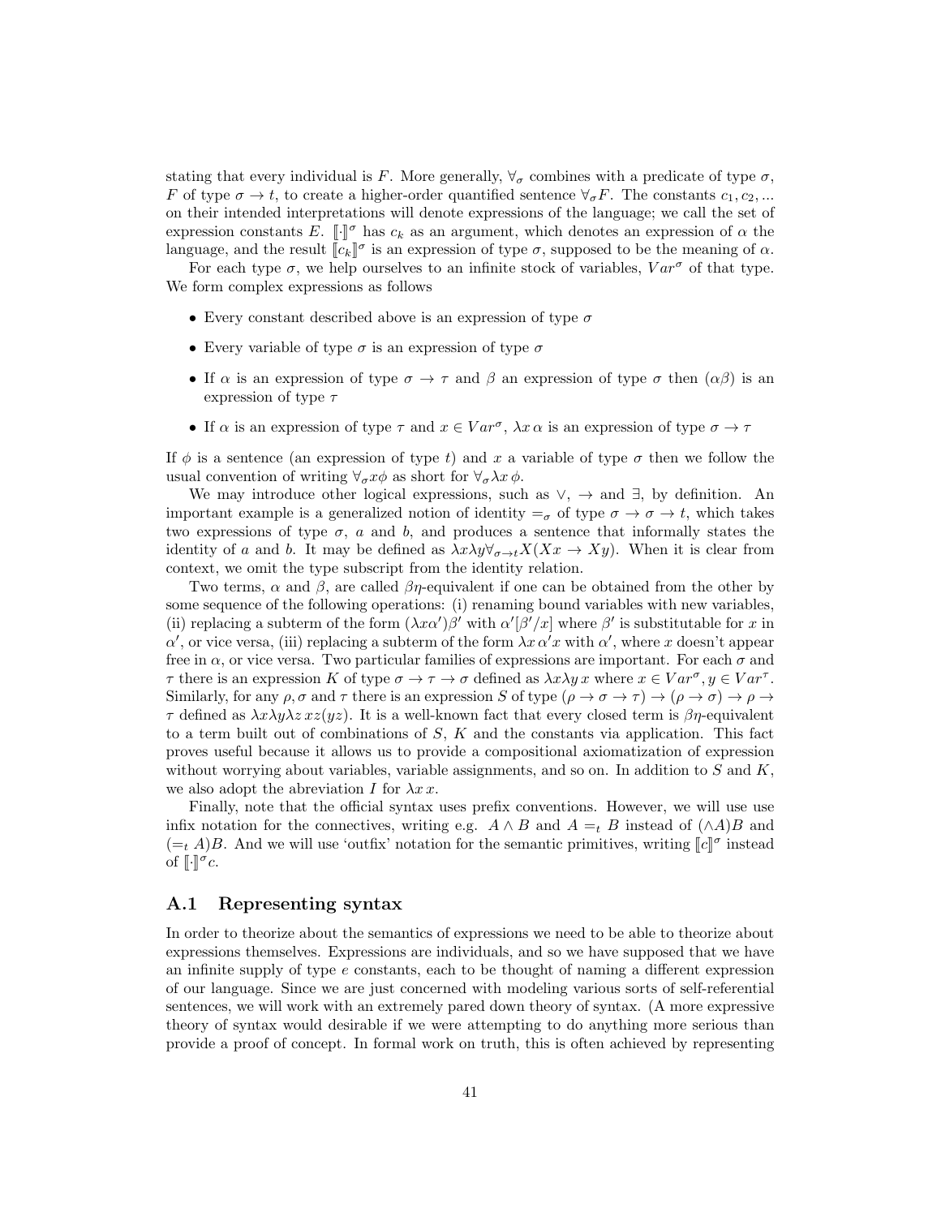stating that every individual is $F$. More generally, $\forall_\sigma$ combines with a predicate of type $\sigma$, $F$ of type $\sigma \to t$, to create a higher-order quantified sentence $\forall_\sigma F$. The constants $c_1, c_2, ...$ on their intended interpretations will denote expressions of the language; we call the set of expression constants $E$. $[\![\cdot]\!]^\sigma$ has $c_k$ as an argument, which denotes an expression of $\alpha$ the language, and the result $[\![c_k]\!]^\sigma$ is an expression of type $\sigma$, supposed to be the meaning of $\alpha$.

For each type $\sigma$, we help ourselves to an infinite stock of variables, $Var^\sigma$ of that type. We form complex expressions as follows

- Every constant described above is an expression of type $\sigma$
- Every variable of type $\sigma$ is an expression of type $\sigma$
- If $\alpha$ is an expression of type $\sigma \to \tau$ and $\beta$ an expression of type $\sigma$ then $(\alpha\beta)$ is an expression of type $\tau$
- If $\alpha$ is an expression of type $\tau$ and $x \in Var^\sigma$, $\lambda x\, \alpha$ is an expression of type $\sigma \to \tau$

If $\phi$ is a sentence (an expression of type $t$) and $x$ a variable of type $\sigma$ then we follow the usual convention of writing $\forall_\sigma x \phi$ as short for $\forall_\sigma \lambda x\, \phi$.

We may introduce other logical expressions, such as $\vee$, $\to$ and $\exists$, by definition. An important example is a generalized notion of identity $=_\sigma$ of type $\sigma \to \sigma \to t$, which takes two expressions of type $\sigma$, $a$ and $b$, and produces a sentence that informally states the identity of $a$ and $b$. It may be defined as $\lambda x \lambda y \forall_{\sigma \to t} X(Xx \to Xy)$. When it is clear from context, we omit the type subscript from the identity relation.

Two terms, $\alpha$ and $\beta$, are called $\beta\eta$-equivalent if one can be obtained from the other by some sequence of the following operations: (i) renaming bound variables with new variables, (ii) replacing a subterm of the form $(\lambda x \alpha')\beta'$ with $\alpha'[\beta'/x]$ where $\beta'$ is substitutable for $x$ in $\alpha'$, or vice versa, (iii) replacing a subterm of the form $\lambda x\, \alpha' x$ with $\alpha'$, where $x$ doesn't appear free in $\alpha$, or vice versa. Two particular families of expressions are important. For each $\sigma$ and $\tau$ there is an expression $K$ of type $\sigma \to \tau \to \sigma$ defined as $\lambda x \lambda y\, x$ where $x \in Var^\sigma, y \in Var^\tau$. Similarly, for any $\rho, \sigma$ and $\tau$ there is an expression $S$ of type $(\rho \to \sigma \to \tau) \to (\rho \to \sigma) \to \rho \to \tau$ defined as $\lambda x \lambda y \lambda z\, xz(yz)$. It is a well-known fact that every closed term is $\beta\eta$-equivalent to a term built out of combinations of $S$, $K$ and the constants via application. This fact proves useful because it allows us to provide a compositional axiomatization of expression without worrying about variables, variable assignments, and so on. In addition to $S$ and $K$, we also adopt the abreviation $I$ for $\lambda x\, x$.

Finally, note that the official syntax uses prefix conventions. However, we will use use infix notation for the connectives, writing e.g. $A \wedge B$ and $A =_t B$ instead of $(\wedge A)B$ and $(=_t A)B$. And we will use 'outfix' notation for the semantic primitives, writing $[\![c]\!]^\sigma$ instead of $[\![\cdot]\!]^\sigma c$.

## A.1 Representing syntax

In order to theorize about the semantics of expressions we need to be able to theorize about expressions themselves. Expressions are individuals, and so we have supposed that we have an infinite supply of type $e$ constants, each to be thought of naming a different expression of our language. Since we are just concerned with modeling various sorts of self-referential sentences, we will work with an extremely pared down theory of syntax. (A more expressive theory of syntax would desirable if we were attempting to do anything more serious than provide a proof of concept. In formal work on truth, this is often achieved by representing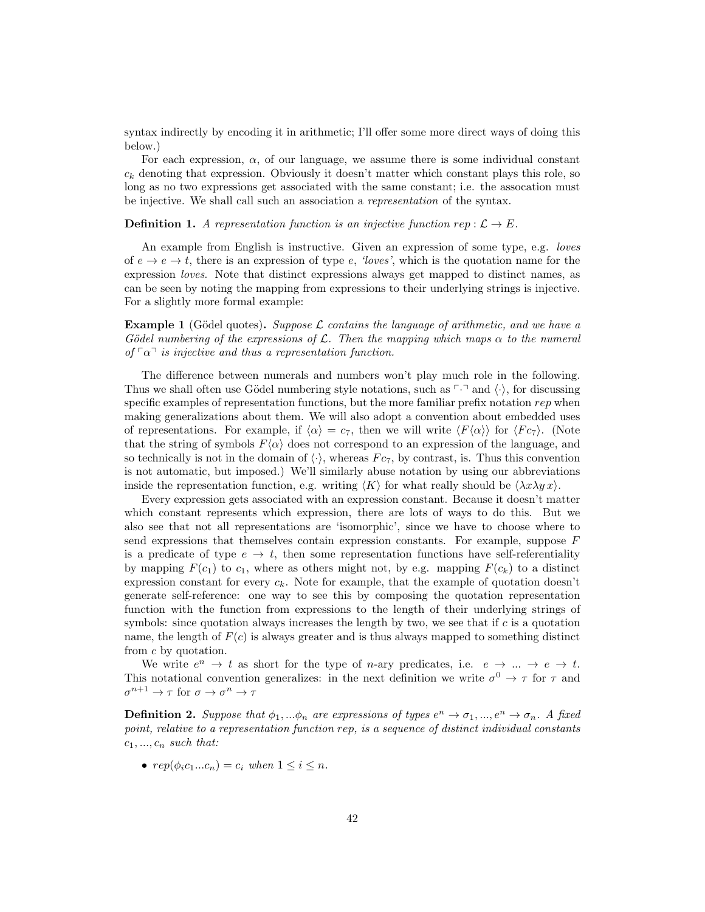syntax indirectly by encoding it in arithmetic; I'll offer some more direct ways of doing this below.)

For each expression, $\alpha$, of our language, we assume there is some individual constant $c_k$ denoting that expression. Obviously it doesn't matter which constant plays this role, so long as no two expressions get associated with the same constant; i.e. the assocation must be injective. We shall call such an association a *representation* of the syntax.

**Definition 1.** *A representation function is an injective function $rep : \mathcal{L} \to E$.*

An example from English is instructive. Given an expression of some type, e.g. *loves* of $e \to e \to t$, there is an expression of type $e$, *'loves'*, which is the quotation name for the expression *loves*. Note that distinct expressions always get mapped to distinct names, as can be seen by noting the mapping from expressions to their underlying strings is injective. For a slightly more formal example:

**Example 1** (Gödel quotes)**.** *Suppose $\mathcal{L}$ contains the language of arithmetic, and we have a Gödel numbering of the expressions of $\mathcal{L}$. Then the mapping which maps $\alpha$ to the numeral of $\ulcorner\alpha\urcorner$ is injective and thus a representation function.*

The difference between numerals and numbers won't play much role in the following. Thus we shall often use Gödel numbering style notations, such as $\ulcorner\cdot\urcorner$ and $\langle\cdot\rangle$, for discussing specific examples of representation functions, but the more familiar prefix notation $rep$ when making generalizations about them. We will also adopt a convention about embedded uses of representations. For example, if $\langle\alpha\rangle = c_7$, then we will write $\langle F\langle\alpha\rangle\rangle$ for $\langle Fc_7\rangle$. (Note that the string of symbols $F\langle\alpha\rangle$ does not correspond to an expression of the language, and so technically is not in the domain of $\langle\cdot\rangle$, whereas $Fc_7$, by contrast, is. Thus this convention is not automatic, but imposed.) We'll similarly abuse notation by using our abbreviations inside the representation function, e.g. writing $\langle K\rangle$ for what really should be $\langle\lambda x\lambda y\, x\rangle$.

Every expression gets associated with an expression constant. Because it doesn't matter which constant represents which expression, there are lots of ways to do this. But we also see that not all representations are 'isomorphic', since we have to choose where to send expressions that themselves contain expression constants. For example, suppose $F$ is a predicate of type $e \to t$, then some representation functions have self-referentiality by mapping $F(c_1)$ to $c_1$, where as others might not, by e.g. mapping $F(c_k)$ to a distinct expression constant for every $c_k$. Note for example, that the example of quotation doesn't generate self-reference: one way to see this by composing the quotation representation function with the function from expressions to the length of their underlying strings of symbols: since quotation always increases the length by two, we see that if $c$ is a quotation name, the length of $F(c)$ is always greater and is thus always mapped to something distinct from $c$ by quotation.

We write $e^n \to t$ as short for the type of $n$-ary predicates, i.e. $e \to ... \to e \to t$. This notational convention generalizes: in the next definition we write $\sigma^0 \to \tau$ for $\tau$ and $\sigma^{n+1} \to \tau$ for $\sigma \to \sigma^n \to \tau$

**Definition 2.** *Suppose that $\phi_1, ...\phi_n$ are expressions of types $e^n \to \sigma_1, ..., e^n \to \sigma_n$. A fixed point, relative to a representation function rep, is a sequence of distinct individual constants $c_1, ..., c_n$ such that:*

- $rep(\phi_i c_1 ... c_n) = c_i$ *when* $1 \leq i \leq n$.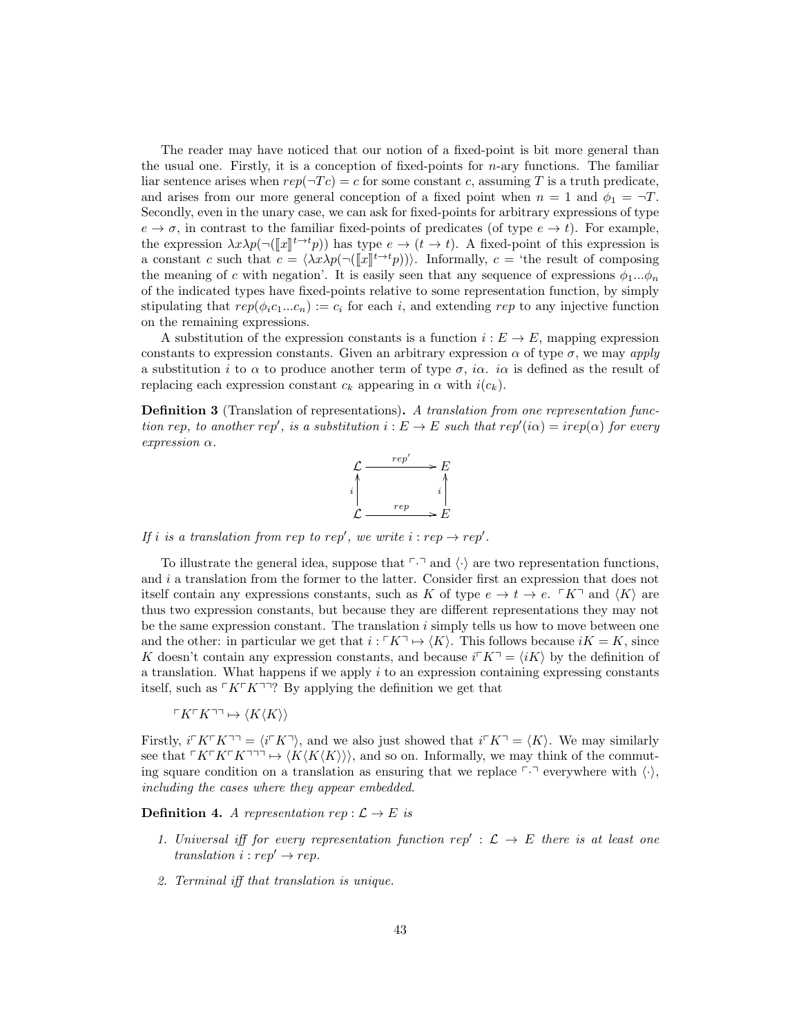The reader may have noticed that our notion of a fixed-point is bit more general than the usual one. Firstly, it is a conception of fixed-points for $n$-ary functions. The familiar liar sentence arises when $rep(\neg Tc) = c$ for some constant $c$, assuming $T$ is a truth predicate, and arises from our more general conception of a fixed point when $n = 1$ and $\phi_1 = \neg T$. Secondly, even in the unary case, we can ask for fixed-points for arbitrary expressions of type $e \to \sigma$, in contrast to the familiar fixed-points of predicates (of type $e \to t$). For example, the expression $\lambda x \lambda p(\neg(\llbracket x \rrbracket^{t\to t} p))$ has type $e \to (t \to t)$. A fixed-point of this expression is a constant $c$ such that $c = \langle \lambda x \lambda p(\neg(\llbracket x \rrbracket^{t\to t} p))\rangle$. Informally, $c =$ 'the result of composing the meaning of $c$ with negation'. It is easily seen that any sequence of expressions $\phi_1 ... \phi_n$ of the indicated types have fixed-points relative to some representation function, by simply stipulating that $rep(\phi_i c_1 ... c_n) := c_i$ for each $i$, and extending $rep$ to any injective function on the remaining expressions.

A substitution of the expression constants is a function $i : E \to E$, mapping expression constants to expression constants. Given an arbitrary expression $\alpha$ of type $\sigma$, we may *apply* a substitution $i$ to $\alpha$ to produce another term of type $\sigma$, $i\alpha$. $i\alpha$ is defined as the result of replacing each expression constant $c_k$ appearing in $\alpha$ with $i(c_k)$.

**Definition 3** (Translation of representations)**.** *A translation from one representation function rep, to another rep$'$, is a substitution $i : E \to E$ such that $rep'(i\alpha) = irep(\alpha)$ for every expression $\alpha$.*

$$\begin{array}{ccc} \mathcal{L} & \xrightarrow{rep'} & E \\ \uparrow i & & \uparrow i \\ \mathcal{L} & \xrightarrow{rep} & E \end{array}$$

*If $i$ is a translation from rep to rep$'$, we write $i : rep \to rep'$.*

To illustrate the general idea, suppose that $\ulcorner\cdot\urcorner$ and $\langle\cdot\rangle$ are two representation functions, and $i$ a translation from the former to the latter. Consider first an expression that does not itself contain any expressions constants, such as $K$ of type $e \to t \to e$. $\ulcorner K \urcorner$ and $\langle K \rangle$ are thus two expression constants, but because they are different representations they may not be the same expression constant. The translation $i$ simply tells us how to move between one and the other: in particular we get that $i : \ulcorner K \urcorner \mapsto \langle K \rangle$. This follows because $iK = K$, since $K$ doesn't contain any expression constants, and because $i\ulcorner K \urcorner = \langle iK \rangle$ by the definition of a translation. What happens if we apply $i$ to an expression containing expressing constants itself, such as $\ulcorner K \ulcorner K \urcorner\urcorner$? By applying the definition we get that

$$\ulcorner K \ulcorner K \urcorner\urcorner \mapsto \langle K\langle K \rangle\rangle$$

Firstly, $i\ulcorner K \ulcorner K \urcorner\urcorner = \langle i\ulcorner K \urcorner\rangle$, and we also just showed that $i\ulcorner K \urcorner = \langle K \rangle$. We may similarly see that $\ulcorner K \ulcorner K \ulcorner K \urcorner\urcorner\urcorner \mapsto \langle K\langle K\langle K \rangle\rangle\rangle$, and so on. Informally, we may think of the commuting square condition on a translation as ensuring that we replace $\ulcorner\cdot\urcorner$ everywhere with $\langle\cdot\rangle$, *including the cases where they appear embedded*.

**Definition 4.** *A representation $rep : \mathcal{L} \to E$ is*

1. *Universal iff for every representation function $rep' : \mathcal{L} \to E$ there is at least one translation $i : rep' \to rep$.*
2. *Terminal iff that translation is unique.*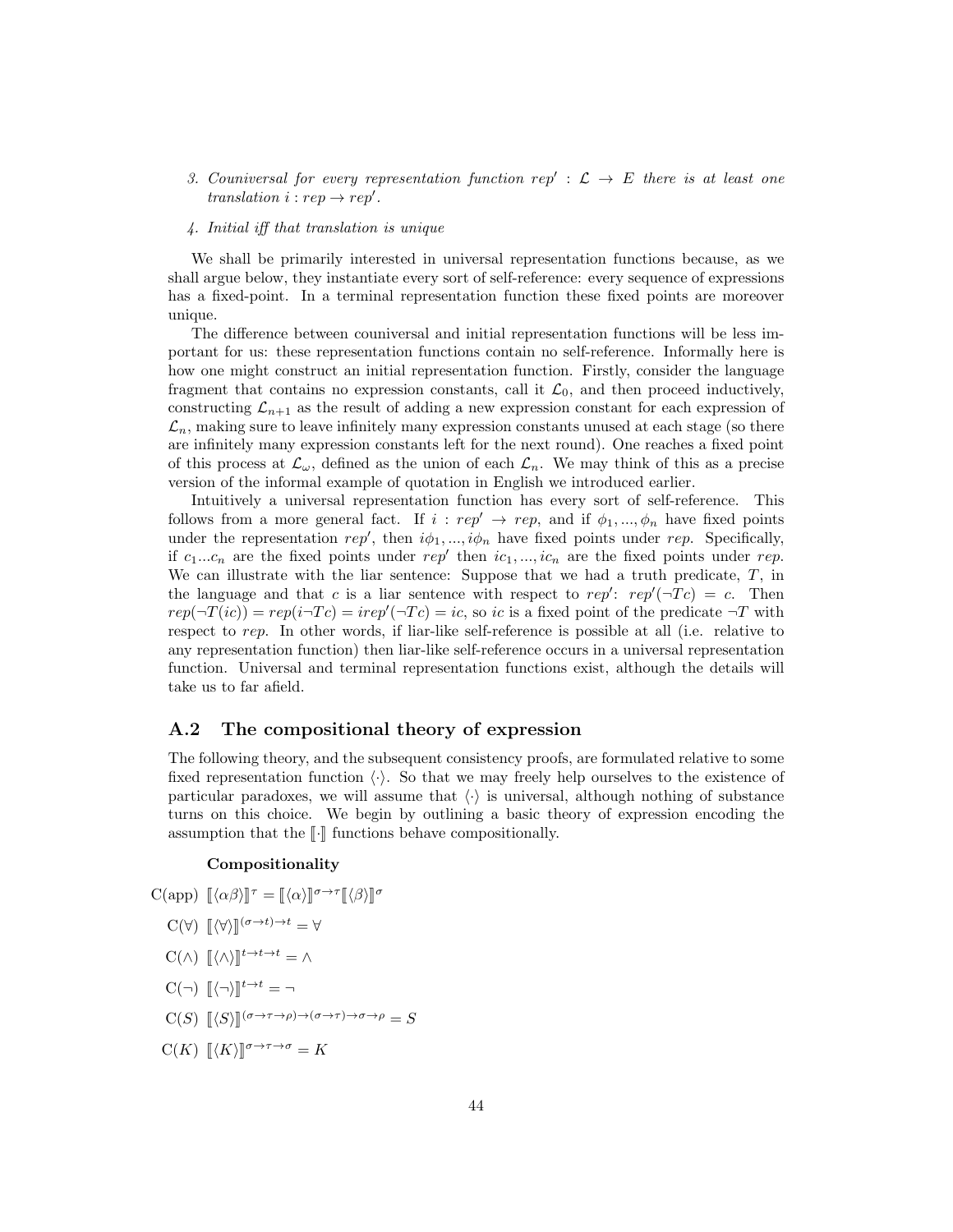3. *Couniversal for every representation function $rep' : \mathcal{L} \to E$ there is at least one translation $i : rep \to rep'$.*

4. *Initial iff that translation is unique*

We shall be primarily interested in universal representation functions because, as we shall argue below, they instantiate every sort of self-reference: every sequence of expressions has a fixed-point. In a terminal representation function these fixed points are moreover unique.

The difference between couniversal and initial representation functions will be less important for us: these representation functions contain no self-reference. Informally here is how one might construct an initial representation function. Firstly, consider the language fragment that contains no expression constants, call it $\mathcal{L}_0$, and then proceed inductively, constructing $\mathcal{L}_{n+1}$ as the result of adding a new expression constant for each expression of $\mathcal{L}_n$, making sure to leave infinitely many expression constants unused at each stage (so there are infinitely many expression constants left for the next round). One reaches a fixed point of this process at $\mathcal{L}_\omega$, defined as the union of each $\mathcal{L}_n$. We may think of this as a precise version of the informal example of quotation in English we introduced earlier.

Intuitively a universal representation function has every sort of self-reference. This follows from a more general fact. If $i : rep' \to rep$, and if $\phi_1, ..., \phi_n$ have fixed points under the representation $rep'$, then $i\phi_1, ..., i\phi_n$ have fixed points under $rep$. Specifically, if $c_1 ... c_n$ are the fixed points under $rep'$ then $ic_1, ..., ic_n$ are the fixed points under $rep$. We can illustrate with the liar sentence: Suppose that we had a truth predicate, $T$, in the language and that $c$ is a liar sentence with respect to $rep'$: $rep'(\neg Tc) = c$. Then $rep(\neg T(ic)) = rep(i\neg Tc) = irep'(\neg Tc) = ic$, so $ic$ is a fixed point of the predicate $\neg T$ with respect to $rep$. In other words, if liar-like self-reference is possible at all (i.e. relative to any representation function) then liar-like self-reference occurs in a universal representation function. Universal and terminal representation functions exist, although the details will take us to far afield.

## A.2 The compositional theory of expression

The following theory, and the subsequent consistency proofs, are formulated relative to some fixed representation function $\langle\cdot\rangle$. So that we may freely help ourselves to the existence of particular paradoxes, we will assume that $\langle\cdot\rangle$ is universal, although nothing of substance turns on this choice. We begin by outlining a basic theory of expression encoding the assumption that the $[\![\cdot]\!]$ functions behave compositionally.

**Compositionality**

C(app) $[\![\langle\alpha\beta\rangle]\!]^{\tau} = [\![\langle\alpha\rangle]\!]^{\sigma\to\tau}[\![\langle\beta\rangle]\!]^{\sigma}$

C($\forall$) $[\![\langle\forall\rangle]\!]^{(\sigma\to t)\to t} = \forall$

C($\wedge$) $[\![\langle\wedge\rangle]\!]^{t\to t\to t} = \wedge$

C($\neg$) $[\![\langle\neg\rangle]\!]^{t\to t} = \neg$

C($S$) $[\![\langle S\rangle]\!]^{(\sigma\to\tau\to\rho)\to(\sigma\to\tau)\to\sigma\to\rho} = S$

C($K$) $[\![\langle K\rangle]\!]^{\sigma\to\tau\to\sigma} = K$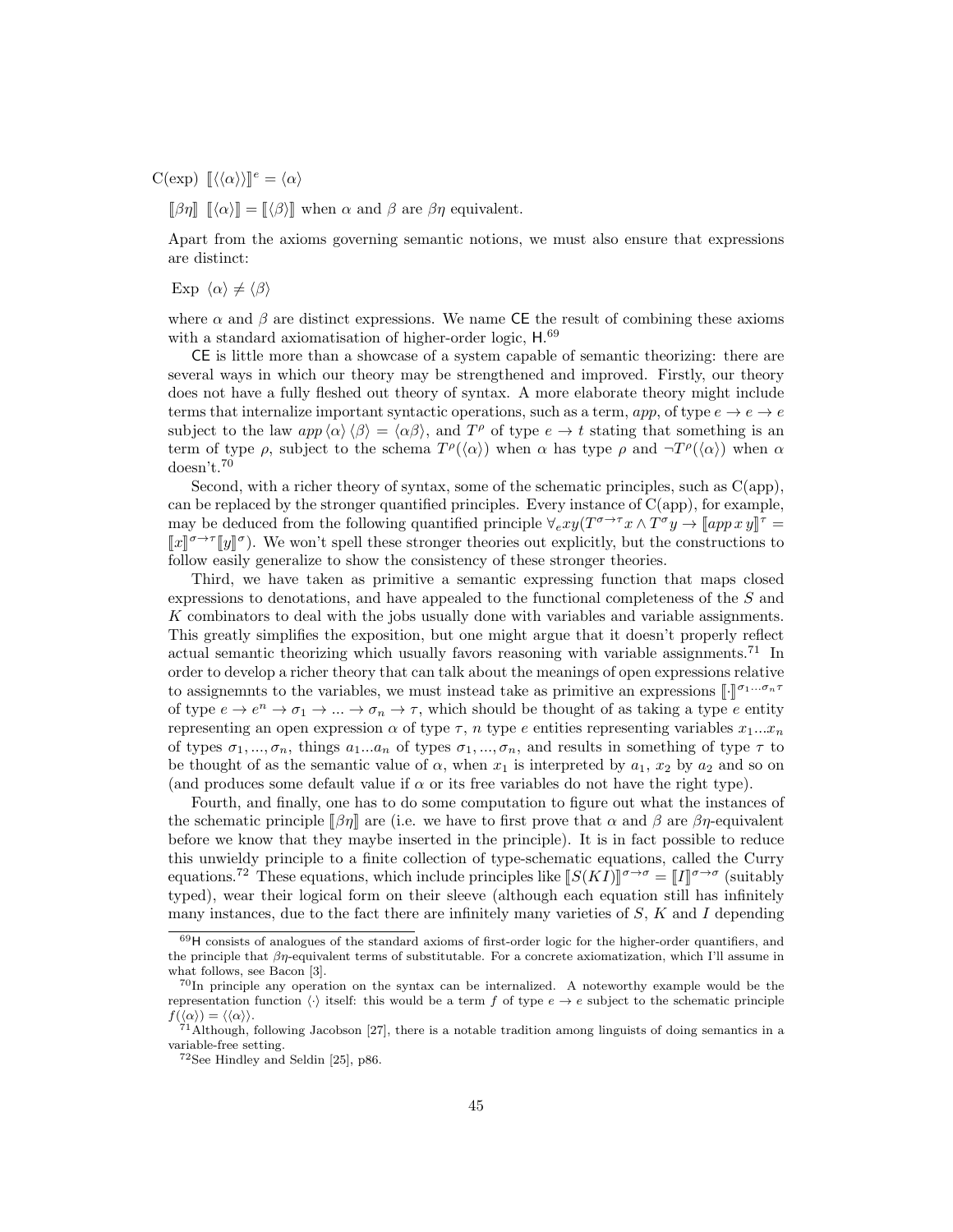C(exp) $[\![\langle\langle\alpha\rangle\rangle]\!]^e = \langle\alpha\rangle$

$[\![\beta\eta]\!]$ $[\![\langle\alpha\rangle]\!] = [\![\langle\beta\rangle]\!]$ when $\alpha$ and $\beta$ are $\beta\eta$ equivalent.

Apart from the axioms governing semantic notions, we must also ensure that expressions are distinct:

Exp $\langle\alpha\rangle \neq \langle\beta\rangle$

where $\alpha$ and $\beta$ are distinct expressions. We name CE the result of combining these axioms with a standard axiomatisation of higher-order logic, H.[69]

CE is little more than a showcase of a system capable of semantic theorizing: there are several ways in which our theory may be strengthened and improved. Firstly, our theory does not have a fully fleshed out theory of syntax. A more elaborate theory might include terms that internalize important syntactic operations, such as a term, *app*, of type $e \to e \to e$ subject to the law $app\,\langle\alpha\rangle\,\langle\beta\rangle = \langle\alpha\beta\rangle$, and $T^\rho$ of type $e \to t$ stating that something is an term of type $\rho$, subject to the schema $T^\rho(\langle\alpha\rangle)$ when $\alpha$ has type $\rho$ and $\neg T^\rho(\langle\alpha\rangle)$ when $\alpha$ doesn't.[70]

Second, with a richer theory of syntax, some of the schematic principles, such as C(app), can be replaced by the stronger quantified principles. Every instance of C(app), for example, may be deduced from the following quantified principle $\forall_e xy(T^{\sigma\to\tau}x \wedge T^\sigma y \to [\![app\,x\,y]\!]^\tau = [\![x]\!]^{\sigma\to\tau}[\![y]\!]^\sigma)$. We won't spell these stronger theories out explicitly, but the constructions to follow easily generalize to show the consistency of these stronger theories.

Third, we have taken as primitive a semantic expressing function that maps closed expressions to denotations, and have appealed to the functional completeness of the $S$ and $K$ combinators to deal with the jobs usually done with variables and variable assignments. This greatly simplifies the exposition, but one might argue that it doesn't properly reflect actual semantic theorizing which usually favors reasoning with variable assignments.[71] In order to develop a richer theory that can talk about the meanings of open expressions relative to assignemnts to the variables, we must instead take as primitive an expressions $[\![\cdot]\!]^{\sigma_1\ldots\sigma_n\tau}$ of type $e \to e^n \to \sigma_1 \to \ldots \to \sigma_n \to \tau$, which should be thought of as taking a type $e$ entity representing an open expression $\alpha$ of type $\tau$, $n$ type $e$ entities representing variables $x_1 \ldots x_n$ of types $\sigma_1, \ldots, \sigma_n$, things $a_1 \ldots a_n$ of types $\sigma_1, \ldots, \sigma_n$, and results in something of type $\tau$ to be thought of as the semantic value of $\alpha$, when $x_1$ is interpreted by $a_1$, $x_2$ by $a_2$ and so on (and produces some default value if $\alpha$ or its free variables do not have the right type).

Fourth, and finally, one has to do some computation to figure out what the instances of the schematic principle $[\![\beta\eta]\!]$ are (i.e. we have to first prove that $\alpha$ and $\beta$ are $\beta\eta$-equivalent before we know that they maybe inserted in the principle). It is in fact possible to reduce this unwieldy principle to a finite collection of type-schematic equations, called the Curry equations.[72] These equations, which include principles like $[\![S(KI)]\!]^{\sigma\to\sigma} = [\![I]\!]^{\sigma\to\sigma}$ (suitably typed), wear their logical form on their sleeve (although each equation still has infinitely many instances, due to the fact there are infinitely many varieties of $S$, $K$ and $I$ depending

---

[69] H consists of analogues of the standard axioms of first-order logic for the higher-order quantifiers, and the principle that $\beta\eta$-equivalent terms of substitutable. For a concrete axiomatization, which I'll assume in what follows, see Bacon [3].

[70] In principle any operation on the syntax can be internalized. A noteworthy example would be the representation function $\langle\cdot\rangle$ itself: this would be a term $f$ of type $e \to e$ subject to the schematic principle $f(\langle\alpha\rangle) = \langle\langle\alpha\rangle\rangle$.

[71] Although, following Jacobson [27], there is a notable tradition among linguists of doing semantics in a variable-free setting.

[72] See Hindley and Seldin [25], p86.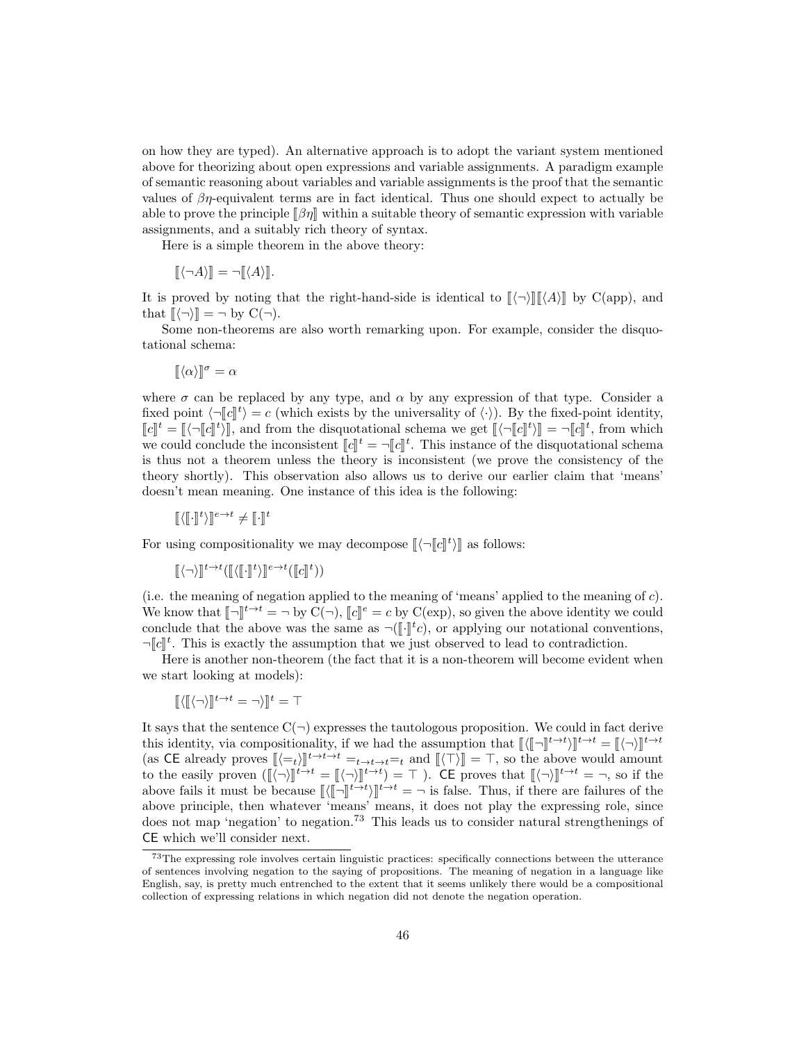on how they are typed). An alternative approach is to adopt the variant system mentioned above for theorizing about open expressions and variable assignments. A paradigm example of semantic reasoning about variables and variable assignments is the proof that the semantic values of $\beta\eta$-equivalent terms are in fact identical. Thus one should expect to actually be able to prove the principle $[\![\beta\eta]\!]$ within a suitable theory of semantic expression with variable assignments, and a suitably rich theory of syntax.

Here is a simple theorem in the above theory:

$$[\![\langle\neg A\rangle]\!] = \neg[\![\langle A\rangle]\!].$$

It is proved by noting that the right-hand-side is identical to $[\![\langle\neg\rangle]\!][\![\langle A\rangle]\!]$ by C(app), and that $[\![\langle\neg\rangle]\!] = \neg$ by C($\neg$).

Some non-theorems are also worth remarking upon. For example, consider the disquotational schema:

$$[\![\langle\alpha\rangle]\!]^\sigma = \alpha$$

where $\sigma$ can be replaced by any type, and $\alpha$ by any expression of that type. Consider a fixed point $\langle\neg[\![c]\!]^t\rangle = c$ (which exists by the universality of $\langle\cdot\rangle$). By the fixed-point identity, $[\![c]\!]^t = [\![\langle\neg[\![c]\!]^t\rangle]\!]$, and from the disquotational schema we get $[\![\langle\neg[\![c]\!]^t\rangle]\!] = \neg[\![c]\!]^t$, from which we could conclude the inconsistent $[\![c]\!]^t = \neg[\![c]\!]^t$. This instance of the disquotational schema is thus not a theorem unless the theory is inconsistent (we prove the consistency of the theory shortly). This observation also allows us to derive our earlier claim that 'means' doesn't mean meaning. One instance of this idea is the following:

$$[\![\langle[\![\cdot]\!]^t\rangle]\!]^{e\to t} \neq [\![\cdot]\!]^t$$

For using compositionality we may decompose $[\![\langle\neg[\![c]\!]^t\rangle]\!]$ as follows:

$$[\![\langle\neg\rangle]\!]^{t\to t}([\![\langle[\![\cdot]\!]^t\rangle]\!]^{e\to t}([\![c]\!]^t))$$

(i.e. the meaning of negation applied to the meaning of 'means' applied to the meaning of $c$). We know that $[\![\neg]\!]^{t\to t} = \neg$ by C($\neg$), $[\![c]\!]^e = c$ by C(exp), so given the above identity we could conclude that the above was the same as $\neg([\![\cdot]\!]^t c)$, or applying our notational conventions, $\neg[\![c]\!]^t$. This is exactly the assumption that we just observed to lead to contradiction.

Here is another non-theorem (the fact that it is a non-theorem will become evident when we start looking at models):

$$[\![\langle[\![\langle\neg\rangle]\!]^{t\to t} = \neg\rangle]\!]^t = \top$$

It says that the sentence C($\neg$) expresses the tautologous proposition. We could in fact derive this identity, via compositionality, if we had the assumption that $[\![\langle[\![\neg]\!]^{t\to t}\rangle]\!]^{t\to t} = [\![\langle\neg\rangle]\!]^{t\to t}$ (as CE already proves $[\![\langle=_t\rangle]\!]^{t\to t\to t} =_{t\to t\to t} =_t$ and $[\![\langle\top\rangle]\!] = \top$, so the above would amount to the easily proven $([\![\langle\neg\rangle]\!]^{t\to t} = [\![\langle\neg\rangle]\!]^{t\to t}) = \top$ ). CE proves that $[\![\langle\neg\rangle]\!]^{t\to t} = \neg$, so if the above fails it must be because $[\![\langle[\![\neg]\!]^{t\to t}\rangle]\!]^{t\to t} = \neg$ is false. Thus, if there are failures of the above principle, then whatever 'means' means, it does not play the expressing role, since does not map 'negation' to negation.[73] This leads us to consider natural strengthenings of CE which we'll consider next.

---

[73] The expressing role involves certain linguistic practices: specifically connections between the utterance of sentences involving negation to the saying of propositions. The meaning of negation in a language like English, say, is pretty much entrenched to the extent that it seems unlikely there would be a compositional collection of expressing relations in which negation did not denote the negation operation.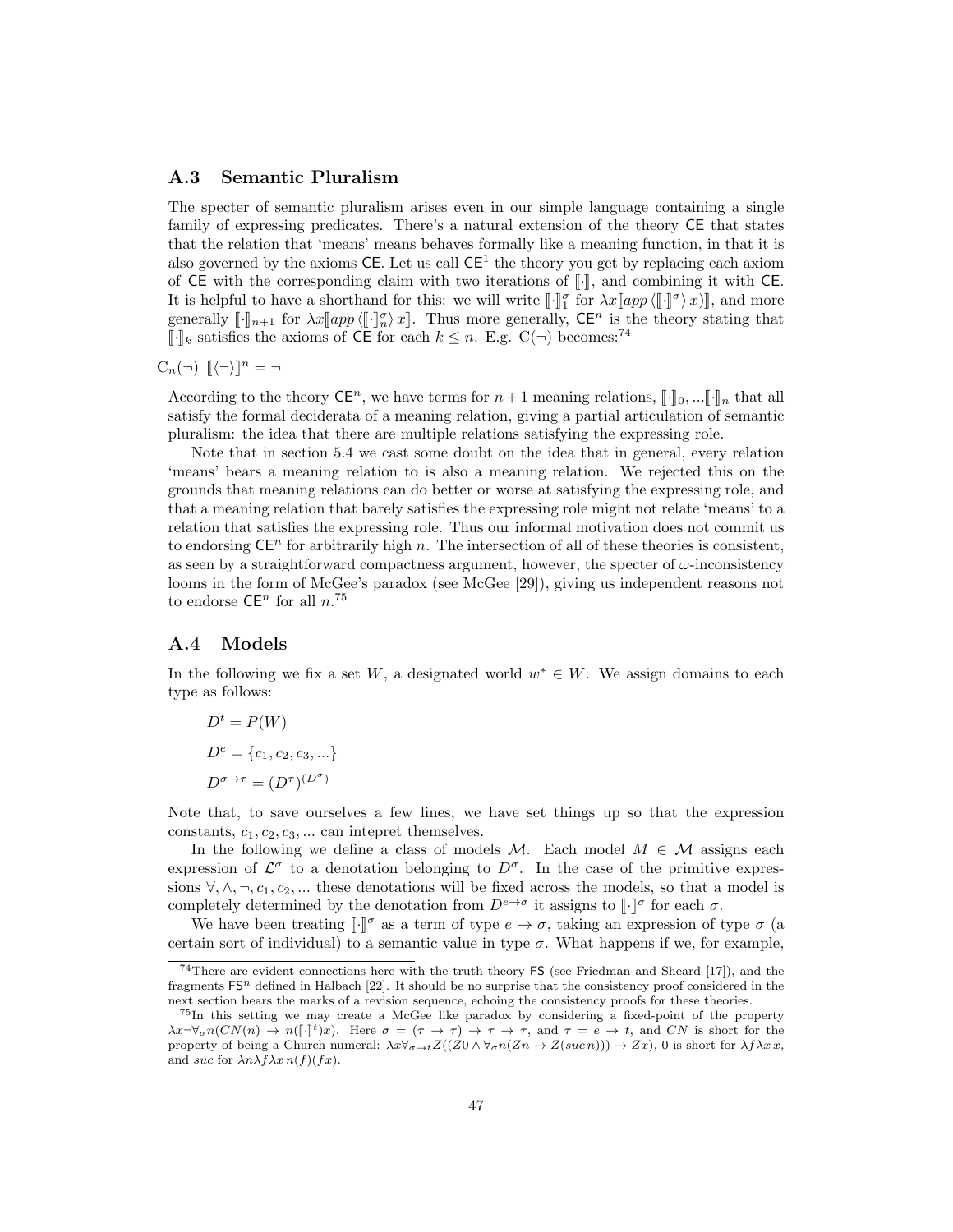### A.3 Semantic Pluralism

The specter of semantic pluralism arises even in our simple language containing a single family of expressing predicates. There's a natural extension of the theory CE that states that the relation that 'means' means behaves formally like a meaning function, in that it is also governed by the axioms CE. Let us call $\mathsf{CE}^1$ the theory you get by replacing each axiom of CE with the corresponding claim with two iterations of $[\![\cdot]\!]$, and combining it with CE. It is helpful to have a shorthand for this: we will write $[\![\cdot]\!]^\sigma_1$ for $\lambda x[\![app\,\langle[\![\cdot]\!]^\sigma\rangle\, x)]\!]$, and more generally $[\![\cdot]\!]_{n+1}$ for $\lambda x[\![app\,\langle[\![\cdot]\!]^\sigma_n\rangle\, x]\!]$. Thus more generally, $\mathsf{CE}^n$ is the theory stating that $[\![\cdot]\!]_k$ satisfies the axioms of CE for each $k \leq n$. E.g. C($\neg$) becomes:[74]

$\mathrm{C}_n(\neg)$ $[\![\langle\neg\rangle]\!]^n = \neg$

According to the theory $\mathsf{CE}^n$, we have terms for $n+1$ meaning relations, $[\![\cdot]\!]_0, ...[\![\cdot]\!]_n$ that all satisfy the formal deciderata of a meaning relation, giving a partial articulation of semantic pluralism: the idea that there are multiple relations satisfying the expressing role.

Note that in section 5.4 we cast some doubt on the idea that in general, every relation 'means' bears a meaning relation to is also a meaning relation. We rejected this on the grounds that meaning relations can do better or worse at satisfying the expressing role, and that a meaning relation that barely satisfies the expressing role might not relate 'means' to a relation that satisfies the expressing role. Thus our informal motivation does not commit us to endorsing $\mathsf{CE}^n$ for arbitrarily high $n$. The intersection of all of these theories is consistent, as seen by a straightforward compactness argument, however, the specter of $\omega$-inconsistency looms in the form of McGee's paradox (see McGee [29]), giving us independent reasons not to endorse $\mathsf{CE}^n$ for all $n$.[75]

### A.4 Models

In the following we fix a set $W$, a designated world $w^* \in W$. We assign domains to each type as follows:

$$D^t = P(W)$$

$$D^e = \{c_1, c_2, c_3, ...\}$$

$$D^{\sigma\to\tau} = (D^\tau)^{(D^\sigma)}$$

Note that, to save ourselves a few lines, we have set things up so that the expression constants, $c_1, c_2, c_3, ...$ can intepret themselves.

In the following we define a class of models $\mathcal{M}$. Each model $M \in \mathcal{M}$ assigns each expression of $\mathcal{L}^\sigma$ to a denotation belonging to $D^\sigma$. In the case of the primitive expressions $\forall, \wedge, \neg, c_1, c_2, ...$ these denotations will be fixed across the models, so that a model is completely determined by the denotation from $D^{e\to\sigma}$ it assigns to $[\![\cdot]\!]^\sigma$ for each $\sigma$.

We have been treating $[\![\cdot]\!]^\sigma$ as a term of type $e \to \sigma$, taking an expression of type $\sigma$ (a certain sort of individual) to a semantic value in type $\sigma$. What happens if we, for example,

---

[74] There are evident connections here with the truth theory FS (see Friedman and Sheard [17]), and the fragments $\mathsf{FS}^n$ defined in Halbach [22]. It should be no surprise that the consistency proof considered in the next section bears the marks of a revision sequence, echoing the consistency proofs for these theories.

[75] In this setting we may create a McGee like paradox by considering a fixed-point of the property $\lambda x\neg\forall_\sigma n(CN(n) \to n([\![\cdot]\!]^t)x)$. Here $\sigma = (\tau \to \tau) \to \tau \to \tau$, and $\tau = e \to t$, and $CN$ is short for the property of being a Church numeral: $\lambda x\forall_{\sigma\to t}Z((Z0 \wedge \forall_\sigma n(Zn \to Z(suc\,n))) \to Zx)$, 0 is short for $\lambda f\lambda x\, x$, and $suc$ for $\lambda n\lambda f\lambda x\, n(f)(fx)$.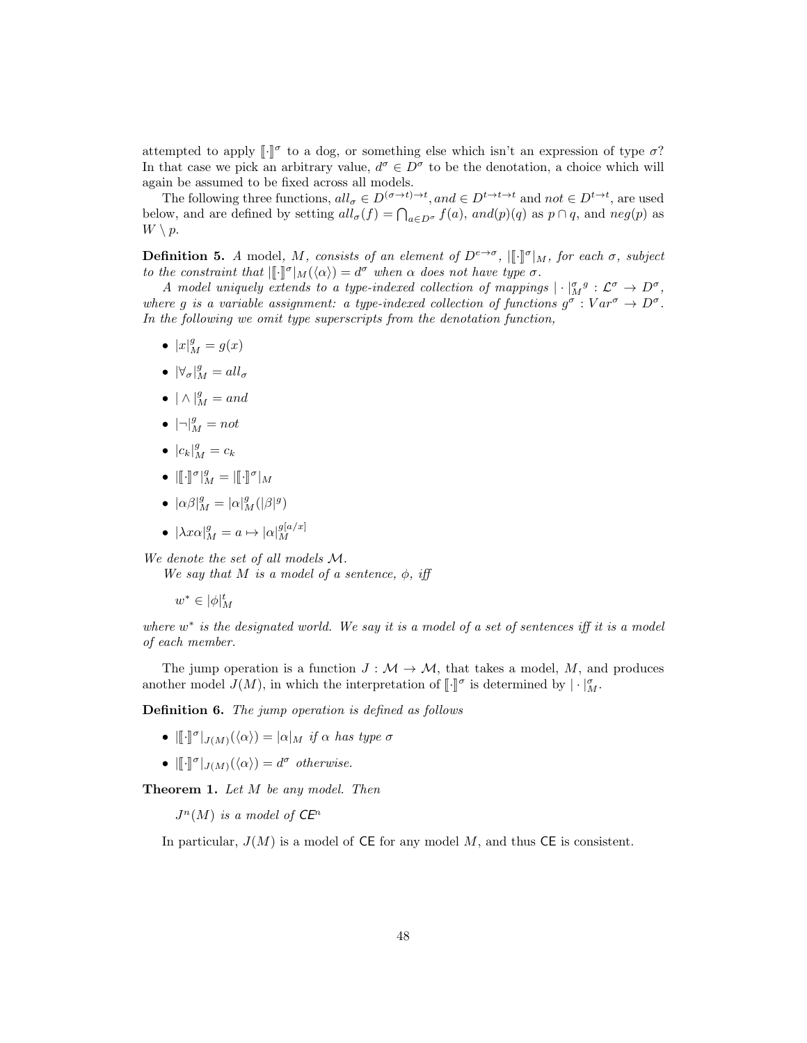attempted to apply $[\![\cdot]\!]^\sigma$ to a dog, or something else which isn't an expression of type $\sigma$? In that case we pick an arbitrary value, $d^\sigma \in D^\sigma$ to be the denotation, a choice which will again be assumed to be fixed across all models.

The following three functions, $all_\sigma \in D^{(\sigma \to t) \to t}$, $and \in D^{t \to t \to t}$ and $not \in D^{t \to t}$, are used below, and are defined by setting $all_\sigma(f) = \bigcap_{a \in D^\sigma} f(a)$, $and(p)(q)$ as $p \cap q$, and $neg(p)$ as $W \setminus p$.

**Definition 5.** *A model, $M$, consists of an element of $D^{e \to \sigma}$, $|[\![\cdot]\!]^\sigma|_M$, for each $\sigma$, subject to the constraint that $|[\![\cdot]\!]^\sigma|_M(\langle\alpha\rangle) = d^\sigma$ when $\alpha$ does not have type $\sigma$.*

*A model uniquely extends to a type-indexed collection of mappings $|\cdot|^{\sigma}_{M}{}^{g} : \mathcal{L}^\sigma \to D^\sigma$, where $g$ is a variable assignment: a type-indexed collection of functions $g^\sigma : Var^\sigma \to D^\sigma$. In the following we omit type superscripts from the denotation function,*

- $|x|^g_M = g(x)$
- $|\forall_\sigma|^g_M = all_\sigma$
- $|\wedge|^g_M = and$
- $|\neg|^g_M = not$
- $|c_k|^g_M = c_k$
- $|[\![\cdot]\!]^\sigma|^g_M = |[\![\cdot]\!]^\sigma|_M$
- $|\alpha\beta|^g_M = |\alpha|^g_M(|\beta|^g)$
- $|\lambda x \alpha|^g_M = a \mapsto |\alpha|^{g[a/x]}_M$

*We denote the set of all models $\mathcal{M}$.*

*We say that $M$ is a model of a sentence, $\phi$, iff*

$$w^* \in |\phi|^t_M$$

*where $w^*$ is the designated world. We say it is a model of a set of sentences iff it is a model of each member.*

The jump operation is a function $J : \mathcal{M} \to \mathcal{M}$, that takes a model, $M$, and produces another model $J(M)$, in which the interpretation of $[\![\cdot]\!]^\sigma$ is determined by $|\cdot|^\sigma_M$.

**Definition 6.** *The jump operation is defined as follows*

- $|[\![\cdot]\!]^\sigma|_{J(M)}(\langle\alpha\rangle) = |\alpha|_M$ *if $\alpha$ has type $\sigma$*
- $|[\![\cdot]\!]^\sigma|_{J(M)}(\langle\alpha\rangle) = d^\sigma$ *otherwise.*

**Theorem 1.** *Let $M$ be any model. Then*

$$J^n(M) \textit{ is a model of } \mathsf{CE}^n$$

In particular, $J(M)$ is a model of $\mathsf{CE}$ for any model $M$, and thus $\mathsf{CE}$ is consistent.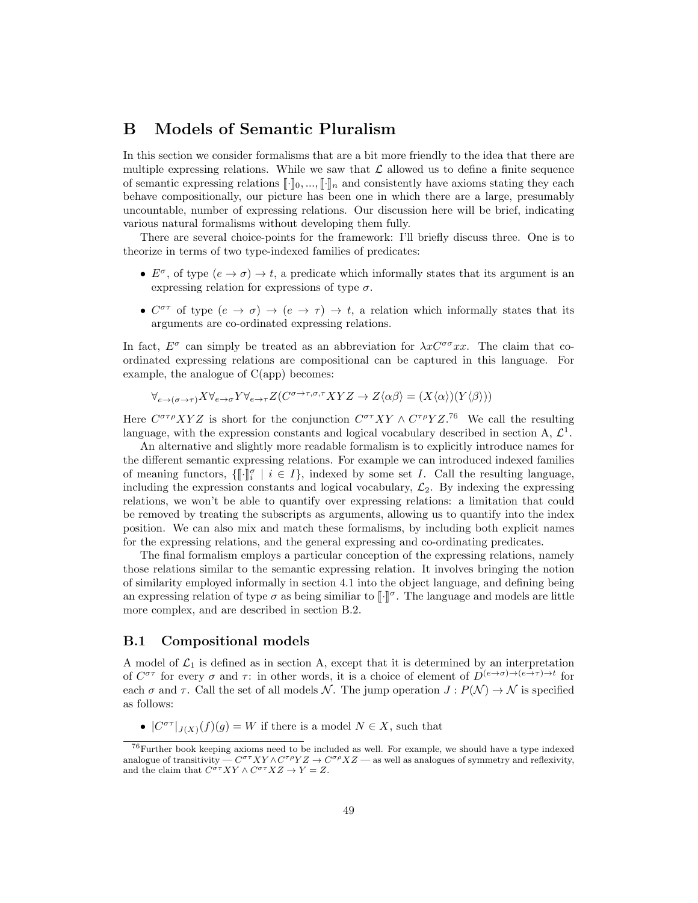## B Models of Semantic Pluralism

In this section we consider formalisms that are a bit more friendly to the idea that there are multiple expressing relations. While we saw that $\mathcal{L}$ allowed us to define a finite sequence of semantic expressing relations $[\![\cdot]\!]_0, ..., [\![\cdot]\!]_n$ and consistently have axioms stating they each behave compositionally, our picture has been one in which there are a large, presumably uncountable, number of expressing relations. Our discussion here will be brief, indicating various natural formalisms without developing them fully.

There are several choice-points for the framework: I'll briefly discuss three. One is to theorize in terms of two type-indexed families of predicates:

- $E^\sigma$, of type $(e \to \sigma) \to t$, a predicate which informally states that its argument is an expressing relation for expressions of type $\sigma$.
- $C^{\sigma\tau}$ of type $(e \to \sigma) \to (e \to \tau) \to t$, a relation which informally states that its arguments are co-ordinated expressing relations.

In fact, $E^\sigma$ can simply be treated as an abbreviation for $\lambda x C^{\sigma\sigma} xx$. The claim that co-ordinated expressing relations are compositional can be captured in this language. For example, the analogue of C(app) becomes:

$$\forall_{e \to (\sigma \to \tau)} X \forall_{e \to \sigma} Y \forall_{e \to \tau} Z (C^{\sigma \to \tau, \sigma, \tau} XYZ \to Z\langle \alpha\beta \rangle = (X\langle \alpha \rangle)(Y\langle \beta \rangle))$$

Here $C^{\sigma\tau\rho}XYZ$ is short for the conjunction $C^{\sigma\tau}XY \wedge C^{\tau\rho}YZ$.[76] We call the resulting language, with the expression constants and logical vocabulary described in section A, $\mathcal{L}^1$.

An alternative and slightly more readable formalism is to explicitly introduce names for the different semantic expressing relations. For example we can introduced indexed families of meaning functors, $\{[\![\cdot]\!]^\sigma_i \mid i \in I\}$, indexed by some set $I$. Call the resulting language, including the expression constants and logical vocabulary, $\mathcal{L}_2$. By indexing the expressing relations, we won't be able to quantify over expressing relations: a limitation that could be removed by treating the subscripts as arguments, allowing us to quantify into the index position. We can also mix and match these formalisms, by including both explicit names for the expressing relations, and the general expressing and co-ordinating predicates.

The final formalism employs a particular conception of the expressing relations, namely those relations similar to the semantic expressing relation. It involves bringing the notion of similarity employed informally in section 4.1 into the object language, and defining being an expressing relation of type $\sigma$ as being similiar to $[\![\cdot]\!]^\sigma$. The language and models are little more complex, and are described in section B.2.

### B.1 Compositional models

A model of $\mathcal{L}_1$ is defined as in section A, except that it is determined by an interpretation of $C^{\sigma\tau}$ for every $\sigma$ and $\tau$: in other words, it is a choice of element of $D^{(e\to\sigma)\to(e\to\tau)\to t}$ for each $\sigma$ and $\tau$. Call the set of all models $\mathcal{N}$. The jump operation $J : P(\mathcal{N}) \to \mathcal{N}$ is specified as follows:

- $|C^{\sigma\tau}|_{J(X)}(f)(g) = W$ if there is a model $N \in X$, such that

[76] Further book keeping axioms need to be included as well. For example, we should have a type indexed analogue of transitivity — $C^{\sigma\tau}XY \wedge C^{\tau\rho}YZ \to C^{\sigma\rho}XZ$ — as well as analogues of symmetry and reflexivity, and the claim that $C^{\sigma\tau}XY \wedge C^{\sigma\tau}XZ \to Y = Z$.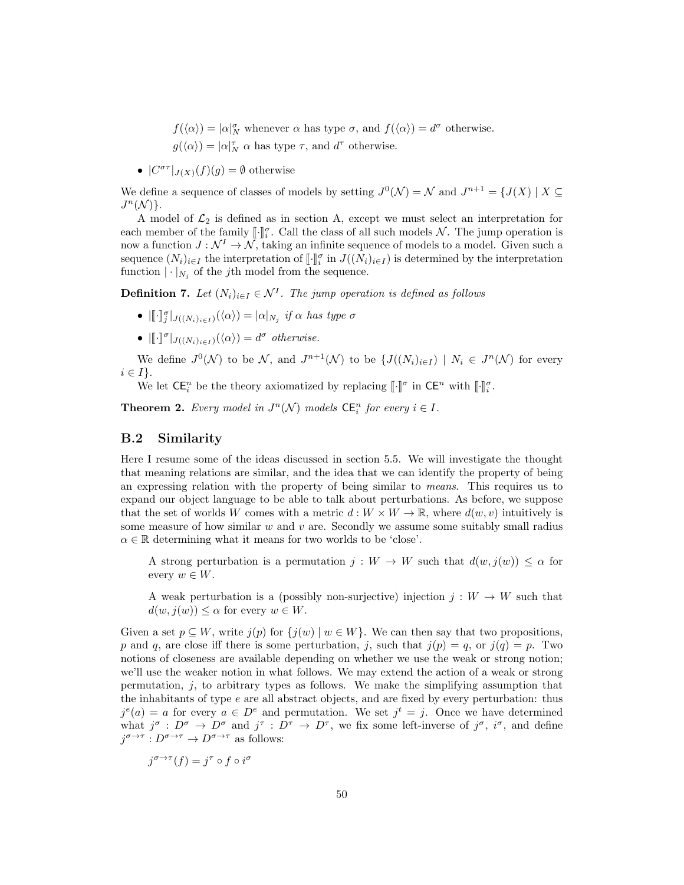$f(\langle\alpha\rangle) = |\alpha|^{\sigma}_{N}$ whenever $\alpha$ has type $\sigma$, and $f(\langle\alpha\rangle) = d^{\sigma}$ otherwise.

$g(\langle\alpha\rangle) = |\alpha|^{\tau}_{N}$ $\alpha$ has type $\tau$, and $d^{\tau}$ otherwise.

- $|C^{\sigma\tau}|_{J(X)}(f)(g) = \emptyset$ otherwise

We define a sequence of classes of models by setting $J^0(\mathcal{N}) = \mathcal{N}$ and $J^{n+1} = \{J(X) \mid X \subseteq J^n(\mathcal{N})\}$.

A model of $\mathcal{L}_2$ is defined as in section A, except we must select an interpretation for each member of the family $[\![\cdot]\!]^{\sigma}_{i}$. Call the class of all such models $\mathcal{N}$. The jump operation is now a function $J : \mathcal{N}^I \to \mathcal{N}$, taking an infinite sequence of models to a model. Given such a sequence $(N_i)_{i\in I}$ the interpretation of $[\![\cdot]\!]^{\sigma}_{i}$ in $J((N_i)_{i\in I})$ is determined by the interpretation function $|\cdot|_{N_j}$ of the $j$th model from the sequence.

**Definition 7.** *Let $(N_i)_{i\in I} \in \mathcal{N}^I$. The jump operation is defined as follows*

- $|[\![\cdot]\!]^{\sigma}_{j}|_{J((N_i)_{i\in I})}(\langle\alpha\rangle) = |\alpha|_{N_j}$ *if $\alpha$ has type $\sigma$*
- $|[\![\cdot]\!]^{\sigma}|_{J((N_i)_{i\in I})}(\langle\alpha\rangle) = d^{\sigma}$ *otherwise.*

We define $J^0(\mathcal{N})$ to be $\mathcal{N}$, and $J^{n+1}(\mathcal{N})$ to be $\{J((N_i)_{i\in I}) \mid N_i \in J^n(\mathcal{N})$ for every $i \in I\}$.

We let $\mathsf{CE}^n_i$ be the theory axiomatized by replacing $[\![\cdot]\!]^{\sigma}$ in $\mathsf{CE}^n$ with $[\![\cdot]\!]^{\sigma}_{i}$.

**Theorem 2.** *Every model in $J^n(\mathcal{N})$ models $\mathsf{CE}^n_i$ for every $i \in I$.*

## B.2 Similarity

Here I resume some of the ideas discussed in section 5.5. We will investigate the thought that meaning relations are similar, and the idea that we can identify the property of being an expressing relation with the property of being similar to *means*. This requires us to expand our object language to be able to talk about perturbations. As before, we suppose that the set of worlds $W$ comes with a metric $d : W \times W \to \mathbb{R}$, where $d(w, v)$ intuitively is some measure of how similar $w$ and $v$ are. Secondly we assume some suitably small radius $\alpha \in \mathbb{R}$ determining what it means for two worlds to be 'close'.

> A strong perturbation is a permutation $j : W \to W$ such that $d(w, j(w)) \leq \alpha$ for every $w \in W$.
>
> A weak perturbation is a (possibly non-surjective) injection $j : W \to W$ such that $d(w, j(w)) \leq \alpha$ for every $w \in W$.

Given a set $p \subseteq W$, write $j(p)$ for $\{j(w) \mid w \in W\}$. We can then say that two propositions, $p$ and $q$, are close iff there is some perturbation, $j$, such that $j(p) = q$, or $j(q) = p$. Two notions of closeness are available depending on whether we use the weak or strong notion; we'll use the weaker notion in what follows. We may extend the action of a weak or strong permutation, $j$, to arbitrary types as follows. We make the simplifying assumption that the inhabitants of type $e$ are all abstract objects, and are fixed by every perturbation: thus $j^e(a) = a$ for every $a \in D^e$ and permutation. We set $j^t = j$. Once we have determined what $j^{\sigma} : D^{\sigma} \to D^{\sigma}$ and $j^{\tau} : D^{\tau} \to D^{\tau}$, we fix some left-inverse of $j^{\sigma}$, $i^{\sigma}$, and define $j^{\sigma\to\tau} : D^{\sigma\to\tau} \to D^{\sigma\to\tau}$ as follows:

> $j^{\sigma\to\tau}(f) = j^{\tau} \circ f \circ i^{\sigma}$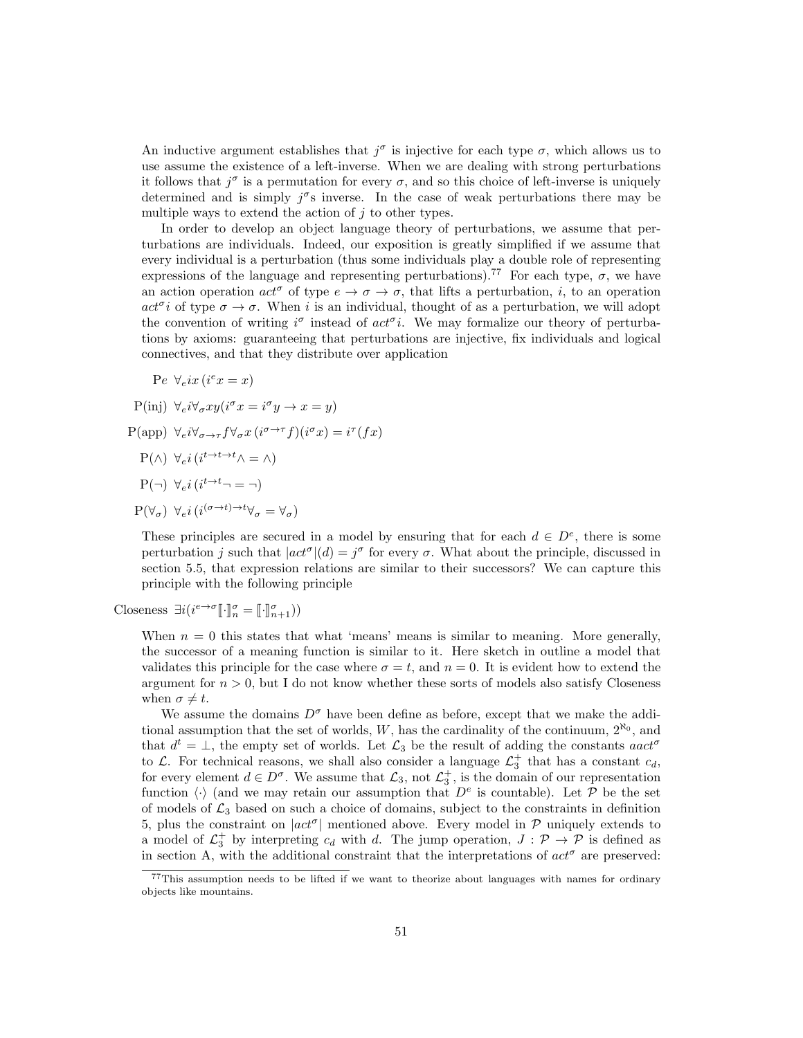An inductive argument establishes that $j^\sigma$ is injective for each type $\sigma$, which allows us to use assume the existence of a left-inverse. When we are dealing with strong perturbations it follows that $j^\sigma$ is a permutation for every $\sigma$, and so this choice of left-inverse is uniquely determined and is simply $j^\sigma$s inverse. In the case of weak perturbations there may be multiple ways to extend the action of $j$ to other types.

In order to develop an object language theory of perturbations, we assume that perturbations are individuals. Indeed, our exposition is greatly simplified if we assume that every individual is a perturbation (thus some individuals play a double role of representing expressions of the language and representing perturbations).[77] For each type, $\sigma$, we have an action operation $act^\sigma$ of type $e \to \sigma \to \sigma$, that lifts a perturbation, $i$, to an operation $act^\sigma i$ of type $\sigma \to \sigma$. When $i$ is an individual, thought of as a perturbation, we will adopt the convention of writing $i^\sigma$ instead of $act^\sigma i$. We may formalize our theory of perturbations by axioms: guaranteeing that perturbations are injective, fix individuals and logical connectives, and that they distribute over application

P$e$ $\forall_e ix\,(i^e x = x)$

P(inj) $\forall_e i \forall_\sigma xy(i^\sigma x = i^\sigma y \to x = y)$

P(app) $\forall_e i \forall_{\sigma\to\tau} f \forall_\sigma x\,(i^{\sigma\to\tau} f)(i^\sigma x) = i^\tau(fx)$

P($\wedge$) $\forall_e i\,(i^{t\to t\to t}\wedge = \wedge)$

P($\neg$) $\forall_e i\,(i^{t\to t}\neg = \neg)$

P($\forall_\sigma$) $\forall_e i\,(i^{(\sigma\to t)\to t}\forall_\sigma = \forall_\sigma)$

These principles are secured in a model by ensuring that for each $d \in D^e$, there is some perturbation $j$ such that $|act^\sigma|(d) = j^\sigma$ for every $\sigma$. What about the principle, discussed in section 5.5, that expression relations are similar to their successors? We can capture this principle with the following principle

Closeness $\exists i(i^{e\to\sigma}[\![\cdot]\!]^\sigma_n = [\![\cdot]\!]^\sigma_{n+1}))$

When $n = 0$ this states that what 'means' means is similar to meaning. More generally, the successor of a meaning function is similar to it. Here sketch in outline a model that validates this principle for the case where $\sigma = t$, and $n = 0$. It is evident how to extend the argument for $n > 0$, but I do not know whether these sorts of models also satisfy Closeness when $\sigma \neq t$.

We assume the domains $D^\sigma$ have been define as before, except that we make the additional assumption that the set of worlds, $W$, has the cardinality of the continuum, $2^{\aleph_0}$, and that $d^t = \bot$, the empty set of worlds. Let $\mathcal{L}_3$ be the result of adding the constants $aact^\sigma$ to $\mathcal{L}$. For technical reasons, we shall also consider a language $\mathcal{L}_3^+$ that has a constant $c_d$, for every element $d \in D^\sigma$. We assume that $\mathcal{L}_3$, not $\mathcal{L}_3^+$, is the domain of our representation function $\langle\cdot\rangle$ (and we may retain our assumption that $D^e$ is countable). Let $\mathcal{P}$ be the set of models of $\mathcal{L}_3$ based on such a choice of domains, subject to the constraints in definition 5, plus the constraint on $|act^\sigma|$ mentioned above. Every model in $\mathcal{P}$ uniquely extends to a model of $\mathcal{L}_3^+$ by interpreting $c_d$ with $d$. The jump operation, $J : \mathcal{P} \to \mathcal{P}$ is defined as in section A, with the additional constraint that the interpretations of $act^\sigma$ are preserved:

[77] This assumption needs to be lifted if we want to theorize about languages with names for ordinary objects like mountains.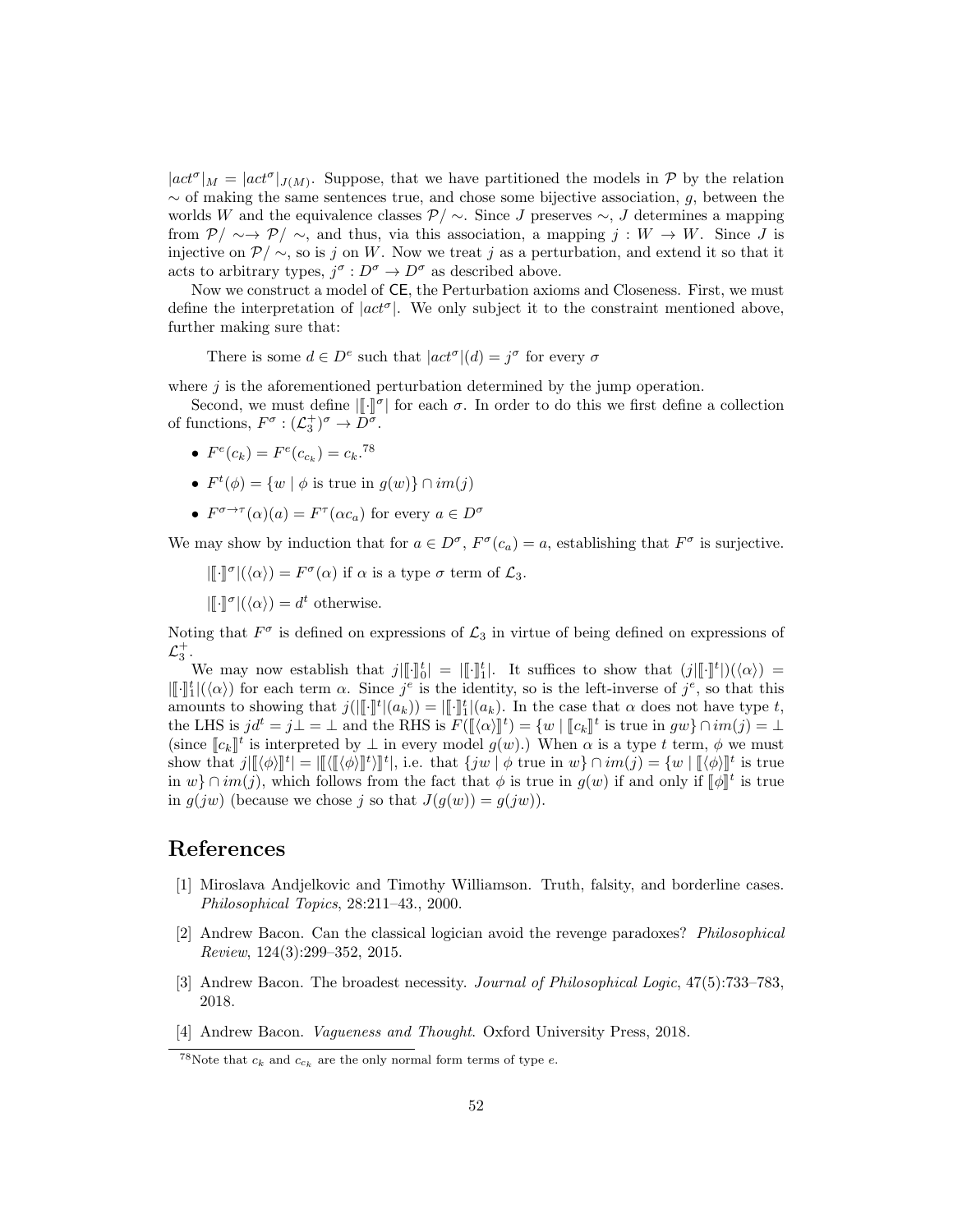$|act^\sigma|_M = |act^\sigma|_{J(M)}$. Suppose, that we have partitioned the models in $\mathcal{P}$ by the relation $\sim$ of making the same sentences true, and chose some bijective association, $g$, between the worlds $W$ and the equivalence classes $\mathcal{P}/\sim$. Since $J$ preserves $\sim$, $J$ determines a mapping from $\mathcal{P}/\sim \rightarrow \mathcal{P}/\sim$, and thus, via this association, a mapping $j : W \rightarrow W$. Since $J$ is injective on $\mathcal{P}/\sim$, so is $j$ on $W$. Now we treat $j$ as a perturbation, and extend it so that it acts to arbitrary types, $j^\sigma : D^\sigma \rightarrow D^\sigma$ as described above.

Now we construct a model of CE, the Perturbation axioms and Closeness. First, we must define the interpretation of $|act^\sigma|$. We only subject it to the constraint mentioned above, further making sure that:

> There is some $d \in D^e$ such that $|act^\sigma|(d) = j^\sigma$ for every $\sigma$

where $j$ is the aforementioned perturbation determined by the jump operation.

Second, we must define $|[\![\cdot]\!]^\sigma|$ for each $\sigma$. In order to do this we first define a collection of functions, $F^\sigma : (\mathcal{L}_3^+)^\sigma \rightarrow D^\sigma$.

- $F^e(c_k) = F^e(c_{c_k}) = c_k$.[78]
- $F^t(\phi) = \{w \mid \phi \text{ is true in } g(w)\} \cap im(j)$
- $F^{\sigma\rightarrow\tau}(\alpha)(a) = F^\tau(\alpha c_a)$ for every $a \in D^\sigma$

We may show by induction that for $a \in D^\sigma$, $F^\sigma(c_a) = a$, establishing that $F^\sigma$ is surjective.

> $|[\![\cdot]\!]^\sigma|(\langle\alpha\rangle) = F^\sigma(\alpha)$ if $\alpha$ is a type $\sigma$ term of $\mathcal{L}_3$.
>
> $|[\![\cdot]\!]^\sigma|(\langle\alpha\rangle) = d^t$ otherwise.

Noting that $F^\sigma$ is defined on expressions of $\mathcal{L}_3$ in virtue of being defined on expressions of $\mathcal{L}_3^+$.

We may now establish that $j|[\![\cdot]\!]_0^t| = |[\![\cdot]\!]_1^t|$. It suffices to show that $(j|[\![\cdot]\!]^t|)(\langle\alpha\rangle) = |[\![\cdot]\!]_1^t|(\langle\alpha\rangle)$ for each term $\alpha$. Since $j^e$ is the identity, so is the left-inverse of $j^e$, so that this amounts to showing that $j(|[\![\cdot]\!]^t|(a_k)) = |[\![\cdot]\!]_1^t|(a_k)$. In the case that $\alpha$ does not have type $t$, the LHS is $jd^t = j\bot = \bot$ and the RHS is $F([\![\langle\alpha\rangle]\!]^t) = \{w \mid [\![c_k]\!]^t \text{ is true in } gw\} \cap im(j) = \bot$ (since $[\![c_k]\!]^t$ is interpreted by $\bot$ in every model $g(w)$.) When $\alpha$ is a type $t$ term, $\phi$ we must show that $j|[\![\langle\phi\rangle]\!]^t| = |[\![\langle[\![\langle\phi\rangle]\!]^t\rangle]\!]^t|$, i.e. that $\{jw \mid \phi \text{ true in } w\} \cap im(j) = \{w \mid [\![\langle\phi\rangle]\!]^t \text{ is true in } w\} \cap im(j)$, which follows from the fact that $\phi$ is true in $g(w)$ if and only if $[\![\phi]\!]^t$ is true in $g(jw)$ (because we chose $j$ so that $J(g(w)) = g(jw)$).

# References

[1] Miroslava Andjelkovic and Timothy Williamson. Truth, falsity, and borderline cases. *Philosophical Topics*, 28:211–43., 2000.

[2] Andrew Bacon. Can the classical logician avoid the revenge paradoxes? *Philosophical Review*, 124(3):299–352, 2015.

[3] Andrew Bacon. The broadest necessity. *Journal of Philosophical Logic*, 47(5):733–783, 2018.

[4] Andrew Bacon. *Vagueness and Thought*. Oxford University Press, 2018.

[78] Note that $c_k$ and $c_{c_k}$ are the only normal form terms of type $e$.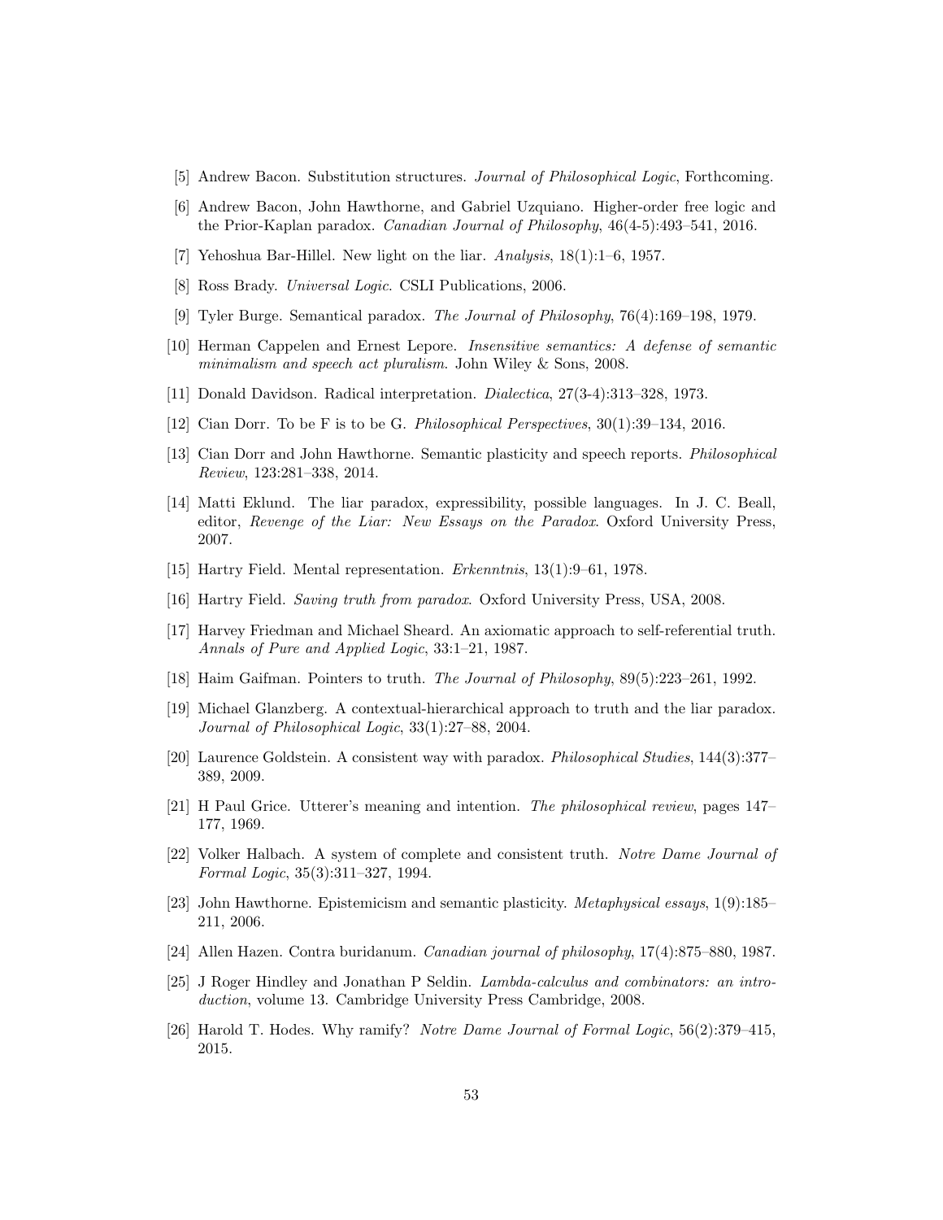[5] Andrew Bacon. Substitution structures. *Journal of Philosophical Logic*, Forthcoming.

[6] Andrew Bacon, John Hawthorne, and Gabriel Uzquiano. Higher-order free logic and the Prior-Kaplan paradox. *Canadian Journal of Philosophy*, 46(4-5):493–541, 2016.

[7] Yehoshua Bar-Hillel. New light on the liar. *Analysis*, 18(1):1–6, 1957.

[8] Ross Brady. *Universal Logic*. CSLI Publications, 2006.

[9] Tyler Burge. Semantical paradox. *The Journal of Philosophy*, 76(4):169–198, 1979.

[10] Herman Cappelen and Ernest Lepore. *Insensitive semantics: A defense of semantic minimalism and speech act pluralism*. John Wiley & Sons, 2008.

[11] Donald Davidson. Radical interpretation. *Dialectica*, 27(3-4):313–328, 1973.

[12] Cian Dorr. To be F is to be G. *Philosophical Perspectives*, 30(1):39–134, 2016.

[13] Cian Dorr and John Hawthorne. Semantic plasticity and speech reports. *Philosophical Review*, 123:281–338, 2014.

[14] Matti Eklund. The liar paradox, expressibility, possible languages. In J. C. Beall, editor, *Revenge of the Liar: New Essays on the Paradox*. Oxford University Press, 2007.

[15] Hartry Field. Mental representation. *Erkenntnis*, 13(1):9–61, 1978.

[16] Hartry Field. *Saving truth from paradox*. Oxford University Press, USA, 2008.

[17] Harvey Friedman and Michael Sheard. An axiomatic approach to self-referential truth. *Annals of Pure and Applied Logic*, 33:1–21, 1987.

[18] Haim Gaifman. Pointers to truth. *The Journal of Philosophy*, 89(5):223–261, 1992.

[19] Michael Glanzberg. A contextual-hierarchical approach to truth and the liar paradox. *Journal of Philosophical Logic*, 33(1):27–88, 2004.

[20] Laurence Goldstein. A consistent way with paradox. *Philosophical Studies*, 144(3):377–389, 2009.

[21] H Paul Grice. Utterer's meaning and intention. *The philosophical review*, pages 147–177, 1969.

[22] Volker Halbach. A system of complete and consistent truth. *Notre Dame Journal of Formal Logic*, 35(3):311–327, 1994.

[23] John Hawthorne. Epistemicism and semantic plasticity. *Metaphysical essays*, 1(9):185–211, 2006.

[24] Allen Hazen. Contra buridanum. *Canadian journal of philosophy*, 17(4):875–880, 1987.

[25] J Roger Hindley and Jonathan P Seldin. *Lambda-calculus and combinators: an introduction*, volume 13. Cambridge University Press Cambridge, 2008.

[26] Harold T. Hodes. Why ramify? *Notre Dame Journal of Formal Logic*, 56(2):379–415, 2015.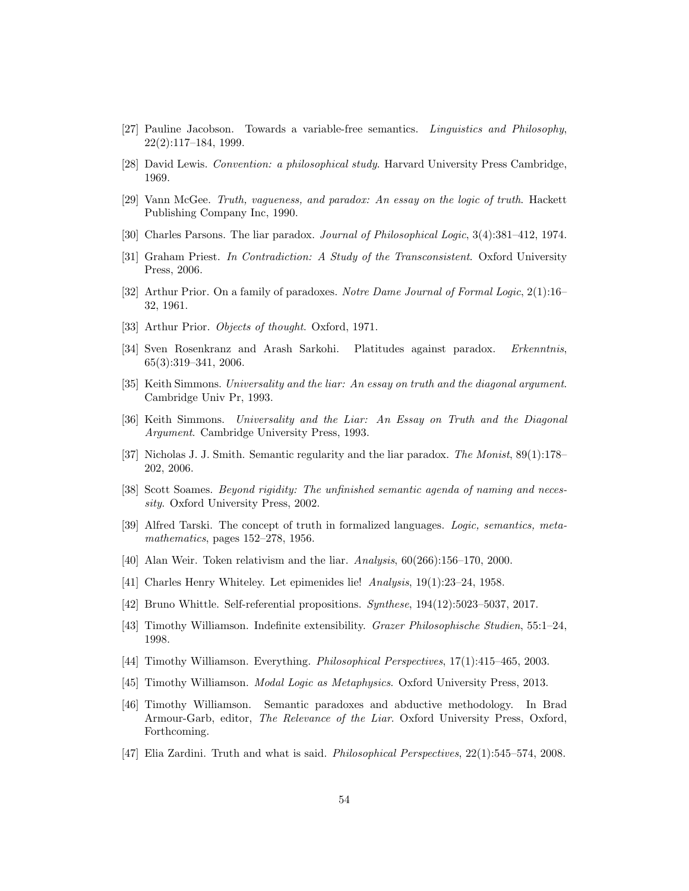[27] Pauline Jacobson. Towards a variable-free semantics. *Linguistics and Philosophy*, 22(2):117–184, 1999.

[28] David Lewis. *Convention: a philosophical study*. Harvard University Press Cambridge, 1969.

[29] Vann McGee. *Truth, vagueness, and paradox: An essay on the logic of truth*. Hackett Publishing Company Inc, 1990.

[30] Charles Parsons. The liar paradox. *Journal of Philosophical Logic*, 3(4):381–412, 1974.

[31] Graham Priest. *In Contradiction: A Study of the Transconsistent*. Oxford University Press, 2006.

[32] Arthur Prior. On a family of paradoxes. *Notre Dame Journal of Formal Logic*, 2(1):16–32, 1961.

[33] Arthur Prior. *Objects of thought*. Oxford, 1971.

[34] Sven Rosenkranz and Arash Sarkohi. Platitudes against paradox. *Erkenntnis*, 65(3):319–341, 2006.

[35] Keith Simmons. *Universality and the liar: An essay on truth and the diagonal argument*. Cambridge Univ Pr, 1993.

[36] Keith Simmons. *Universality and the Liar: An Essay on Truth and the Diagonal Argument*. Cambridge University Press, 1993.

[37] Nicholas J. J. Smith. Semantic regularity and the liar paradox. *The Monist*, 89(1):178–202, 2006.

[38] Scott Soames. *Beyond rigidity: The unfinished semantic agenda of naming and necessity*. Oxford University Press, 2002.

[39] Alfred Tarski. The concept of truth in formalized languages. *Logic, semantics, metamathematics*, pages 152–278, 1956.

[40] Alan Weir. Token relativism and the liar. *Analysis*, 60(266):156–170, 2000.

[41] Charles Henry Whiteley. Let epimenides lie! *Analysis*, 19(1):23–24, 1958.

[42] Bruno Whittle. Self-referential propositions. *Synthese*, 194(12):5023–5037, 2017.

[43] Timothy Williamson. Indefinite extensibility. *Grazer Philosophische Studien*, 55:1–24, 1998.

[44] Timothy Williamson. Everything. *Philosophical Perspectives*, 17(1):415–465, 2003.

[45] Timothy Williamson. *Modal Logic as Metaphysics*. Oxford University Press, 2013.

[46] Timothy Williamson. Semantic paradoxes and abductive methodology. In Brad Armour-Garb, editor, *The Relevance of the Liar*. Oxford University Press, Oxford, Forthcoming.

[47] Elia Zardini. Truth and what is said. *Philosophical Perspectives*, 22(1):545–574, 2008.